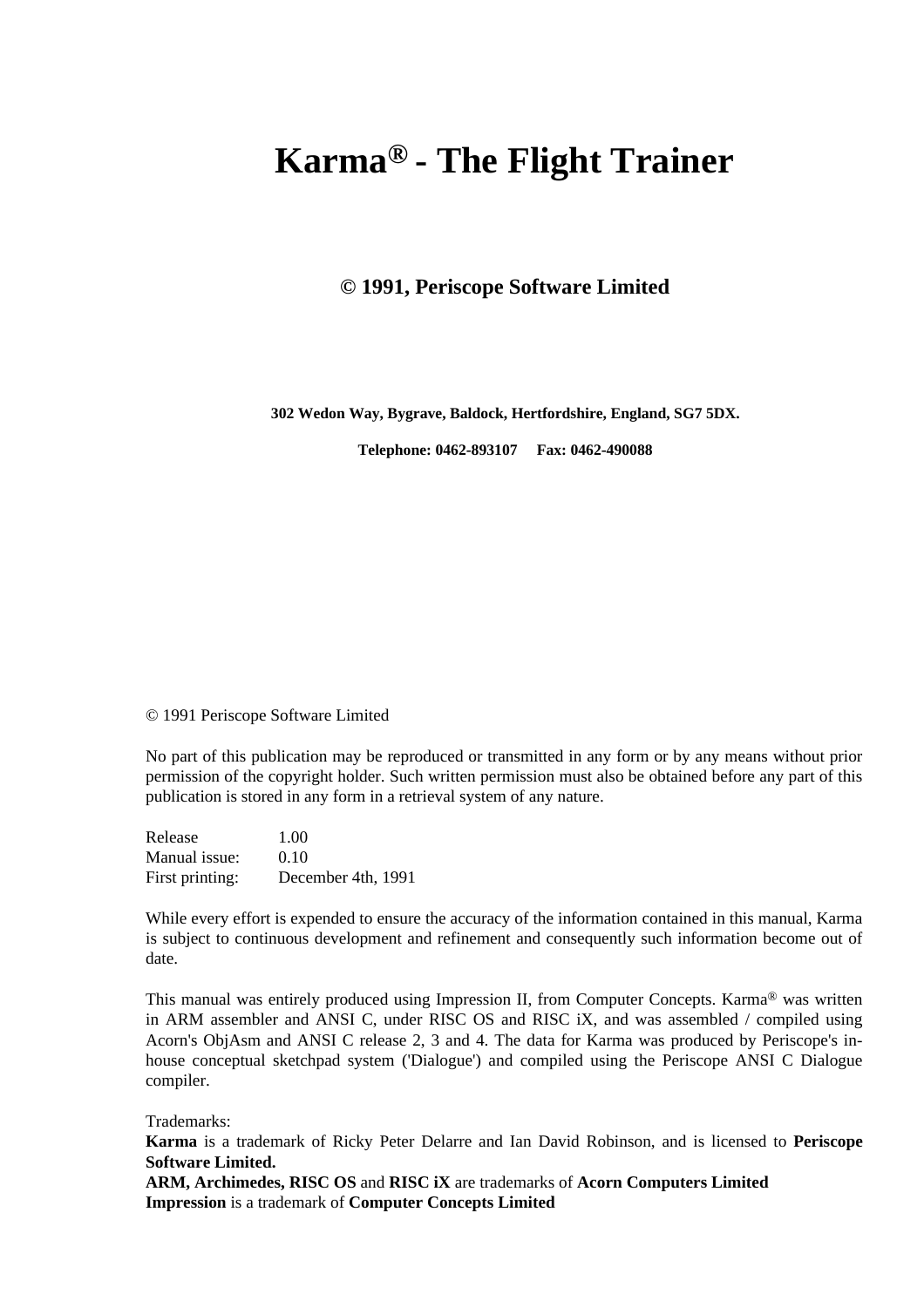# Karma® - The Flight Trainer

**© 1991, Periscope Software Limited**

**302 Wedon Way, Bygrave, Baldock, Hertfordshire, England, SG7 5DX.**

**Telephone: 0462-893107     Fax: 0462-490088**

© 1991 Periscope Software Limited

No part of this publication may be reproduced or transmitted in any form or by any means without prior permission of the copyright holder. Such written permission must also be obtained before any part of this publication is stored in any form in a retrieval system of any nature.

Release 1.00
Manual issue: 0.10
First printing: December 4th, 1991

While every effort is expended to ensure the accuracy of the information contained in this manual, Karma is subject to continuous development and refinement and consequently such information become out of date.

This manual was entirely produced using Impression II, from Computer Concepts. Karma® was written in ARM assembler and ANSI C, under RISC OS and RISC iX, and was assembled / compiled using Acorn's ObjAsm and ANSI C release 2, 3 and 4. The data for Karma was produced by Periscope's in-house conceptual sketchpad system ('Dialogue') and compiled using the Periscope ANSI C Dialogue compiler.

Trademarks:
**Karma** is a trademark of Ricky Peter Delarre and Ian David Robinson, and is licensed to **Periscope Software Limited.**
**ARM, Archimedes, RISC OS** and **RISC iX** are trademarks of **Acorn Computers Limited**
**Impression** is a trademark of **Computer Concepts Limited**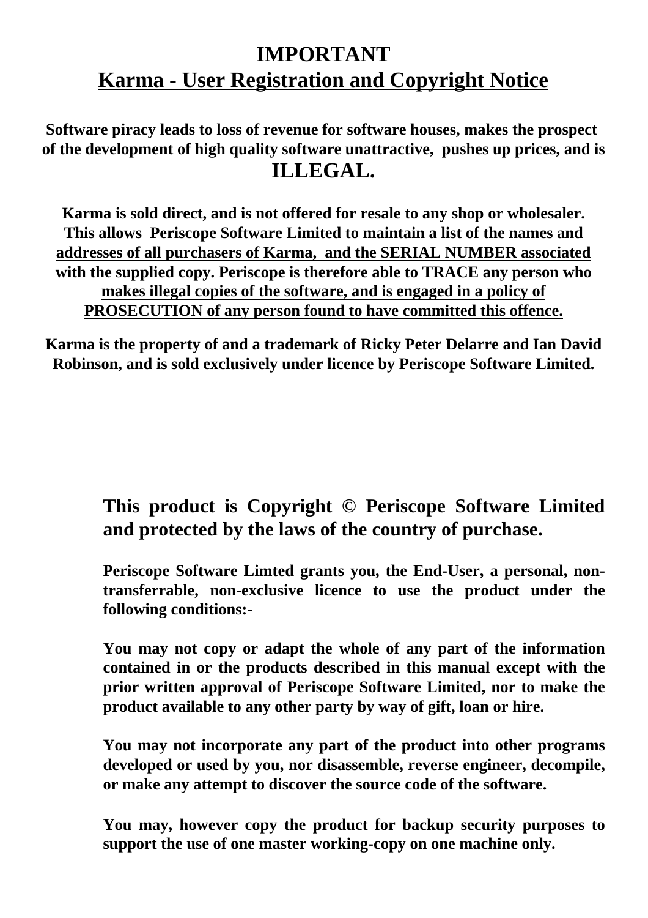# IMPORTANT
# Karma - User Registration and Copyright Notice

**Software piracy leads to loss of revenue for software houses, makes the prospect of the development of high quality software unattractive, pushes up prices, and is ILLEGAL.**

**Karma is sold direct, and is not offered for resale to any shop or wholesaler. This allows Periscope Software Limited to maintain a list of the names and addresses of all purchasers of Karma, and the SERIAL NUMBER associated with the supplied copy. Periscope is therefore able to TRACE any person who makes illegal copies of the software, and is engaged in a policy of PROSECUTION of any person found to have committed this offence.**

**Karma is the property of and a trademark of Ricky Peter Delarre and Ian David Robinson, and is sold exclusively under licence by Periscope Software Limited.**

**This product is Copyright © Periscope Software Limited and protected by the laws of the country of purchase.**

**Periscope Software Limted grants you, the End-User, a personal, non-transferrable, non-exclusive licence to use the product under the following conditions:-**

**You may not copy or adapt the whole of any part of the information contained in or the products described in this manual except with the prior written approval of Periscope Software Limited, nor to make the product available to any other party by way of gift, loan or hire.**

**You may not incorporate any part of the product into other programs developed or used by you, nor disassemble, reverse engineer, decompile, or make any attempt to discover the source code of the software.**

**You may, however copy the product for backup security purposes to support the use of one master working-copy on one machine only.**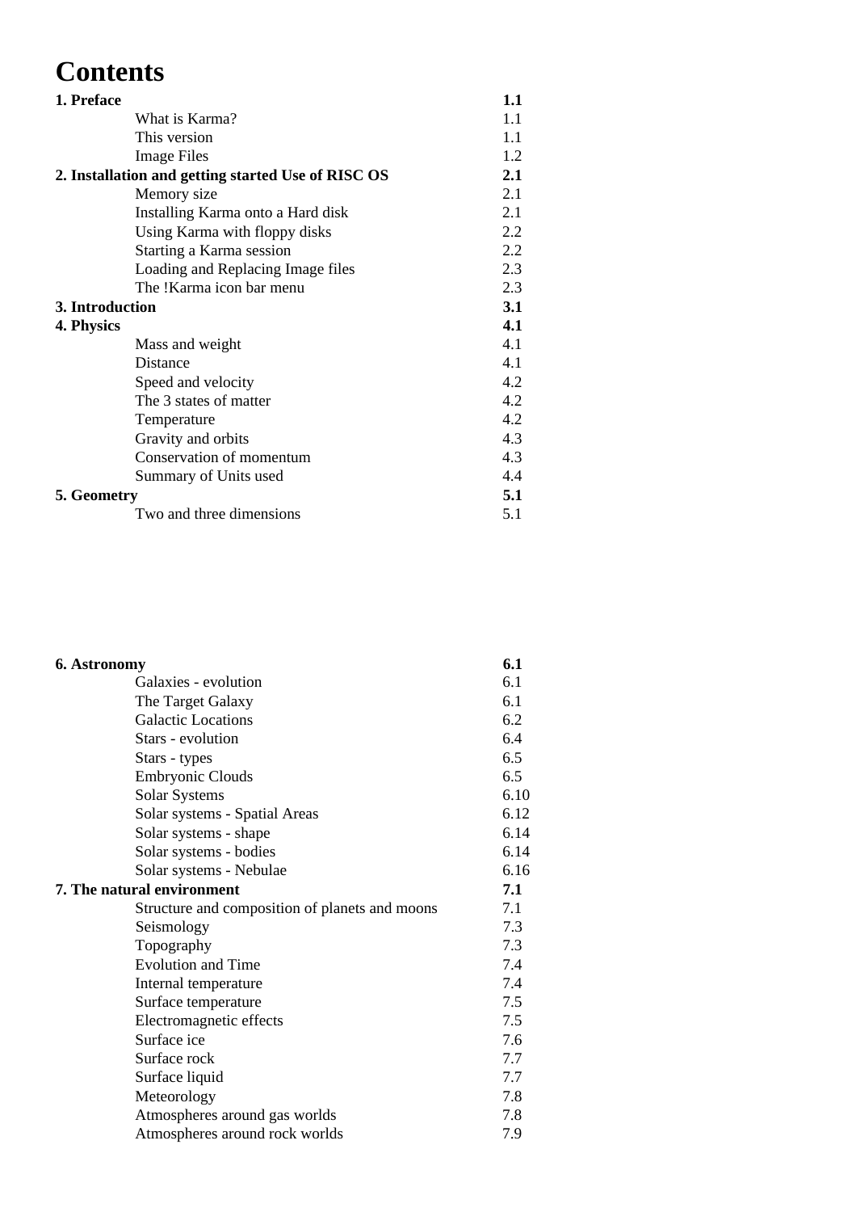# Contents

| | |
|---|---|
| **1. Preface** | **1.1** |
| What is Karma? | 1.1 |
| This version | 1.1 |
| Image Files | 1.2 |
| **2. Installation and getting started Use of RISC OS** | **2.1** |
| Memory size | 2.1 |
| Installing Karma onto a Hard disk | 2.1 |
| Using Karma with floppy disks | 2.2 |
| Starting a Karma session | 2.2 |
| Loading and Replacing Image files | 2.3 |
| The !Karma icon bar menu | 2.3 |
| **3. Introduction** | **3.1** |
| **4. Physics** | **4.1** |
| Mass and weight | 4.1 |
| Distance | 4.1 |
| Speed and velocity | 4.2 |
| The 3 states of matter | 4.2 |
| Temperature | 4.2 |
| Gravity and orbits | 4.3 |
| Conservation of momentum | 4.3 |
| Summary of Units used | 4.4 |
| **5. Geometry** | **5.1** |
| Two and three dimensions | 5.1 |
| **6. Astronomy** | **6.1** |
| Galaxies - evolution | 6.1 |
| The Target Galaxy | 6.1 |
| Galactic Locations | 6.2 |
| Stars - evolution | 6.4 |
| Stars - types | 6.5 |
| Embryonic Clouds | 6.5 |
| Solar Systems | 6.10 |
| Solar systems - Spatial Areas | 6.12 |
| Solar systems - shape | 6.14 |
| Solar systems - bodies | 6.14 |
| Solar systems - Nebulae | 6.16 |
| **7. The natural environment** | **7.1** |
| Structure and composition of planets and moons | 7.1 |
| Seismology | 7.3 |
| Topography | 7.3 |
| Evolution and Time | 7.4 |
| Internal temperature | 7.4 |
| Surface temperature | 7.5 |
| Electromagnetic effects | 7.5 |
| Surface ice | 7.6 |
| Surface rock | 7.7 |
| Surface liquid | 7.7 |
| Meteorology | 7.8 |
| Atmospheres around gas worlds | 7.8 |
| Atmospheres around rock worlds | 7.9 |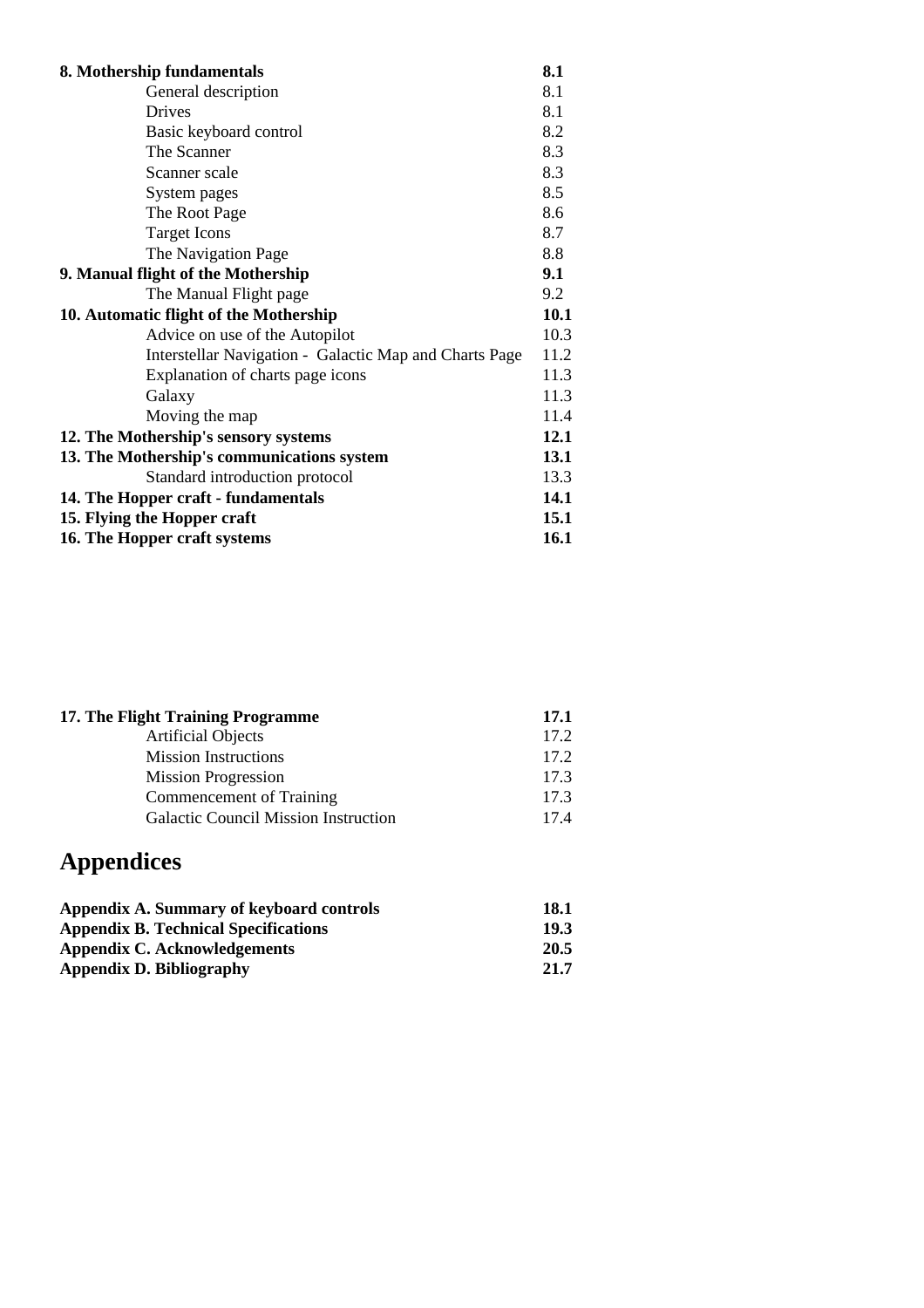| | |
|---|---|
| **8. Mothership fundamentals** | **8.1** |
| General description | 8.1 |
| Drives | 8.1 |
| Basic keyboard control | 8.2 |
| The Scanner | 8.3 |
| Scanner scale | 8.3 |
| System pages | 8.5 |
| The Root Page | 8.6 |
| Target Icons | 8.7 |
| The Navigation Page | 8.8 |
| **9. Manual flight of the Mothership** | **9.1** |
| The Manual Flight page | 9.2 |
| **10. Automatic flight of the Mothership** | **10.1** |
| Advice on use of the Autopilot | 10.3 |
| Interstellar Navigation - Galactic Map and Charts Page | 11.2 |
| Explanation of charts page icons | 11.3 |
| Galaxy | 11.3 |
| Moving the map | 11.4 |
| **12. The Mothership's sensory systems** | **12.1** |
| **13. The Mothership's communications system** | **13.1** |
| Standard introduction protocol | 13.3 |
| **14. The Hopper craft - fundamentals** | **14.1** |
| **15. Flying the Hopper craft** | **15.1** |
| **16. The Hopper craft systems** | **16.1** |

| | |
|---|---|
| **17. The Flight Training Programme** | **17.1** |
| Artificial Objects | 17.2 |
| Mission Instructions | 17.2 |
| Mission Progression | 17.3 |
| Commencement of Training | 17.3 |
| Galactic Council Mission Instruction | 17.4 |

# Appendices

| | |
|---|---|
| **Appendix A. Summary of keyboard controls** | **18.1** |
| **Appendix B. Technical Specifications** | **19.3** |
| **Appendix C. Acknowledgements** | **20.5** |
| **Appendix D. Bibliography** | **21.7** |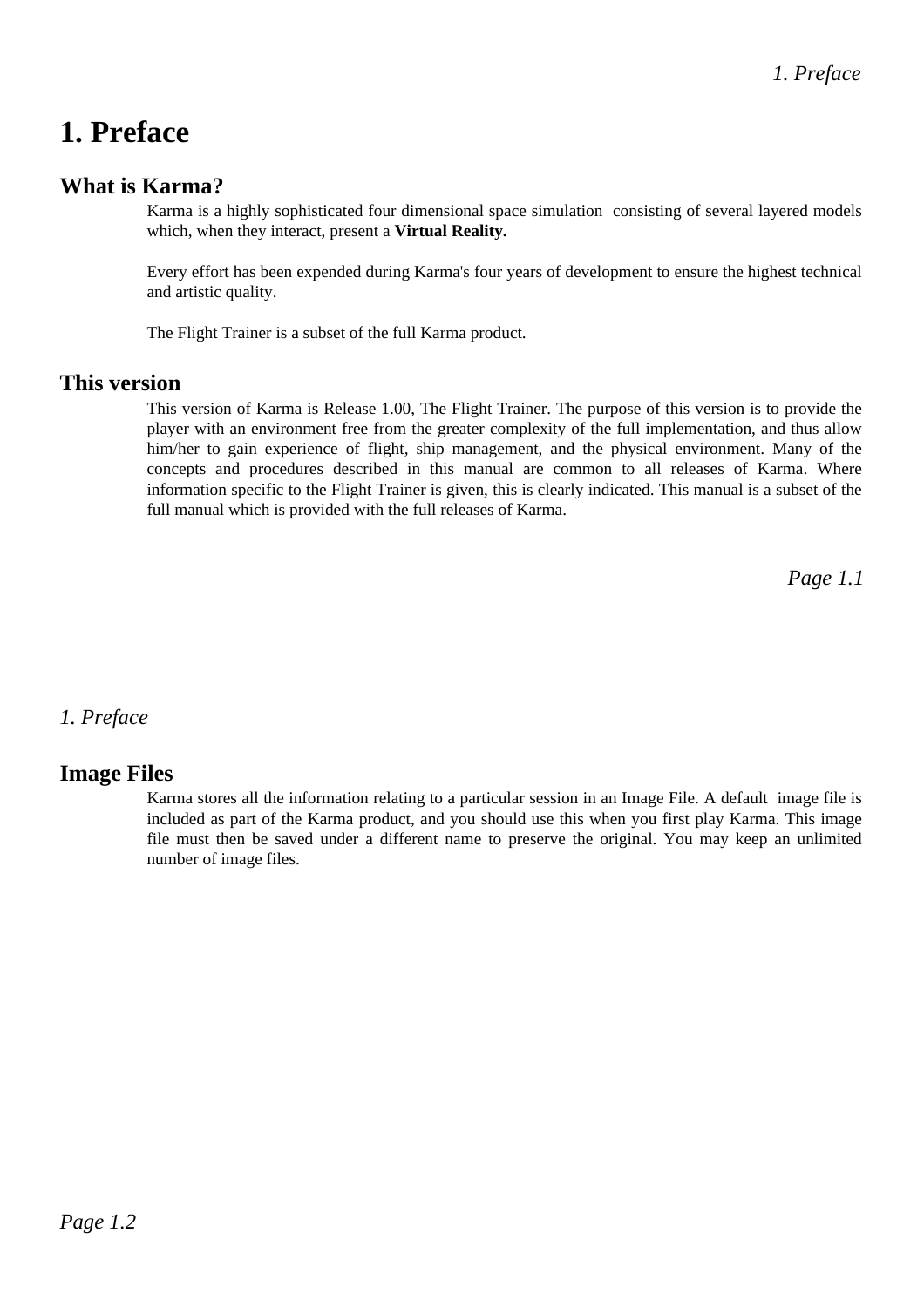# 1. Preface

## What is Karma?

Karma is a highly sophisticated four dimensional space simulation consisting of several layered models which, when they interact, present a **Virtual Reality.**

Every effort has been expended during Karma's four years of development to ensure the highest technical and artistic quality.

The Flight Trainer is a subset of the full Karma product.

## This version

This version of Karma is Release 1.00, The Flight Trainer. The purpose of this version is to provide the player with an environment free from the greater complexity of the full implementation, and thus allow him/her to gain experience of flight, ship management, and the physical environment. Many of the concepts and procedures described in this manual are common to all releases of Karma. Where information specific to the Flight Trainer is given, this is clearly indicated. This manual is a subset of the full manual which is provided with the full releases of Karma.

## Image Files

Karma stores all the information relating to a particular session in an Image File. A default image file is included as part of the Karma product, and you should use this when you first play Karma. This image file must then be saved under a different name to preserve the original. You may keep an unlimited number of image files.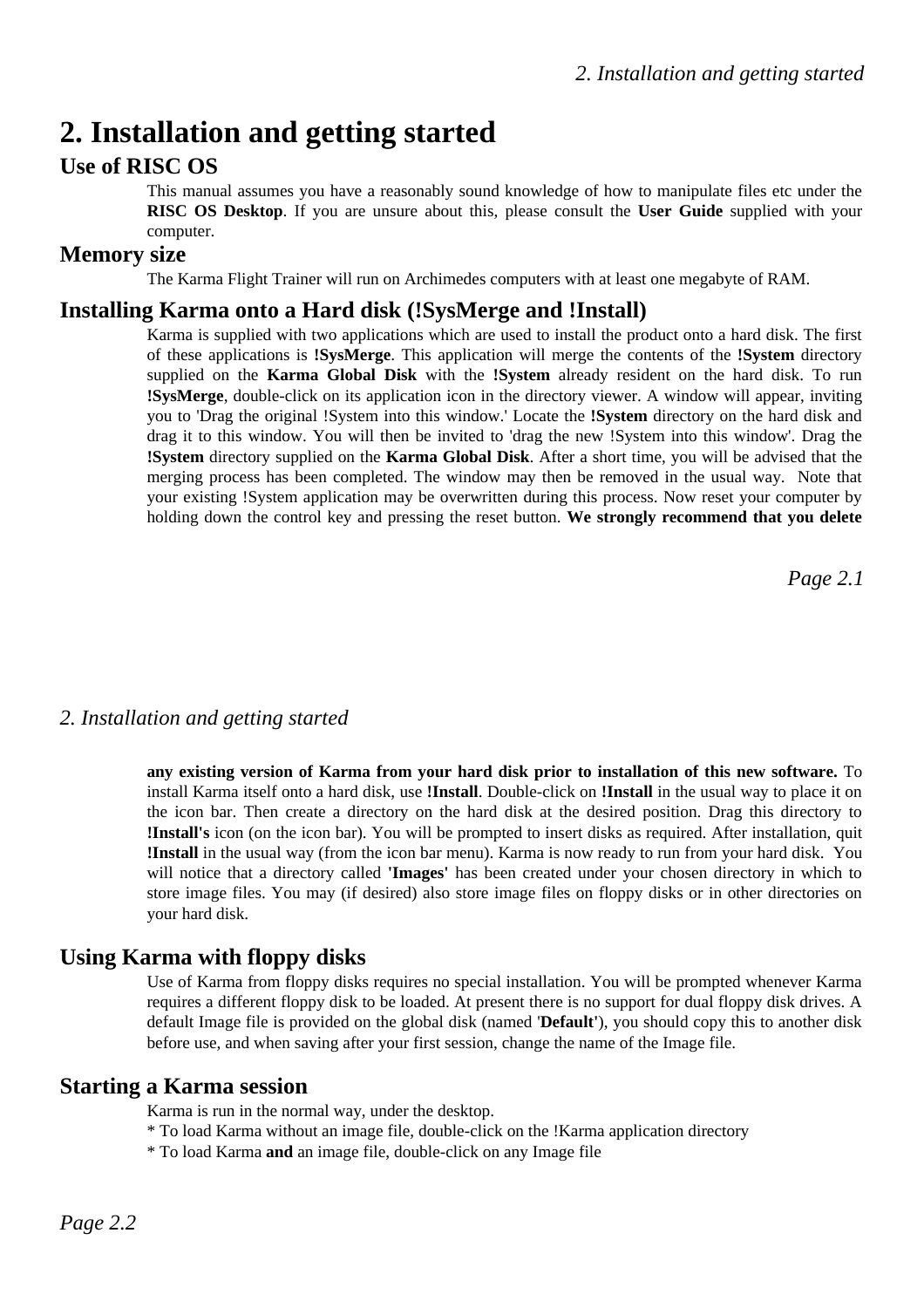# 2. Installation and getting started

## Use of RISC OS

This manual assumes you have a reasonably sound knowledge of how to manipulate files etc under the **RISC OS Desktop**. If you are unsure about this, please consult the **User Guide** supplied with your computer.

## Memory size

The Karma Flight Trainer will run on Archimedes computers with at least one megabyte of RAM.

## Installing Karma onto a Hard disk (!SysMerge and !Install)

Karma is supplied with two applications which are used to install the product onto a hard disk. The first of these applications is **!SysMerge**. This application will merge the contents of the **!System** directory supplied on the **Karma Global Disk** with the **!System** already resident on the hard disk. To run **!SysMerge**, double-click on its application icon in the directory viewer. A window will appear, inviting you to 'Drag the original !System into this window.' Locate the **!System** directory on the hard disk and drag it to this window. You will then be invited to 'drag the new !System into this window'. Drag the **!System** directory supplied on the **Karma Global Disk**. After a short time, you will be advised that the merging process has been completed. The window may then be removed in the usual way. Note that your existing !System application may be overwritten during this process. Now reset your computer by holding down the control key and pressing the reset button. **We strongly recommend that you delete any existing version of Karma from your hard disk prior to installation of this new software.** To install Karma itself onto a hard disk, use **!Install**. Double-click on **!Install** in the usual way to place it on the icon bar. Then create a directory on the hard disk at the desired position. Drag this directory to **!Install's** icon (on the icon bar). You will be prompted to insert disks as required. After installation, quit **!Install** in the usual way (from the icon bar menu). Karma is now ready to run from your hard disk. You will notice that a directory called **'Images'** has been created under your chosen directory in which to store image files. You may (if desired) also store image files on floppy disks or in other directories on your hard disk.

## Using Karma with floppy disks

Use of Karma from floppy disks requires no special installation. You will be prompted whenever Karma requires a different floppy disk to be loaded. At present there is no support for dual floppy disk drives. A default Image file is provided on the global disk (named '**Default**'), you should copy this to another disk before use, and when saving after your first session, change the name of the Image file.

## Starting a Karma session

Karma is run in the normal way, under the desktop.

* To load Karma without an image file, double-click on the !Karma application directory
* To load Karma **and** an image file, double-click on any Image file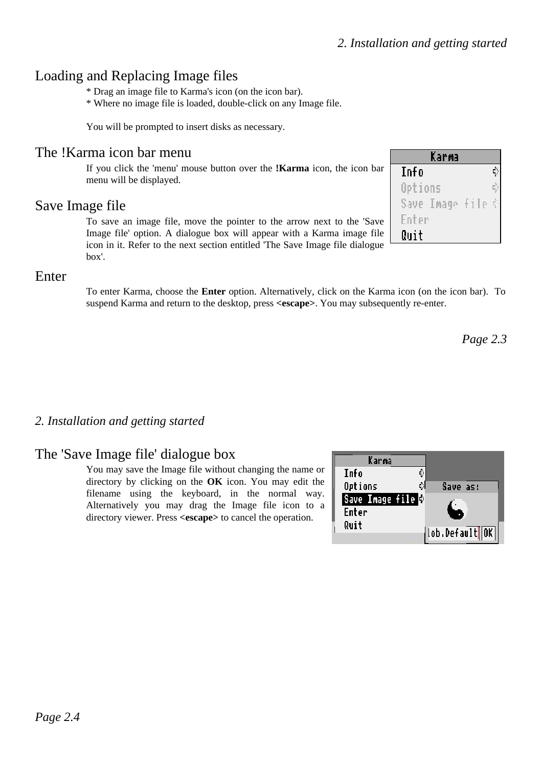## Loading and Replacing Image files

* Drag an image file to Karma's icon (on the icon bar).
* Where no image file is loaded, double-click on any Image file.

You will be prompted to insert disks as necessary.

## The !Karma icon bar menu

If you click the 'menu' mouse button over the **!Karma** icon, the icon bar menu will be displayed.

## Save Image file

To save an image file, move the pointer to the arrow next to the 'Save Image file' option. A dialogue box will appear with a Karma image file icon in it. Refer to the next section entitled 'The Save Image file dialogue box'.

## Enter

To enter Karma, choose the **Enter** option. Alternatively, click on the Karma icon (on the icon bar). To suspend Karma and return to the desktop, press **<escape>**. You may subsequently re-enter.

## The 'Save Image file' dialogue box

You may save the Image file without changing the name or directory by clicking on the **OK** icon. You may edit the filename using the keyboard, in the normal way. Alternatively you may drag the Image file icon to a directory viewer. Press **<escape>** to cancel the operation.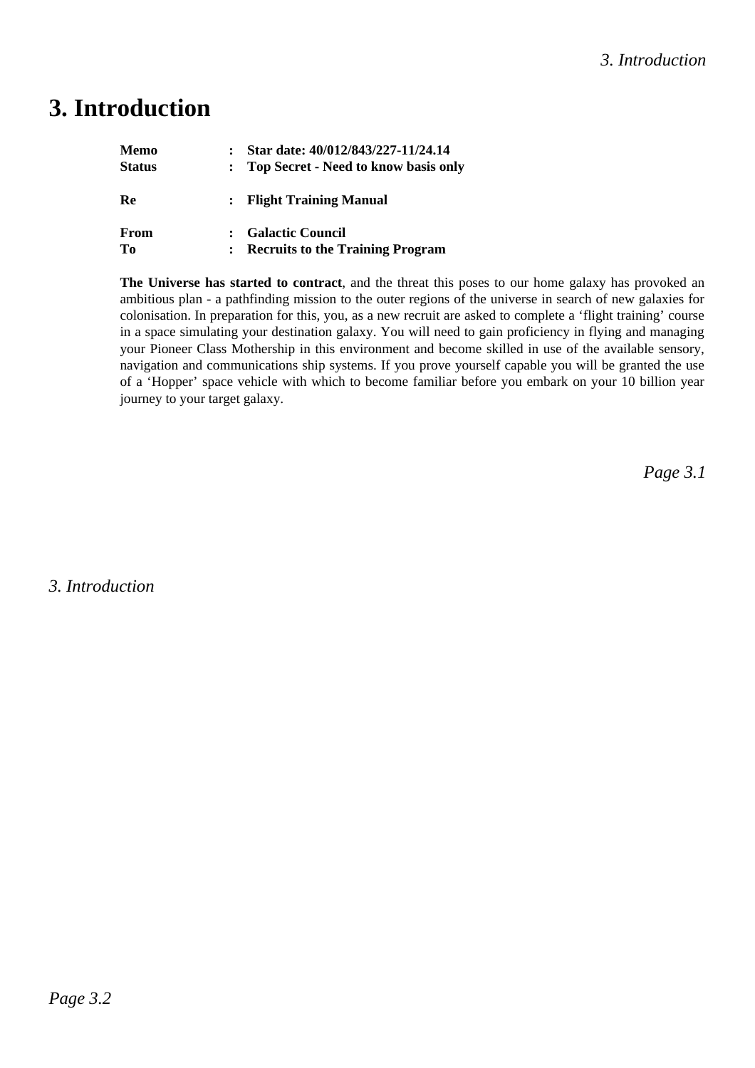# 3. Introduction

| | | |
|---|---|---|
| **Memo** | : | **Star date: 40/012/843/227-11/24.14** |
| **Status** | : | **Top Secret - Need to know basis only** |
| **Re** | : | **Flight Training Manual** |
| **From** | : | **Galactic Council** |
| **To** | : | **Recruits to the Training Program** |

**The Universe has started to contract**, and the threat this poses to our home galaxy has provoked an ambitious plan - a pathfinding mission to the outer regions of the universe in search of new galaxies for colonisation. In preparation for this, you, as a new recruit are asked to complete a ‘flight training’ course in a space simulating your destination galaxy. You will need to gain proficiency in flying and managing your Pioneer Class Mothership in this environment and become skilled in use of the available sensory, navigation and communications ship systems. If you prove yourself capable you will be granted the use of a ‘Hopper’ space vehicle with which to become familiar before you embark on your 10 billion year journey to your target galaxy.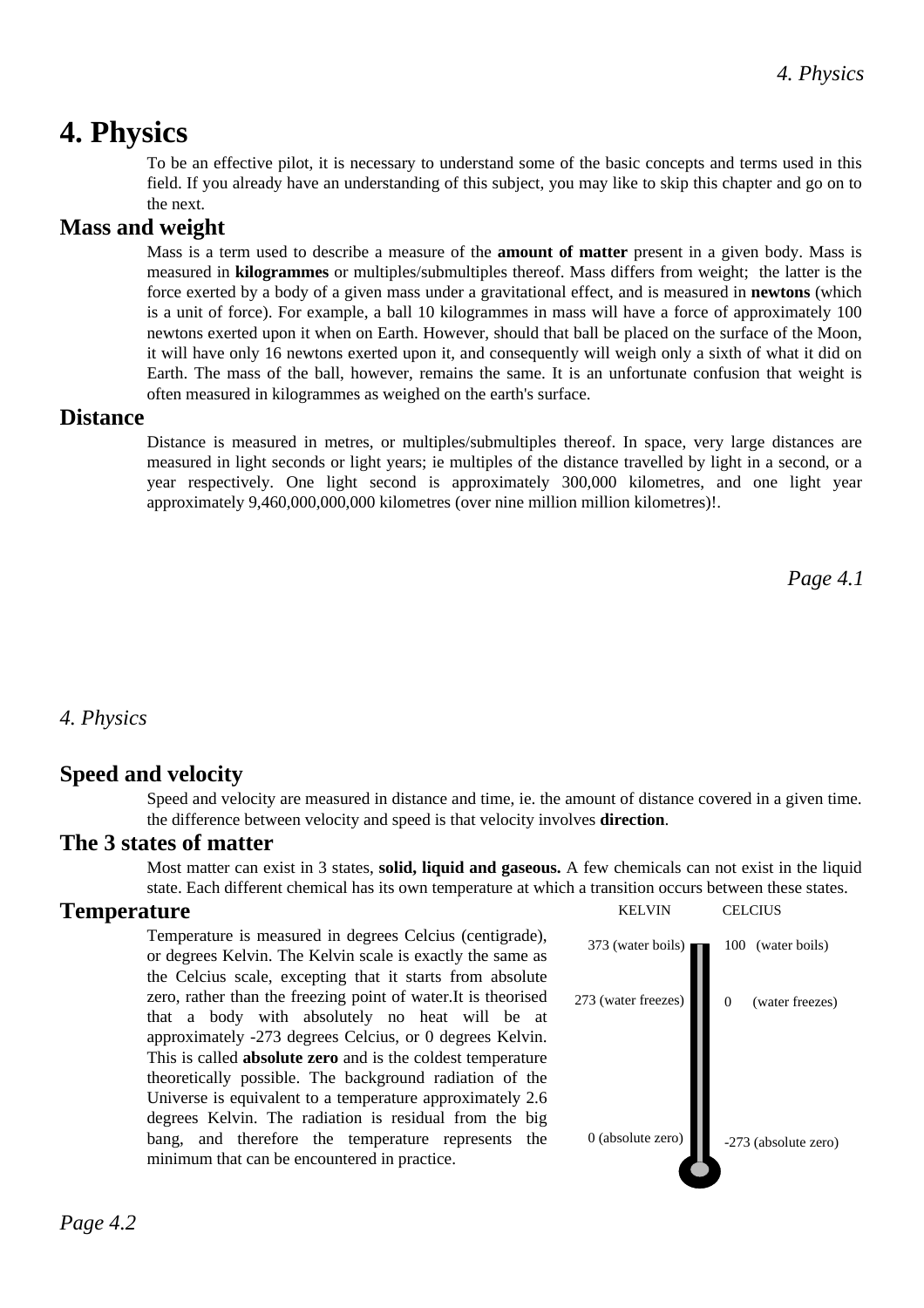# 4. Physics

To be an effective pilot, it is necessary to understand some of the basic concepts and terms used in this field. If you already have an understanding of this subject, you may like to skip this chapter and go on to the next.

## Mass and weight

Mass is a term used to describe a measure of the **amount of matter** present in a given body. Mass is measured in **kilogrammes** or multiples/submultiples thereof. Mass differs from weight;  the latter is the force exerted by a body of a given mass under a gravitational effect, and is measured in **newtons** (which is a unit of force). For example, a ball 10 kilogrammes in mass will have a force of approximately 100 newtons exerted upon it when on Earth. However, should that ball be placed on the surface of the Moon, it will have only 16 newtons exerted upon it, and consequently will weigh only a sixth of what it did on Earth. The mass of the ball, however, remains the same. It is an unfortunate confusion that weight is often measured in kilogrammes as weighed on the earth's surface.

## Distance

Distance is measured in metres, or multiples/submultiples thereof. In space, very large distances are measured in light seconds or light years; ie multiples of the distance travelled by light in a second, or a year respectively. One light second is approximately 300,000 kilometres, and one light year approximately 9,460,000,000,000 kilometres (over nine million million kilometres)!.

## Speed and velocity

Speed and velocity are measured in distance and time, ie. the amount of distance covered in a given time. the difference between velocity and speed is that velocity involves **direction**.

## The 3 states of matter

Most matter can exist in 3 states, **solid, liquid and gaseous.** A few chemicals can not exist in the liquid state. Each different chemical has its own temperature at which a transition occurs between these states.

## Temperature

Temperature is measured in degrees Celcius (centigrade), or degrees Kelvin. The Kelvin scale is exactly the same as the Celcius scale, excepting that it starts from absolute zero, rather than the freezing point of water.It is theorised that a body with absolutely no heat will be at approximately -273 degrees Celcius, or 0 degrees Kelvin. This is called **absolute zero** and is the coldest temperature theoretically possible. The background radiation of the Universe is equivalent to a temperature approximately 2.6 degrees Kelvin. The radiation is residual from the big bang, and therefore the temperature represents the minimum that can be encountered in practice.

| KELVIN | CELCIUS |
| --- | --- |
| 373 (water boils) | 100 (water boils) |
| 273 (water freezes) | 0 (water freezes) |
| 0 (absolute zero) | -273 (absolute zero) |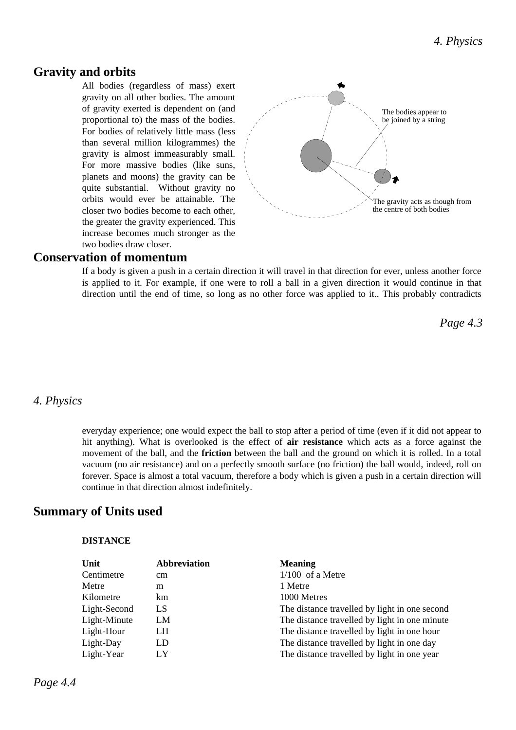## Gravity and orbits

All bodies (regardless of mass) exert gravity on all other bodies. The amount of gravity exerted is dependent on (and proportional to) the mass of the bodies. For bodies of relatively little mass (less than several million kilogrammes) the gravity is almost immeasurably small. For more massive bodies (like suns, planets and moons) the gravity can be quite substantial. Without gravity no orbits would ever be attainable. The closer two bodies become to each other, the greater the gravity experienced. This increase becomes much stronger as the two bodies draw closer.

The bodies appear to be joined by a string

The gravity acts as though from the centre of both bodies

## Conservation of momentum

If a body is given a push in a certain direction it will travel in that direction for ever, unless another force is applied to it. For example, if one were to roll a ball in a given direction it would continue in that direction until the end of time, so long as no other force was applied to it.. This probably contradicts everyday experience; one would expect the ball to stop after a period of time (even if it did not appear to hit anything). What is overlooked is the effect of **air resistance** which acts as a force against the movement of the ball, and the **friction** between the ball and the ground on which it is rolled. In a total vacuum (no air resistance) and on a perfectly smooth surface (no friction) the ball would, indeed, roll on forever. Space is almost a total vacuum, therefore a body which is given a push in a certain direction will continue in that direction almost indefinitely.

## Summary of Units used

**DISTANCE**

| Unit | Abbreviation | Meaning |
|---|---|---|
| Centimetre | cm | 1/100 of a Metre |
| Metre | m | 1 Metre |
| Kilometre | km | 1000 Metres |
| Light-Second | LS | The distance travelled by light in one second |
| Light-Minute | LM | The distance travelled by light in one minute |
| Light-Hour | LH | The distance travelled by light in one hour |
| Light-Day | LD | The distance travelled by light in one day |
| Light-Year | LY | The distance travelled by light in one year |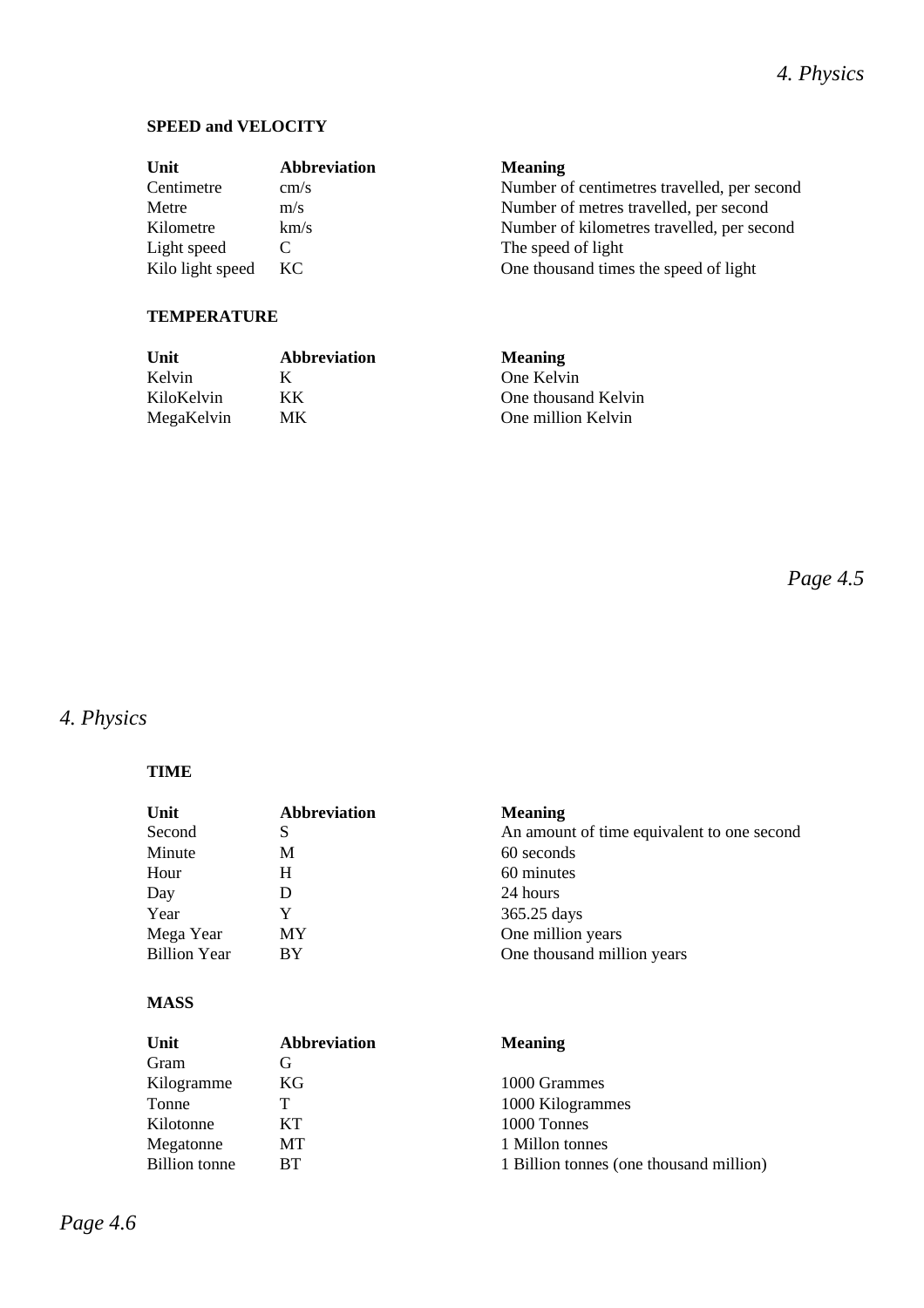**SPEED and VELOCITY**

| Unit | Abbreviation | Meaning |
|---|---|---|
| Centimetre | cm/s | Number of centimetres travelled, per second |
| Metre | m/s | Number of metres travelled, per second |
| Kilometre | km/s | Number of kilometres travelled, per second |
| Light speed | C | The speed of light |
| Kilo light speed | KC | One thousand times the speed of light |

**TEMPERATURE**

| Unit | Abbreviation | Meaning |
|---|---|---|
| Kelvin | K | One Kelvin |
| KiloKelvin | KK | One thousand Kelvin |
| MegaKelvin | MK | One million Kelvin |

**TIME**

| Unit | Abbreviation | Meaning |
|---|---|---|
| Second | S | An amount of time equivalent to one second |
| Minute | M | 60 seconds |
| Hour | H | 60 minutes |
| Day | D | 24 hours |
| Year | Y | 365.25 days |
| Mega Year | MY | One million years |
| Billion Year | BY | One thousand million years |

**MASS**

| Unit | Abbreviation | Meaning |
|---|---|---|
| Gram | G | |
| Kilogramme | KG | 1000 Grammes |
| Tonne | T | 1000 Kilogrammes |
| Kilotonne | KT | 1000 Tonnes |
| Megatonne | MT | 1 Millon tonnes |
| Billion tonne | BT | 1 Billion tonnes (one thousand million) |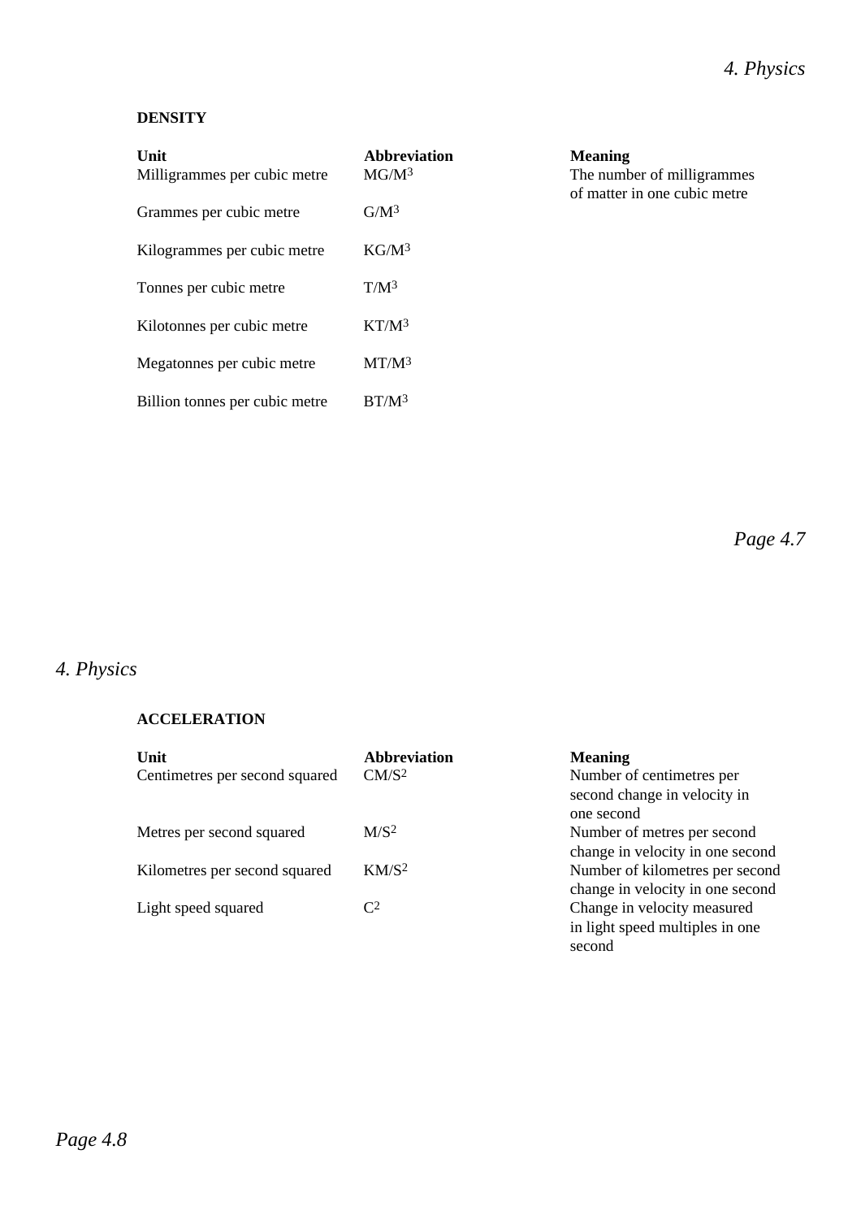## DENSITY

| Unit | Abbreviation | Meaning |
|---|---|---|
| Milligrammes per cubic metre | $MG/M^3$ | The number of milligrammes of matter in one cubic metre |
| Grammes per cubic metre | $G/M^3$ | |
| Kilogrammes per cubic metre | $KG/M^3$ | |
| Tonnes per cubic metre | $T/M^3$ | |
| Kilotonnes per cubic metre | $KT/M^3$ | |
| Megatonnes per cubic metre | $MT/M^3$ | |
| Billion tonnes per cubic metre | $BT/M^3$ | |

## ACCELERATION

| Unit | Abbreviation | Meaning |
|---|---|---|
| Centimetres per second squared | $CM/S^2$ | Number of centimetres per second change in velocity in one second |
| Metres per second squared | $M/S^2$ | Number of metres per second change in velocity in one second |
| Kilometres per second squared | $KM/S^2$ | Number of kilometres per second change in velocity in one second |
| Light speed squared | $C^2$ | Change in velocity measured in light speed multiples in one second |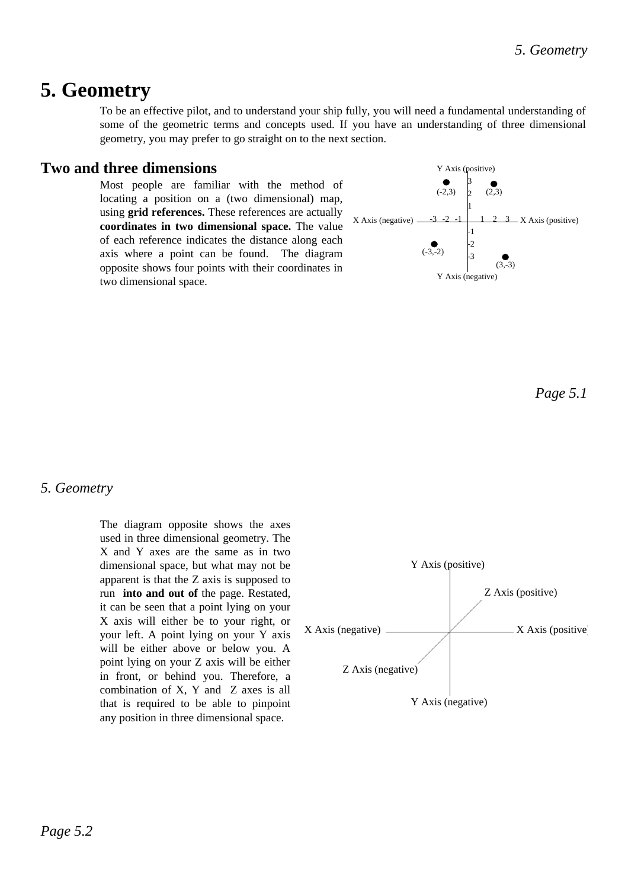# 5. Geometry

To be an effective pilot, and to understand your ship fully, you will need a fundamental understanding of some of the geometric terms and concepts used. If you have an understanding of three dimensional geometry, you may prefer to go straight on to the next section.

## Two and three dimensions

Most people are familiar with the method of locating a position on a (two dimensional) map, using **grid references.** These references are actually **coordinates in two dimensional space.** The value of each reference indicates the distance along each axis where a point can be found. The diagram opposite shows four points with their coordinates in two dimensional space.

The diagram opposite shows the axes used in three dimensional geometry. The X and Y axes are the same as in two dimensional space, but what may not be apparent is that the Z axis is supposed to run **into and out of** the page. Restated, it can be seen that a point lying on your X axis will either be to your right, or your left. A point lying on your Y axis will be either above or below you. A point lying on your Z axis will be either in front, or behind you. Therefore, a combination of X, Y and Z axes is all that is required to be able to pinpoint any position in three dimensional space.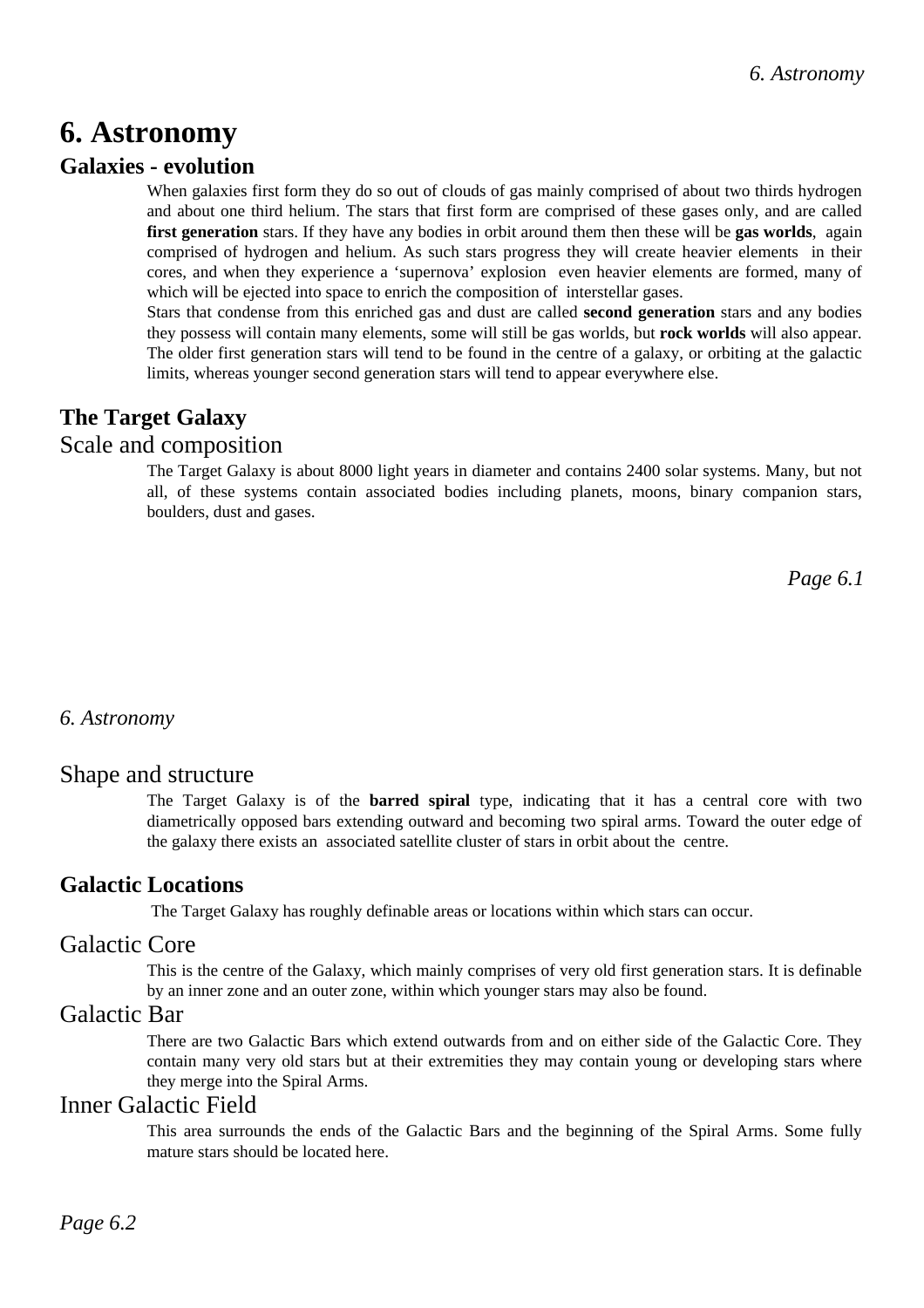# 6. Astronomy

## Galaxies - evolution

When galaxies first form they do so out of clouds of gas mainly comprised of about two thirds hydrogen and about one third helium. The stars that first form are comprised of these gases only, and are called **first generation** stars. If they have any bodies in orbit around them then these will be **gas worlds**, again comprised of hydrogen and helium. As such stars progress they will create heavier elements in their cores, and when they experience a 'supernova' explosion even heavier elements are formed, many of which will be ejected into space to enrich the composition of interstellar gases.

Stars that condense from this enriched gas and dust are called **second generation** stars and any bodies they possess will contain many elements, some will still be gas worlds, but **rock worlds** will also appear. The older first generation stars will tend to be found in the centre of a galaxy, or orbiting at the galactic limits, whereas younger second generation stars will tend to appear everywhere else.

## The Target Galaxy

### Scale and composition

The Target Galaxy is about 8000 light years in diameter and contains 2400 solar systems. Many, but not all, of these systems contain associated bodies including planets, moons, binary companion stars, boulders, dust and gases.

### Shape and structure

The Target Galaxy is of the **barred spiral** type, indicating that it has a central core with two diametrically opposed bars extending outward and becoming two spiral arms. Toward the outer edge of the galaxy there exists an associated satellite cluster of stars in orbit about the centre.

## Galactic Locations

The Target Galaxy has roughly definable areas or locations within which stars can occur.

### Galactic Core

This is the centre of the Galaxy, which mainly comprises of very old first generation stars. It is definable by an inner zone and an outer zone, within which younger stars may also be found.

### Galactic Bar

There are two Galactic Bars which extend outwards from and on either side of the Galactic Core. They contain many very old stars but at their extremities they may contain young or developing stars where they merge into the Spiral Arms.

### Inner Galactic Field

This area surrounds the ends of the Galactic Bars and the beginning of the Spiral Arms. Some fully mature stars should be located here.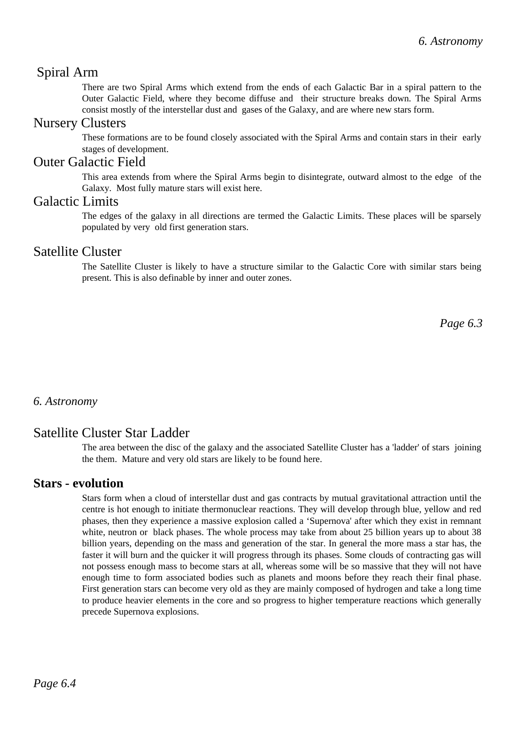## Spiral Arm

There are two Spiral Arms which extend from the ends of each Galactic Bar in a spiral pattern to the Outer Galactic Field, where they become diffuse and their structure breaks down. The Spiral Arms consist mostly of the interstellar dust and gases of the Galaxy, and are where new stars form.

## Nursery Clusters

These formations are to be found closely associated with the Spiral Arms and contain stars in their early stages of development.

## Outer Galactic Field

This area extends from where the Spiral Arms begin to disintegrate, outward almost to the edge of the Galaxy. Most fully mature stars will exist here.

## Galactic Limits

The edges of the galaxy in all directions are termed the Galactic Limits. These places will be sparsely populated by very old first generation stars.

## Satellite Cluster

The Satellite Cluster is likely to have a structure similar to the Galactic Core with similar stars being present. This is also definable by inner and outer zones.

## Satellite Cluster Star Ladder

The area between the disc of the galaxy and the associated Satellite Cluster has a 'ladder' of stars joining the them. Mature and very old stars are likely to be found here.

## **Stars - evolution**

Stars form when a cloud of interstellar dust and gas contracts by mutual gravitational attraction until the centre is hot enough to initiate thermonuclear reactions. They will develop through blue, yellow and red phases, then they experience a massive explosion called a 'Supernova' after which they exist in remnant white, neutron or black phases. The whole process may take from about 25 billion years up to about 38 billion years, depending on the mass and generation of the star. In general the more mass a star has, the faster it will burn and the quicker it will progress through its phases. Some clouds of contracting gas will not possess enough mass to become stars at all, whereas some will be so massive that they will not have enough time to form associated bodies such as planets and moons before they reach their final phase. First generation stars can become very old as they are mainly composed of hydrogen and take a long time to produce heavier elements in the core and so progress to higher temperature reactions which generally precede Supernova explosions.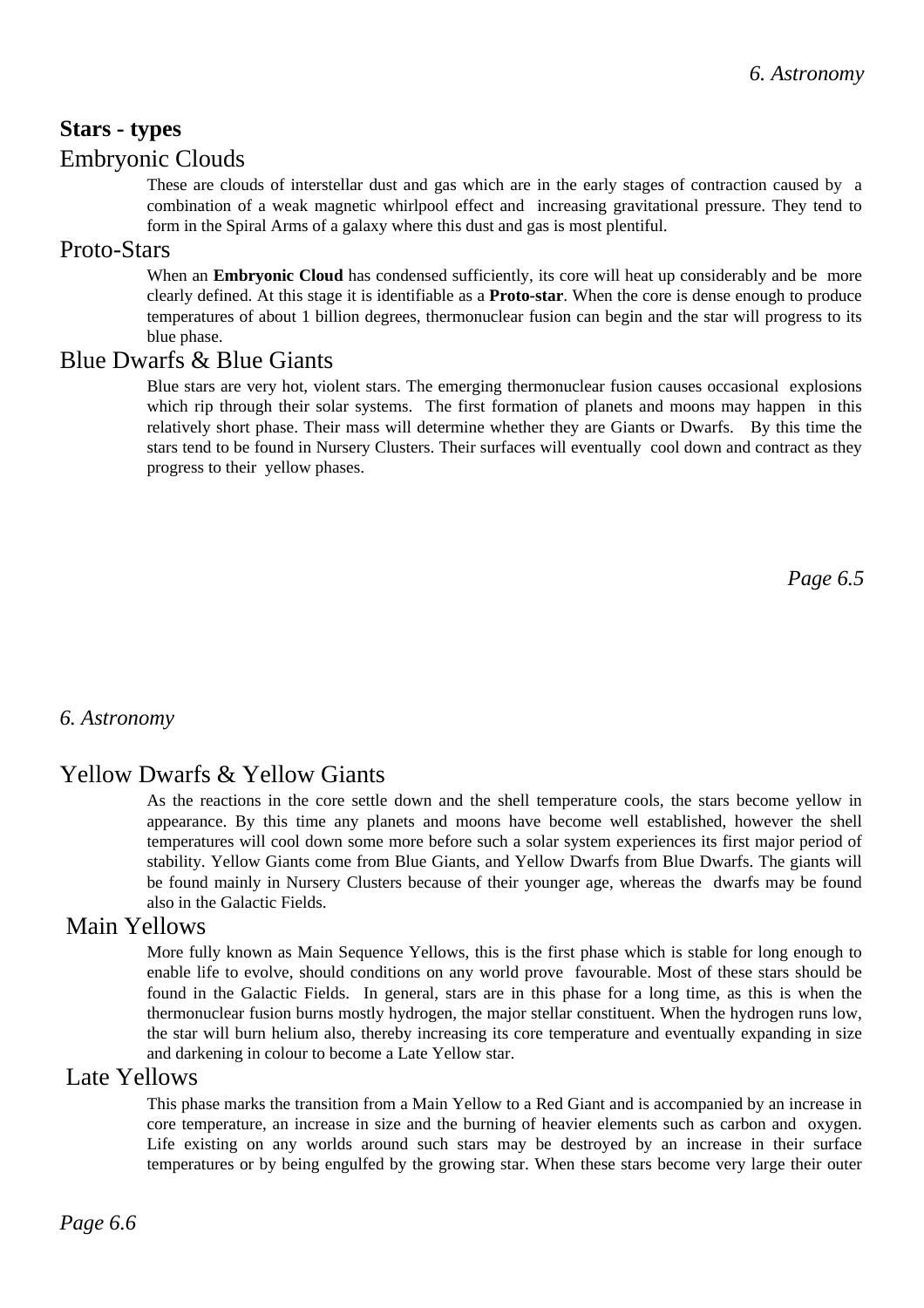## Stars - types

### Embryonic Clouds

These are clouds of interstellar dust and gas which are in the early stages of contraction caused by a combination of a weak magnetic whirlpool effect and increasing gravitational pressure. They tend to form in the Spiral Arms of a galaxy where this dust and gas is most plentiful.

### Proto-Stars

When an **Embryonic Cloud** has condensed sufficiently, its core will heat up considerably and be more clearly defined. At this stage it is identifiable as a **Proto-star**. When the core is dense enough to produce temperatures of about 1 billion degrees, thermonuclear fusion can begin and the star will progress to its blue phase.

### Blue Dwarfs & Blue Giants

Blue stars are very hot, violent stars. The emerging thermonuclear fusion causes occasional explosions which rip through their solar systems. The first formation of planets and moons may happen in this relatively short phase. Their mass will determine whether they are Giants or Dwarfs. By this time the stars tend to be found in Nursery Clusters. Their surfaces will eventually cool down and contract as they progress to their yellow phases.

### Yellow Dwarfs & Yellow Giants

As the reactions in the core settle down and the shell temperature cools, the stars become yellow in appearance. By this time any planets and moons have become well established, however the shell temperatures will cool down some more before such a solar system experiences its first major period of stability. Yellow Giants come from Blue Giants, and Yellow Dwarfs from Blue Dwarfs. The giants will be found mainly in Nursery Clusters because of their younger age, whereas the dwarfs may be found also in the Galactic Fields.

### Main Yellows

More fully known as Main Sequence Yellows, this is the first phase which is stable for long enough to enable life to evolve, should conditions on any world prove favourable. Most of these stars should be found in the Galactic Fields. In general, stars are in this phase for a long time, as this is when the thermonuclear fusion burns mostly hydrogen, the major stellar constituent. When the hydrogen runs low, the star will burn helium also, thereby increasing its core temperature and eventually expanding in size and darkening in colour to become a Late Yellow star.

### Late Yellows

This phase marks the transition from a Main Yellow to a Red Giant and is accompanied by an increase in core temperature, an increase in size and the burning of heavier elements such as carbon and oxygen. Life existing on any worlds around such stars may be destroyed by an increase in their surface temperatures or by being engulfed by the growing star. When these stars become very large their outer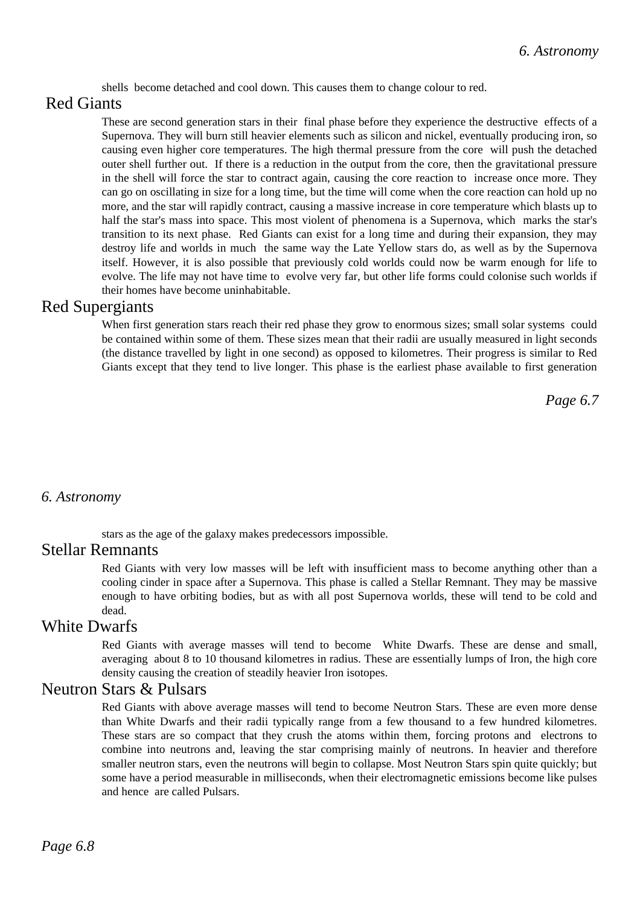shells become detached and cool down. This causes them to change colour to red.

## Red Giants

These are second generation stars in their final phase before they experience the destructive effects of a Supernova. They will burn still heavier elements such as silicon and nickel, eventually producing iron, so causing even higher core temperatures. The high thermal pressure from the core will push the detached outer shell further out. If there is a reduction in the output from the core, then the gravitational pressure in the shell will force the star to contract again, causing the core reaction to increase once more. They can go on oscillating in size for a long time, but the time will come when the core reaction can hold up no more, and the star will rapidly contract, causing a massive increase in core temperature which blasts up to half the star's mass into space. This most violent of phenomena is a Supernova, which marks the star's transition to its next phase. Red Giants can exist for a long time and during their expansion, they may destroy life and worlds in much the same way the Late Yellow stars do, as well as by the Supernova itself. However, it is also possible that previously cold worlds could now be warm enough for life to evolve. The life may not have time to evolve very far, but other life forms could colonise such worlds if their homes have become uninhabitable.

## Red Supergiants

When first generation stars reach their red phase they grow to enormous sizes; small solar systems could be contained within some of them. These sizes mean that their radii are usually measured in light seconds (the distance travelled by light in one second) as opposed to kilometres. Their progress is similar to Red Giants except that they tend to live longer. This phase is the earliest phase available to first generation stars as the age of the galaxy makes predecessors impossible.

## Stellar Remnants

Red Giants with very low masses will be left with insufficient mass to become anything other than a cooling cinder in space after a Supernova. This phase is called a Stellar Remnant. They may be massive enough to have orbiting bodies, but as with all post Supernova worlds, these will tend to be cold and dead.

## White Dwarfs

Red Giants with average masses will tend to become White Dwarfs. These are dense and small, averaging about 8 to 10 thousand kilometres in radius. These are essentially lumps of Iron, the high core density causing the creation of steadily heavier Iron isotopes.

## Neutron Stars & Pulsars

Red Giants with above average masses will tend to become Neutron Stars. These are even more dense than White Dwarfs and their radii typically range from a few thousand to a few hundred kilometres. These stars are so compact that they crush the atoms within them, forcing protons and electrons to combine into neutrons and, leaving the star comprising mainly of neutrons. In heavier and therefore smaller neutron stars, even the neutrons will begin to collapse. Most Neutron Stars spin quite quickly; but some have a period measurable in milliseconds, when their electromagnetic emissions become like pulses and hence are called Pulsars.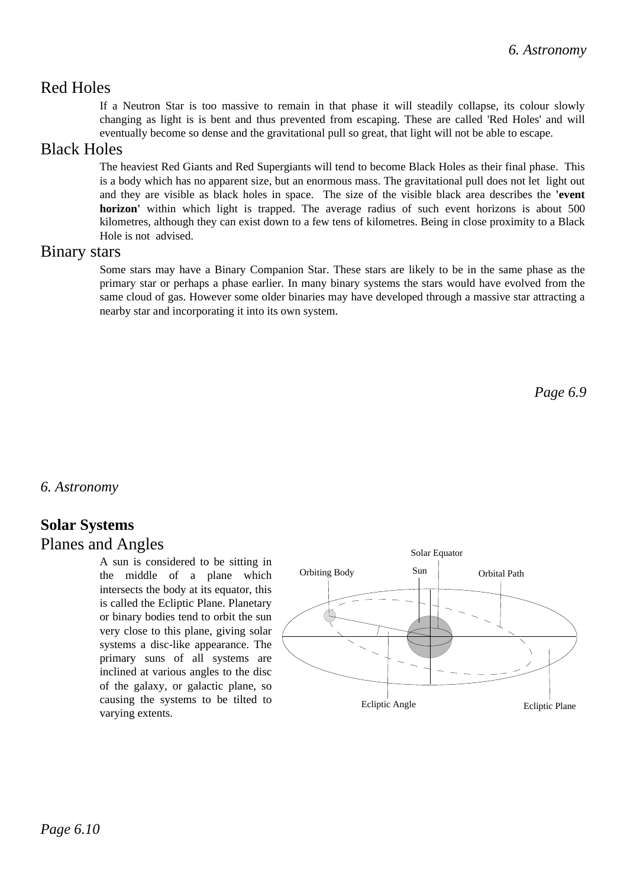## Red Holes

If a Neutron Star is too massive to remain in that phase it will steadily collapse, its colour slowly changing as light is is bent and thus prevented from escaping. These are called 'Red Holes' and will eventually become so dense and the gravitational pull so great, that light will not be able to escape.

## Black Holes

The heaviest Red Giants and Red Supergiants will tend to become Black Holes as their final phase. This is a body which has no apparent size, but an enormous mass. The gravitational pull does not let light out and they are visible as black holes in space. The size of the visible black area describes the **'event horizon'** within which light is trapped. The average radius of such event horizons is about 500 kilometres, although they can exist down to a few tens of kilometres. Being in close proximity to a Black Hole is not advised.

## Binary stars

Some stars may have a Binary Companion Star. These stars are likely to be in the same phase as the primary star or perhaps a phase earlier. In many binary systems the stars would have evolved from the same cloud of gas. However some older binaries may have developed through a massive star attracting a nearby star and incorporating it into its own system.

# Solar Systems

## Planes and Angles

A sun is considered to be sitting in the middle of a plane which intersects the body at its equator, this is called the Ecliptic Plane. Planetary or binary bodies tend to orbit the sun very close to this plane, giving solar systems a disc-like appearance. The primary suns of all systems are inclined at various angles to the disc of the galaxy, or galactic plane, so causing the systems to be tilted to varying extents.

Solar Equator
Orbiting Body
Sun
Orbital Path
Ecliptic Angle
Ecliptic Plane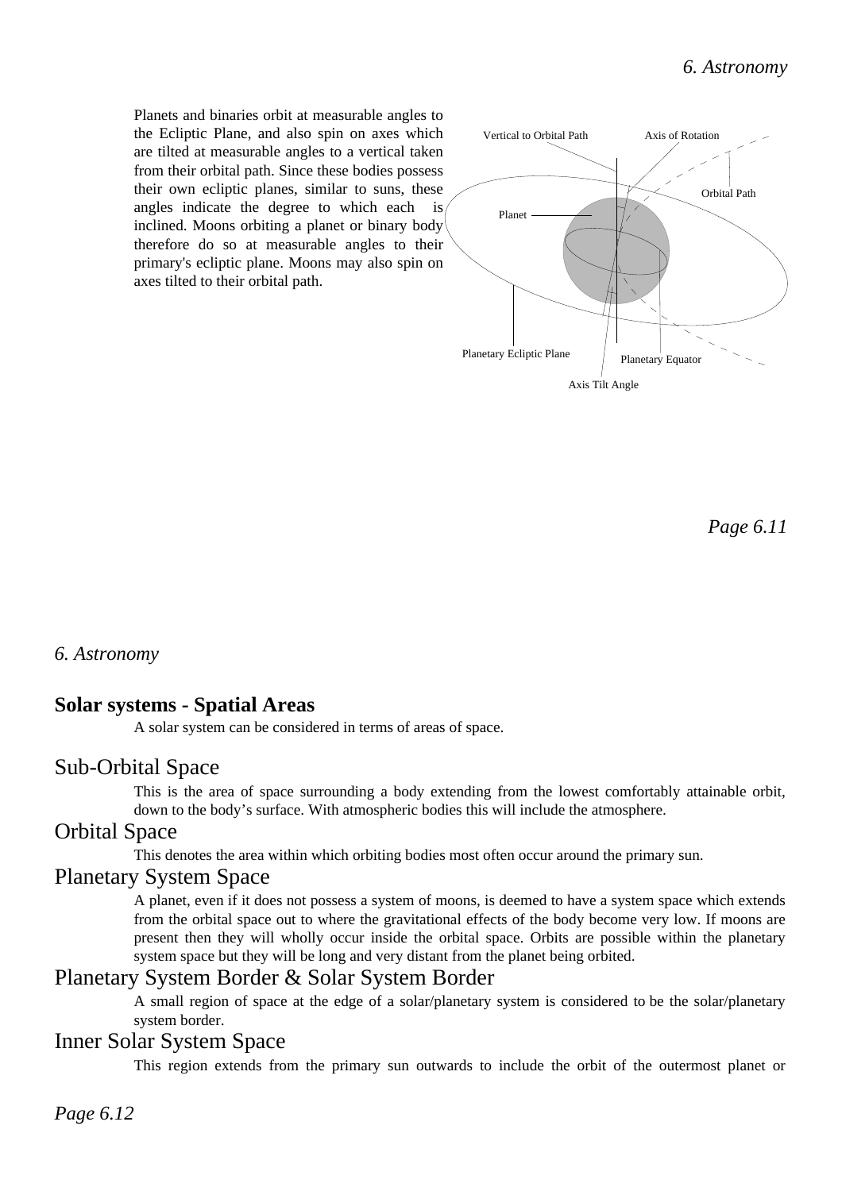Planets and binaries orbit at measurable angles to the Ecliptic Plane, and also spin on axes which are tilted at measurable angles to a vertical taken from their orbital path. Since these bodies possess their own ecliptic planes, similar to suns, these angles indicate the degree to which each is inclined. Moons orbiting a planet or binary body therefore do so at measurable angles to their primary's ecliptic plane. Moons may also spin on axes tilted to their orbital path.

Vertical to Orbital Path | Axis of Rotation | Orbital Path | Planet | Planetary Ecliptic Plane | Planetary Equator | Axis Tilt Angle

## Solar systems - Spatial Areas

A solar system can be considered in terms of areas of space.

### Sub-Orbital Space

This is the area of space surrounding a body extending from the lowest comfortably attainable orbit, down to the body's surface. With atmospheric bodies this will include the atmosphere.

### Orbital Space

This denotes the area within which orbiting bodies most often occur around the primary sun.

### Planetary System Space

A planet, even if it does not possess a system of moons, is deemed to have a system space which extends from the orbital space out to where the gravitational effects of the body become very low. If moons are present then they will wholly occur inside the orbital space. Orbits are possible within the planetary system space but they will be long and very distant from the planet being orbited.

### Planetary System Border & Solar System Border

A small region of space at the edge of a solar/planetary system is considered to be the solar/planetary system border.

### Inner Solar System Space

This region extends from the primary sun outwards to include the orbit of the outermost planet or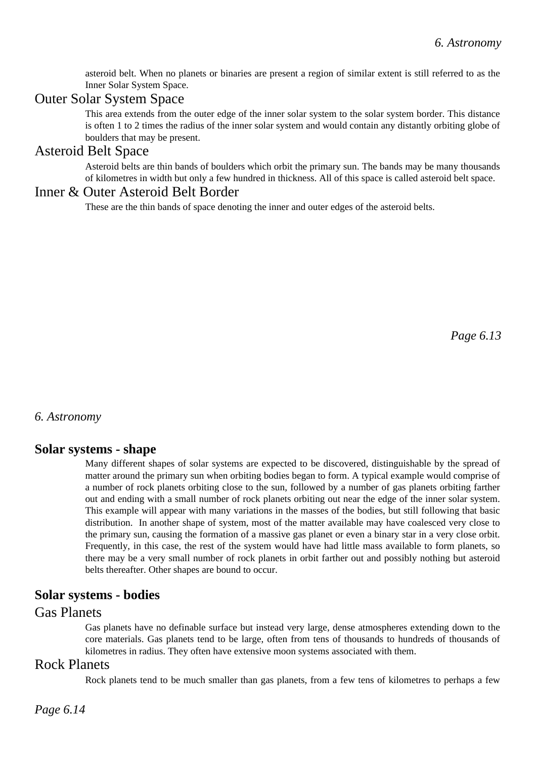asteroid belt. When no planets or binaries are present a region of similar extent is still referred to as the Inner Solar System Space.

### Outer Solar System Space

This area extends from the outer edge of the inner solar system to the solar system border. This distance is often 1 to 2 times the radius of the inner solar system and would contain any distantly orbiting globe of boulders that may be present.

### Asteroid Belt Space

Asteroid belts are thin bands of boulders which orbit the primary sun. The bands may be many thousands of kilometres in width but only a few hundred in thickness. All of this space is called asteroid belt space.

### Inner & Outer Asteroid Belt Border

These are the thin bands of space denoting the inner and outer edges of the asteroid belts.

## Solar systems - shape

Many different shapes of solar systems are expected to be discovered, distinguishable by the spread of matter around the primary sun when orbiting bodies began to form. A typical example would comprise of a number of rock planets orbiting close to the sun, followed by a number of gas planets orbiting farther out and ending with a small number of rock planets orbiting out near the edge of the inner solar system. This example will appear with many variations in the masses of the bodies, but still following that basic distribution. In another shape of system, most of the matter available may have coalesced very close to the primary sun, causing the formation of a massive gas planet or even a binary star in a very close orbit. Frequently, in this case, the rest of the system would have had little mass available to form planets, so there may be a very small number of rock planets in orbit farther out and possibly nothing but asteroid belts thereafter. Other shapes are bound to occur.

## Solar systems - bodies

### Gas Planets

Gas planets have no definable surface but instead very large, dense atmospheres extending down to the core materials. Gas planets tend to be large, often from tens of thousands to hundreds of thousands of kilometres in radius. They often have extensive moon systems associated with them.

### Rock Planets

Rock planets tend to be much smaller than gas planets, from a few tens of kilometres to perhaps a few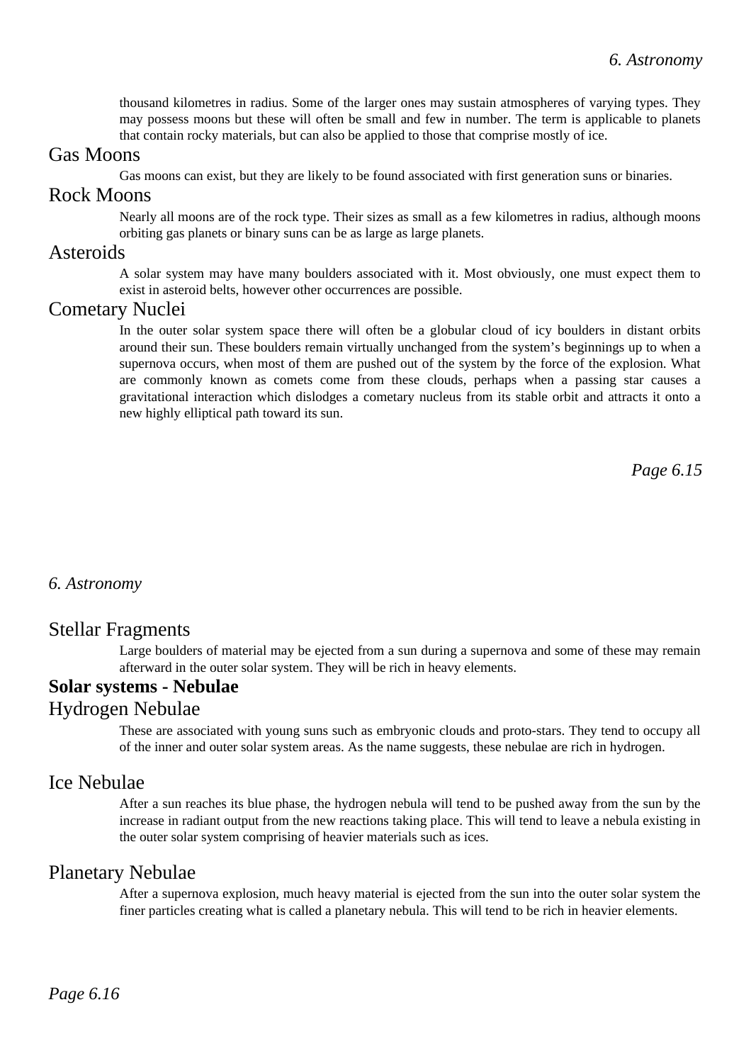thousand kilometres in radius. Some of the larger ones may sustain atmospheres of varying types. They may possess moons but these will often be small and few in number. The term is applicable to planets that contain rocky materials, but can also be applied to those that comprise mostly of ice.

### Gas Moons

Gas moons can exist, but they are likely to be found associated with first generation suns or binaries.

### Rock Moons

Nearly all moons are of the rock type. Their sizes as small as a few kilometres in radius, although moons orbiting gas planets or binary suns can be as large as large planets.

### Asteroids

A solar system may have many boulders associated with it. Most obviously, one must expect them to exist in asteroid belts, however other occurrences are possible.

### Cometary Nuclei

In the outer solar system space there will often be a globular cloud of icy boulders in distant orbits around their sun. These boulders remain virtually unchanged from the system's beginnings up to when a supernova occurs, when most of them are pushed out of the system by the force of the explosion. What are commonly known as comets come from these clouds, perhaps when a passing star causes a gravitational interaction which dislodges a cometary nucleus from its stable orbit and attracts it onto a new highly elliptical path toward its sun.

### Stellar Fragments

Large boulders of material may be ejected from a sun during a supernova and some of these may remain afterward in the outer solar system. They will be rich in heavy elements.

## Solar systems - Nebulae

### Hydrogen Nebulae

These are associated with young suns such as embryonic clouds and proto-stars. They tend to occupy all of the inner and outer solar system areas. As the name suggests, these nebulae are rich in hydrogen.

### Ice Nebulae

After a sun reaches its blue phase, the hydrogen nebula will tend to be pushed away from the sun by the increase in radiant output from the new reactions taking place. This will tend to leave a nebula existing in the outer solar system comprising of heavier materials such as ices.

### Planetary Nebulae

After a supernova explosion, much heavy material is ejected from the sun into the outer solar system the finer particles creating what is called a planetary nebula. This will tend to be rich in heavier elements.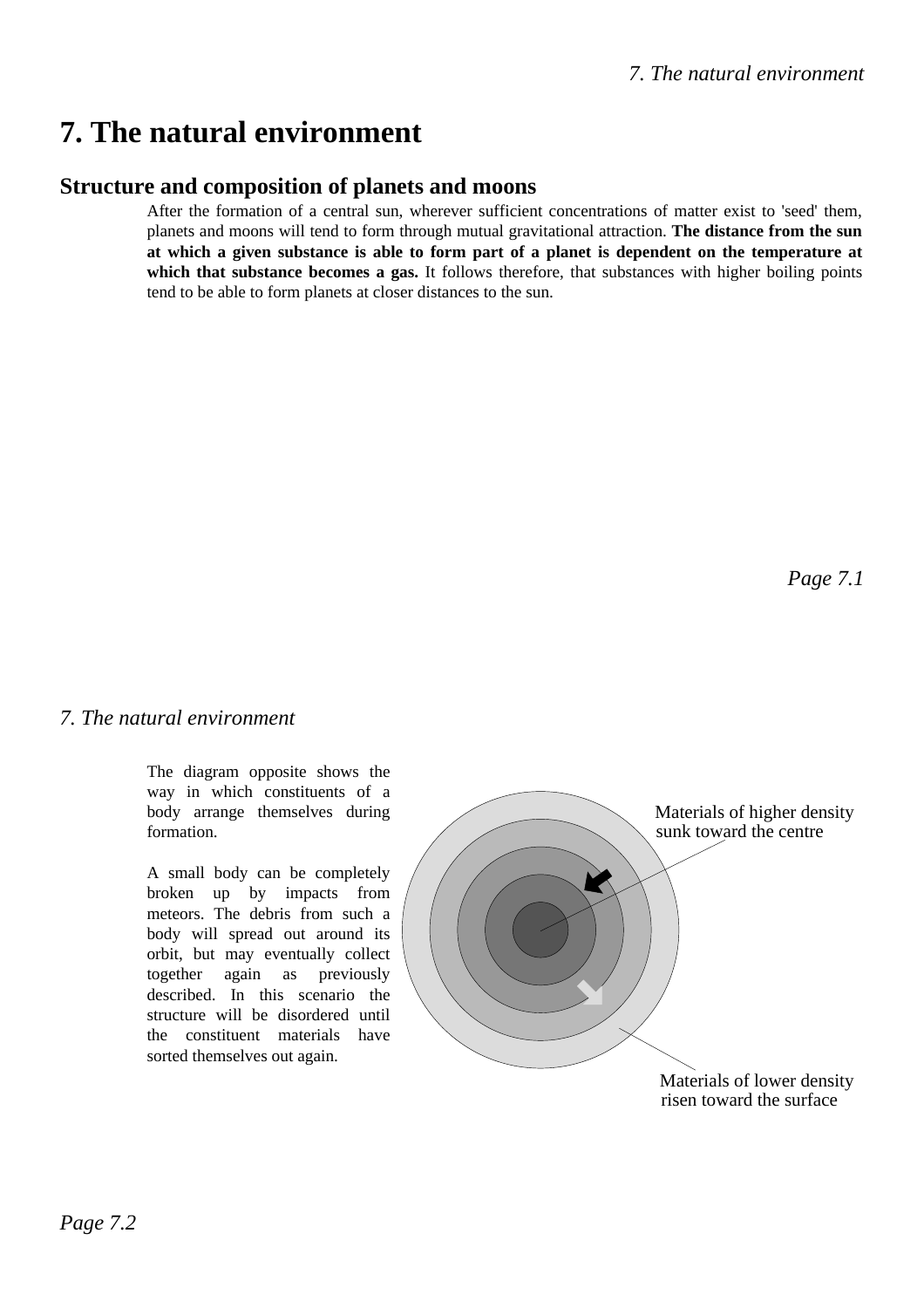# 7. The natural environment

## Structure and composition of planets and moons

After the formation of a central sun, wherever sufficient concentrations of matter exist to 'seed' them, planets and moons will tend to form through mutual gravitational attraction. **The distance from the sun at which a given substance is able to form part of a planet is dependent on the temperature at which that substance becomes a gas.** It follows therefore, that substances with higher boiling points tend to be able to form planets at closer distances to the sun.

The diagram opposite shows the way in which constituents of a body arrange themselves during formation.

A small body can be completely broken up by impacts from meteors. The debris from such a body will spread out around its orbit, but may eventually collect together again as previously described. In this scenario the structure will be disordered until the constituent materials have sorted themselves out again.

Materials of higher density sunk toward the centre

Materials of lower density risen toward the surface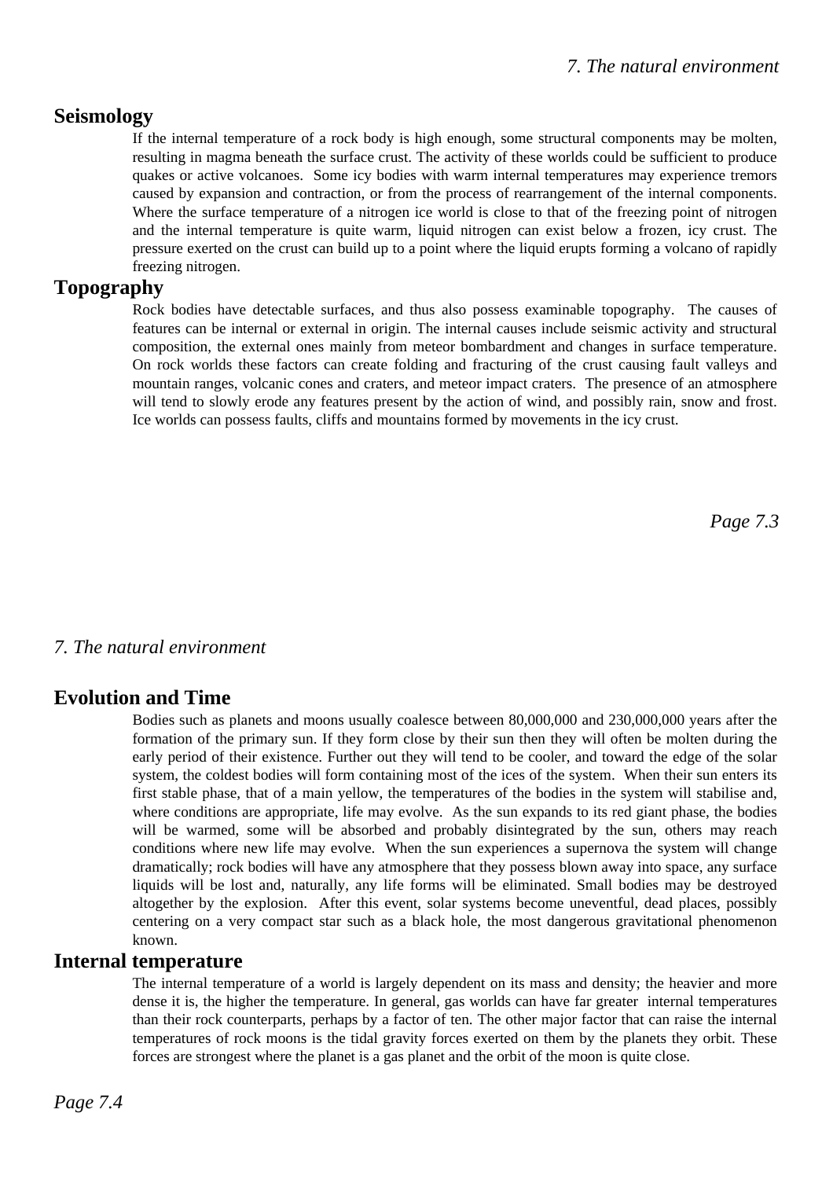## Seismology

If the internal temperature of a rock body is high enough, some structural components may be molten, resulting in magma beneath the surface crust. The activity of these worlds could be sufficient to produce quakes or active volcanoes. Some icy bodies with warm internal temperatures may experience tremors caused by expansion and contraction, or from the process of rearrangement of the internal components. Where the surface temperature of a nitrogen ice world is close to that of the freezing point of nitrogen and the internal temperature is quite warm, liquid nitrogen can exist below a frozen, icy crust. The pressure exerted on the crust can build up to a point where the liquid erupts forming a volcano of rapidly freezing nitrogen.

## Topography

Rock bodies have detectable surfaces, and thus also possess examinable topography. The causes of features can be internal or external in origin. The internal causes include seismic activity and structural composition, the external ones mainly from meteor bombardment and changes in surface temperature. On rock worlds these factors can create folding and fracturing of the crust causing fault valleys and mountain ranges, volcanic cones and craters, and meteor impact craters. The presence of an atmosphere will tend to slowly erode any features present by the action of wind, and possibly rain, snow and frost. Ice worlds can possess faults, cliffs and mountains formed by movements in the icy crust.

## Evolution and Time

Bodies such as planets and moons usually coalesce between 80,000,000 and 230,000,000 years after the formation of the primary sun. If they form close by their sun then they will often be molten during the early period of their existence. Further out they will tend to be cooler, and toward the edge of the solar system, the coldest bodies will form containing most of the ices of the system. When their sun enters its first stable phase, that of a main yellow, the temperatures of the bodies in the system will stabilise and, where conditions are appropriate, life may evolve. As the sun expands to its red giant phase, the bodies will be warmed, some will be absorbed and probably disintegrated by the sun, others may reach conditions where new life may evolve. When the sun experiences a supernova the system will change dramatically; rock bodies will have any atmosphere that they possess blown away into space, any surface liquids will be lost and, naturally, any life forms will be eliminated. Small bodies may be destroyed altogether by the explosion. After this event, solar systems become uneventful, dead places, possibly centering on a very compact star such as a black hole, the most dangerous gravitational phenomenon known.

## Internal temperature

The internal temperature of a world is largely dependent on its mass and density; the heavier and more dense it is, the higher the temperature. In general, gas worlds can have far greater internal temperatures than their rock counterparts, perhaps by a factor of ten. The other major factor that can raise the internal temperatures of rock moons is the tidal gravity forces exerted on them by the planets they orbit. These forces are strongest where the planet is a gas planet and the orbit of the moon is quite close.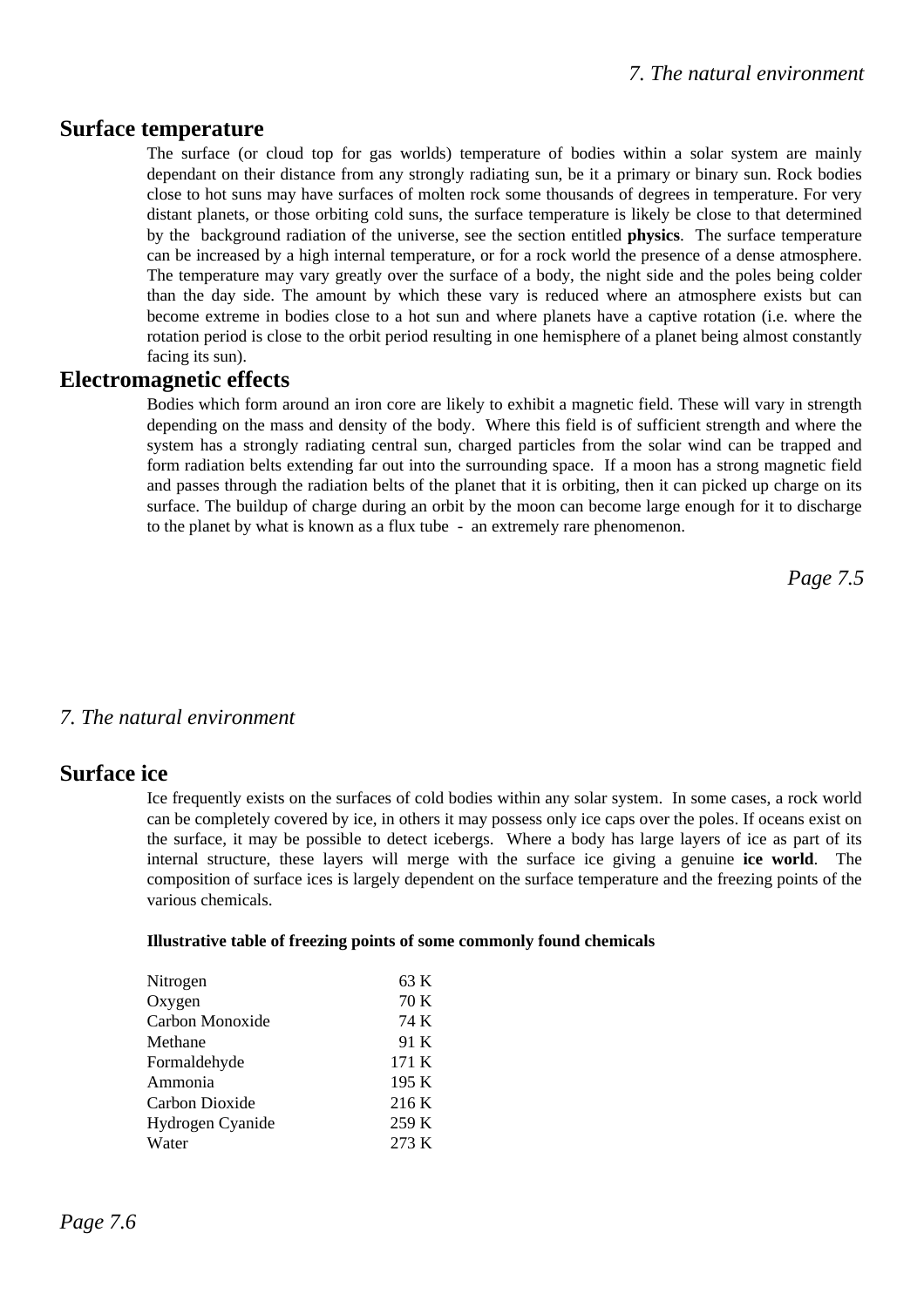## Surface temperature

The surface (or cloud top for gas worlds) temperature of bodies within a solar system are mainly dependant on their distance from any strongly radiating sun, be it a primary or binary sun. Rock bodies close to hot suns may have surfaces of molten rock some thousands of degrees in temperature. For very distant planets, or those orbiting cold suns, the surface temperature is likely be close to that determined by the background radiation of the universe, see the section entitled **physics**. The surface temperature can be increased by a high internal temperature, or for a rock world the presence of a dense atmosphere. The temperature may vary greatly over the surface of a body, the night side and the poles being colder than the day side. The amount by which these vary is reduced where an atmosphere exists but can become extreme in bodies close to a hot sun and where planets have a captive rotation (i.e. where the rotation period is close to the orbit period resulting in one hemisphere of a planet being almost constantly facing its sun).

## Electromagnetic effects

Bodies which form around an iron core are likely to exhibit a magnetic field. These will vary in strength depending on the mass and density of the body. Where this field is of sufficient strength and where the system has a strongly radiating central sun, charged particles from the solar wind can be trapped and form radiation belts extending far out into the surrounding space. If a moon has a strong magnetic field and passes through the radiation belts of the planet that it is orbiting, then it can picked up charge on its surface. The buildup of charge during an orbit by the moon can become large enough for it to discharge to the planet by what is known as a flux tube - an extremely rare phenomenon.

## Surface ice

Ice frequently exists on the surfaces of cold bodies within any solar system. In some cases, a rock world can be completely covered by ice, in others it may possess only ice caps over the poles. If oceans exist on the surface, it may be possible to detect icebergs. Where a body has large layers of ice as part of its internal structure, these layers will merge with the surface ice giving a genuine **ice world**. The composition of surface ices is largely dependent on the surface temperature and the freezing points of the various chemicals.

**Illustrative table of freezing points of some commonly found chemicals**

| Chemical | Freezing point |
| --- | --- |
| Nitrogen | 63 K |
| Oxygen | 70 K |
| Carbon Monoxide | 74 K |
| Methane | 91 K |
| Formaldehyde | 171 K |
| Ammonia | 195 K |
| Carbon Dioxide | 216 K |
| Hydrogen Cyanide | 259 K |
| Water | 273 K |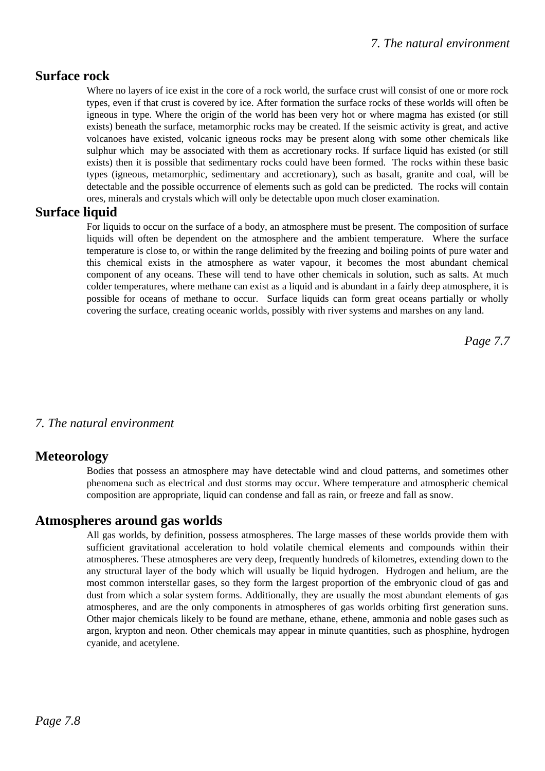## Surface rock

Where no layers of ice exist in the core of a rock world, the surface crust will consist of one or more rock types, even if that crust is covered by ice. After formation the surface rocks of these worlds will often be igneous in type. Where the origin of the world has been very hot or where magma has existed (or still exists) beneath the surface, metamorphic rocks may be created. If the seismic activity is great, and active volcanoes have existed, volcanic igneous rocks may be present along with some other chemicals like sulphur which may be associated with them as accretionary rocks. If surface liquid has existed (or still exists) then it is possible that sedimentary rocks could have been formed. The rocks within these basic types (igneous, metamorphic, sedimentary and accretionary), such as basalt, granite and coal, will be detectable and the possible occurrence of elements such as gold can be predicted. The rocks will contain ores, minerals and crystals which will only be detectable upon much closer examination.

## Surface liquid

For liquids to occur on the surface of a body, an atmosphere must be present. The composition of surface liquids will often be dependent on the atmosphere and the ambient temperature. Where the surface temperature is close to, or within the range delimited by the freezing and boiling points of pure water and this chemical exists in the atmosphere as water vapour, it becomes the most abundant chemical component of any oceans. These will tend to have other chemicals in solution, such as salts. At much colder temperatures, where methane can exist as a liquid and is abundant in a fairly deep atmosphere, it is possible for oceans of methane to occur. Surface liquids can form great oceans partially or wholly covering the surface, creating oceanic worlds, possibly with river systems and marshes on any land.

## Meteorology

Bodies that possess an atmosphere may have detectable wind and cloud patterns, and sometimes other phenomena such as electrical and dust storms may occur. Where temperature and atmospheric chemical composition are appropriate, liquid can condense and fall as rain, or freeze and fall as snow.

## Atmospheres around gas worlds

All gas worlds, by definition, possess atmospheres. The large masses of these worlds provide them with sufficient gravitational acceleration to hold volatile chemical elements and compounds within their atmospheres. These atmospheres are very deep, frequently hundreds of kilometres, extending down to the any structural layer of the body which will usually be liquid hydrogen. Hydrogen and helium, are the most common interstellar gases, so they form the largest proportion of the embryonic cloud of gas and dust from which a solar system forms. Additionally, they are usually the most abundant elements of gas atmospheres, and are the only components in atmospheres of gas worlds orbiting first generation suns. Other major chemicals likely to be found are methane, ethane, ethene, ammonia and noble gases such as argon, krypton and neon. Other chemicals may appear in minute quantities, such as phosphine, hydrogen cyanide, and acetylene.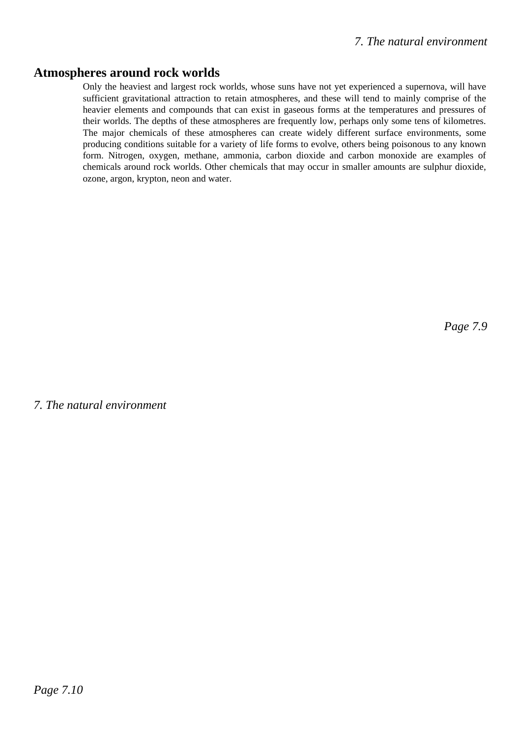## Atmospheres around rock worlds

Only the heaviest and largest rock worlds, whose suns have not yet experienced a supernova, will have sufficient gravitational attraction to retain atmospheres, and these will tend to mainly comprise of the heavier elements and compounds that can exist in gaseous forms at the temperatures and pressures of their worlds. The depths of these atmospheres are frequently low, perhaps only some tens of kilometres. The major chemicals of these atmospheres can create widely different surface environments, some producing conditions suitable for a variety of life forms to evolve, others being poisonous to any known form. Nitrogen, oxygen, methane, ammonia, carbon dioxide and carbon monoxide are examples of chemicals around rock worlds. Other chemicals that may occur in smaller amounts are sulphur dioxide, ozone, argon, krypton, neon and water.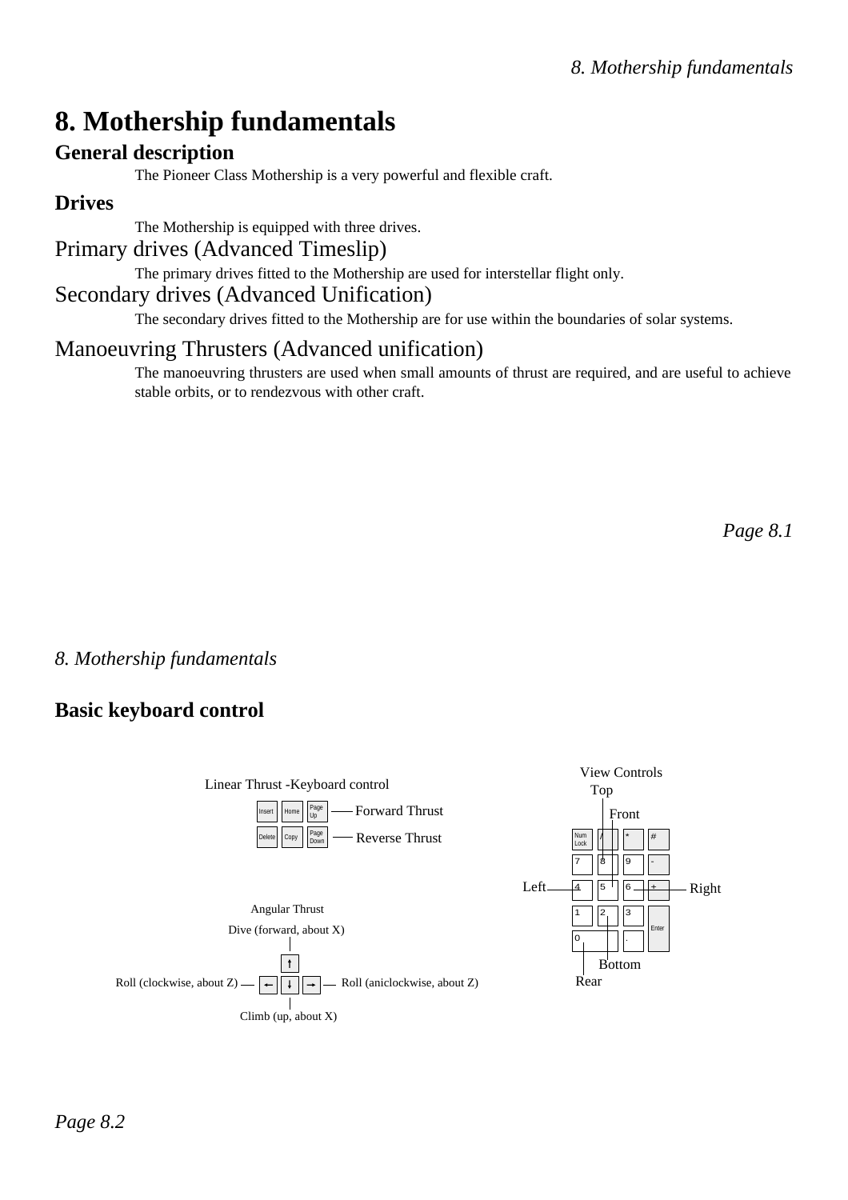# 8. Mothership fundamentals

## General description

The Pioneer Class Mothership is a very powerful and flexible craft.

## Drives

The Mothership is equipped with three drives.

### Primary drives (Advanced Timeslip)

The primary drives fitted to the Mothership are used for interstellar flight only.

### Secondary drives (Advanced Unification)

The secondary drives fitted to the Mothership are for use within the boundaries of solar systems.

### Manoeuvring Thrusters (Advanced unification)

The manoeuvring thrusters are used when small amounts of thrust are required, and are useful to achieve stable orbits, or to rendezvous with other craft.

## Basic keyboard control

Linear Thrust -Keyboard control

Insert, Home, Page Up — Forward Thrust

Delete, Copy, Page Down — Reverse Thrust

Angular Thrust

Dive (forward, about X) — ↑

Roll (clockwise, about Z) — ←

Climb (up, about X) — ↓

Roll (aniclockwise, about Z) — →

View Controls

Top — /

Front — 8

Left — 4

Right — +

Bottom — 2

Rear — 0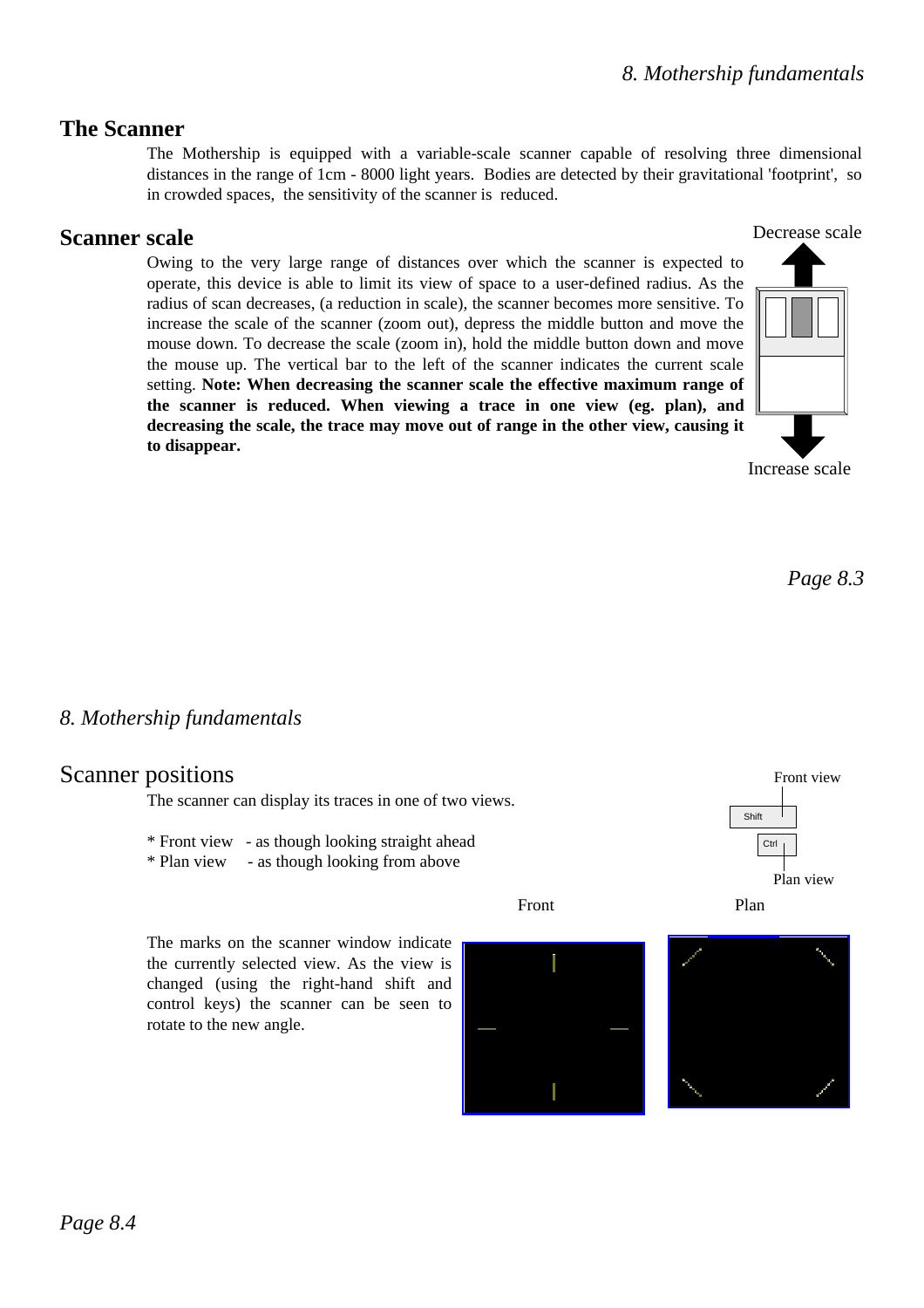## The Scanner

The Mothership is equipped with a variable-scale scanner capable of resolving three dimensional distances in the range of 1cm - 8000 light years. Bodies are detected by their gravitational 'footprint', so in crowded spaces, the sensitivity of the scanner is reduced.

## Scanner scale

Owing to the very large range of distances over which the scanner is expected to operate, this device is able to limit its view of space to a user-defined radius. As the radius of scan decreases, (a reduction in scale), the scanner becomes more sensitive. To increase the scale of the scanner (zoom out), depress the middle button and move the mouse down. To decrease the scale (zoom in), hold the middle button down and move the mouse up. The vertical bar to the left of the scanner indicates the current scale setting. **Note: When decreasing the scanner scale the effective maximum range of the scanner is reduced. When viewing a trace in one view (eg. plan), and decreasing the scale, the trace may move out of range in the other view, causing it to disappear.**

Decrease scale

Increase scale

## Scanner positions

The scanner can display its traces in one of two views.

* Front view - as though looking straight ahead
* Plan view - as though looking from above

Front view

Shift

Ctrl

Plan view

The marks on the scanner window indicate the currently selected view. As the view is changed (using the right-hand shift and control keys) the scanner can be seen to rotate to the new angle.

Front

Plan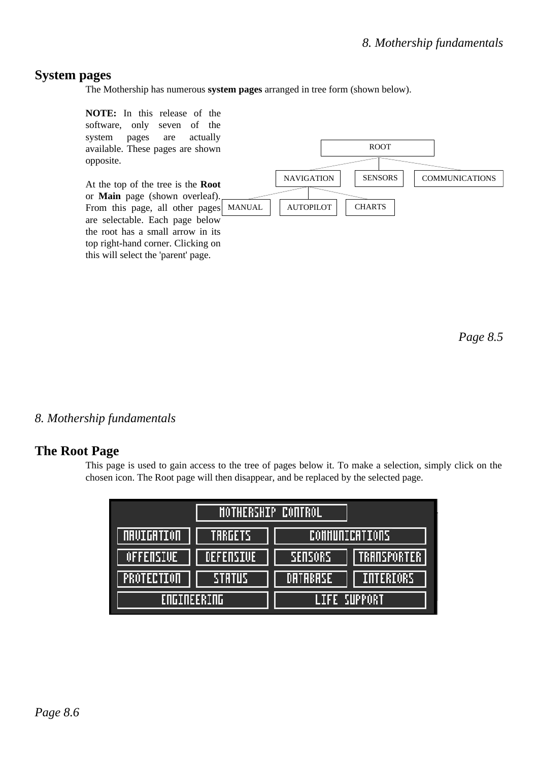## System pages

The Mothership has numerous **system pages** arranged in tree form (shown below).

**NOTE:** In this release of the software, only seven of the system pages are actually available. These pages are shown opposite.

At the top of the tree is the **Root** or **Main** page (shown overleaf). From this page, all other pages are selectable. Each page below the root has a small arrow in its top right-hand corner. Clicking on this will select the 'parent' page.

- ROOT
  - NAVIGATION
    - MANUAL
    - AUTOPILOT
    - CHARTS
  - SENSORS
  - COMMUNICATIONS

## The Root Page

This page is used to gain access to the tree of pages below it. To make a selection, simply click on the chosen icon. The Root page will then disappear, and be replaced by the selected page.

MOTHERSHIP CONTROL

| NAVIGATION | TARGETS | COMMUNICATIONS | |
|---|---|---|---|
| OFFENSIVE | DEFENSIVE | SENSORS | TRANSPORTER |
| PROTECTION | STATUS | DATABASE | INTERIORS |
| ENGINEERING | | LIFE SUPPORT | |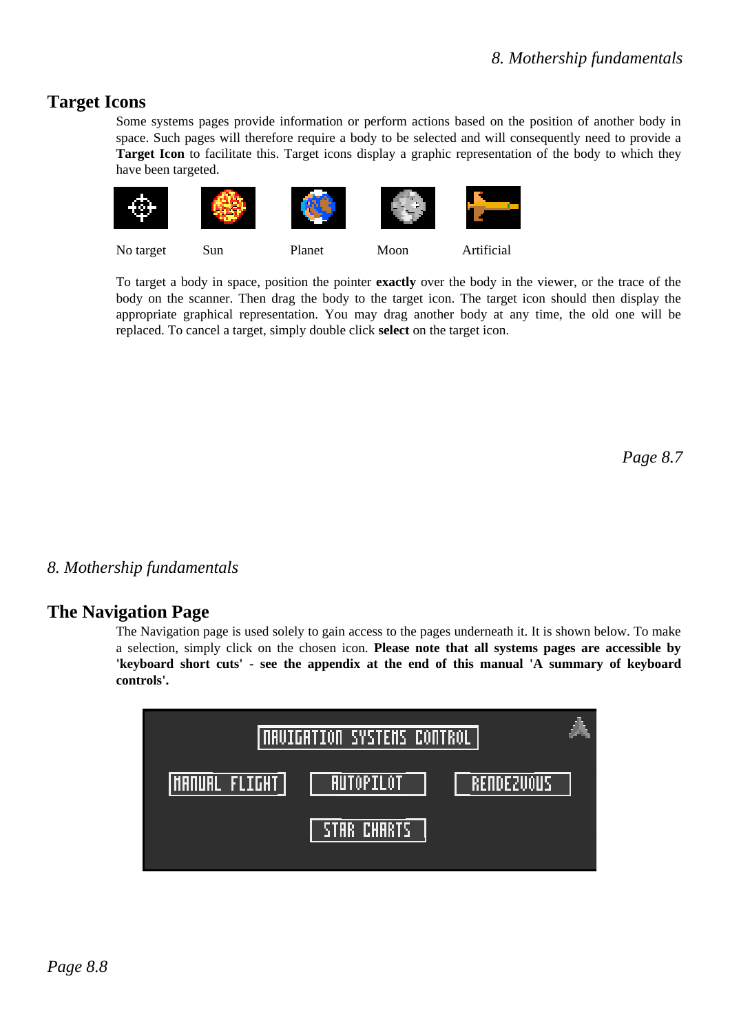## Target Icons

Some systems pages provide information or perform actions based on the position of another body in space. Such pages will therefore require a body to be selected and will consequently need to provide a **Target Icon** to facilitate this. Target icons display a graphic representation of the body to which they have been targeted.

No target    Sun    Planet    Moon    Artificial

To target a body in space, position the pointer **exactly** over the body in the viewer, or the trace of the body on the scanner. Then drag the body to the target icon. The target icon should then display the appropriate graphical representation. You may drag another body at any time, the old one will be replaced. To cancel a target, simply double click **select** on the target icon.

## The Navigation Page

The Navigation page is used solely to gain access to the pages underneath it. It is shown below. To make a selection, simply click on the chosen icon. **Please note that all systems pages are accessible by 'keyboard short cuts' - see the appendix at the end of this manual 'A summary of keyboard controls'.**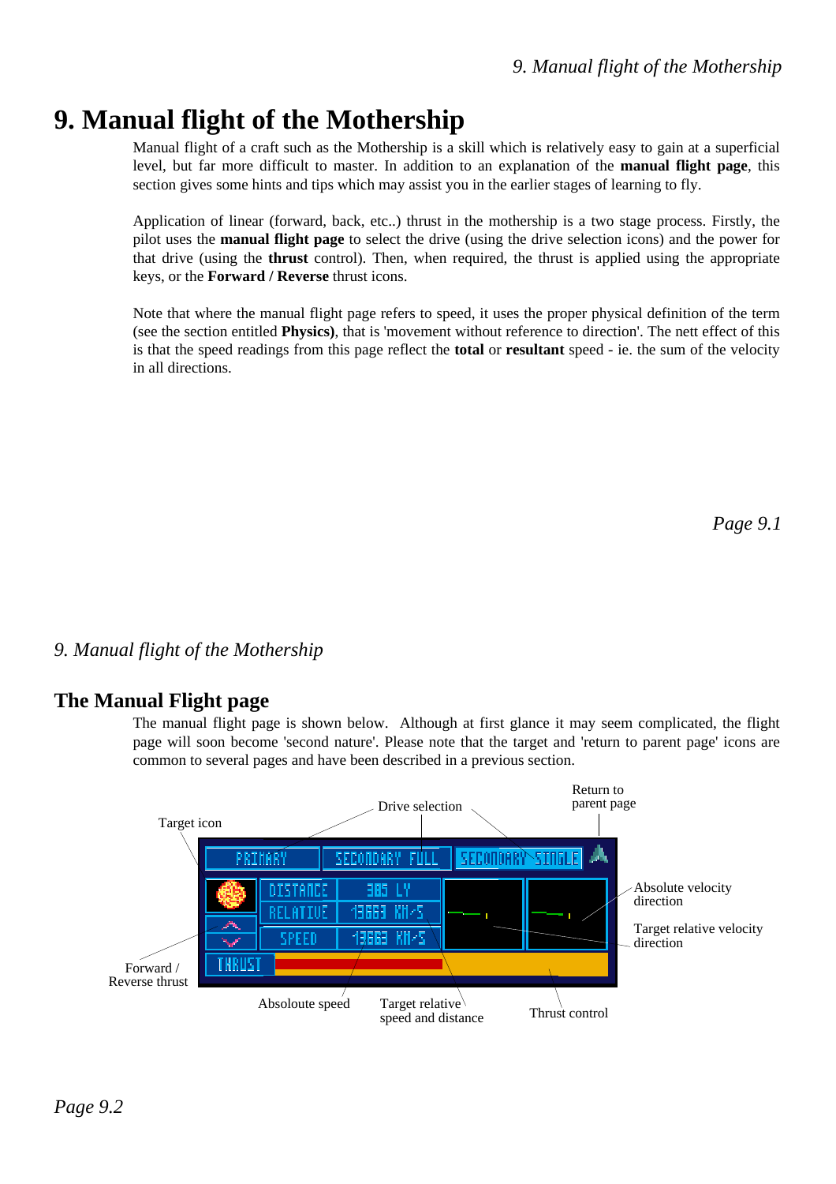# 9. Manual flight of the Mothership

Manual flight of a craft such as the Mothership is a skill which is relatively easy to gain at a superficial level, but far more difficult to master. In addition to an explanation of the **manual flight page**, this section gives some hints and tips which may assist you in the earlier stages of learning to fly.

Application of linear (forward, back, etc..) thrust in the mothership is a two stage process. Firstly, the pilot uses the **manual flight page** to select the drive (using the drive selection icons) and the power for that drive (using the **thrust** control). Then, when required, the thrust is applied using the appropriate keys, or the **Forward / Reverse** thrust icons.

Note that where the manual flight page refers to speed, it uses the proper physical definition of the term (see the section entitled **Physics)**, that is 'movement without reference to direction'. The nett effect of this is that the speed readings from this page reflect the **total** or **resultant** speed - ie. the sum of the velocity in all directions.

## The Manual Flight page

The manual flight page is shown below. Although at first glance it may seem complicated, the flight page will soon become 'second nature'. Please note that the target and 'return to parent page' icons are common to several pages and have been described in a previous section.

Target icon

Drive selection

Return to parent page

PRIMARY | SECONDARY FULL | SECONDARY SINGLE

DISTANCE 385 LY

RELATIVE 13663 KM/S

SPEED 13683 KM/S

THRUST

Absolute velocity direction

Target relative velocity direction

Forward / Reverse thrust

Absoloute speed

Target relative speed and distance

Thrust control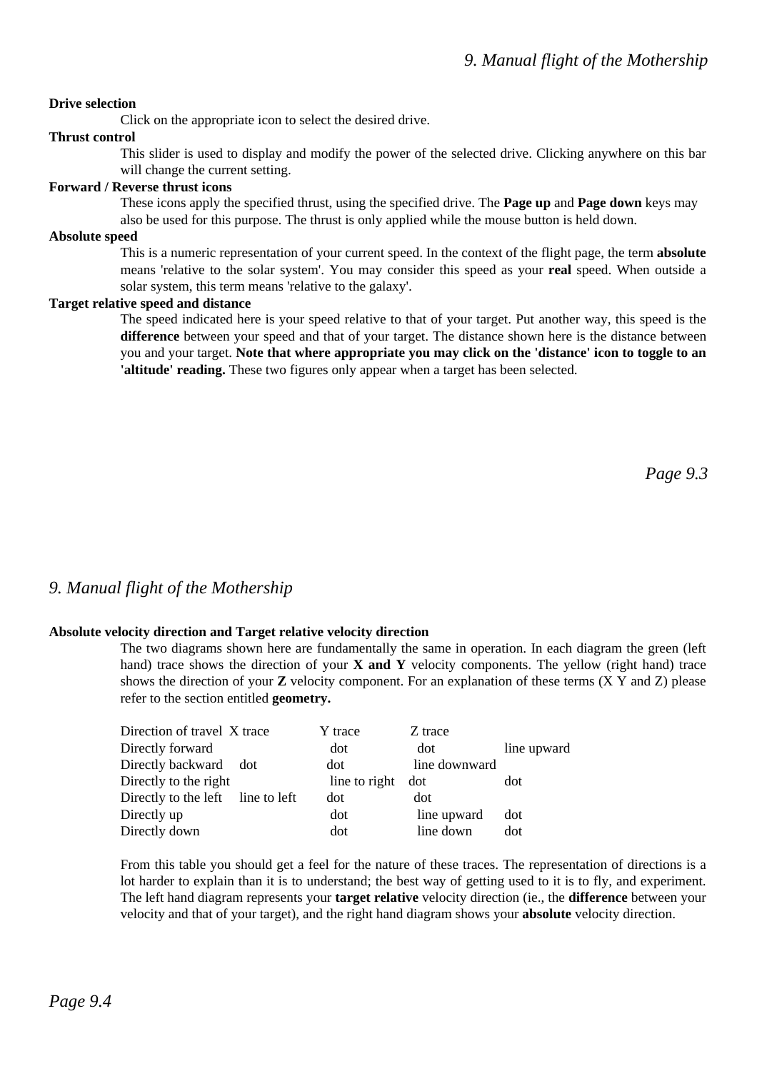**Drive selection**

Click on the appropriate icon to select the desired drive.

**Thrust control**

This slider is used to display and modify the power of the selected drive. Clicking anywhere on this bar will change the current setting.

**Forward / Reverse thrust icons**

These icons apply the specified thrust, using the specified drive. The **Page up** and **Page down** keys may also be used for this purpose. The thrust is only applied while the mouse button is held down.

**Absolute speed**

This is a numeric representation of your current speed. In the context of the flight page, the term **absolute** means 'relative to the solar system'. You may consider this speed as your **real** speed. When outside a solar system, this term means 'relative to the galaxy'.

**Target relative speed and distance**

The speed indicated here is your speed relative to that of your target. Put another way, this speed is the **difference** between your speed and that of your target. The distance shown here is the distance between you and your target. **Note that where appropriate you may click on the 'distance' icon to toggle to an 'altitude' reading.** These two figures only appear when a target has been selected.

**Absolute velocity direction and Target relative velocity direction**

The two diagrams shown here are fundamentally the same in operation. In each diagram the green (left hand) trace shows the direction of your **X and Y** velocity components. The yellow (right hand) trace shows the direction of your **Z** velocity component. For an explanation of these terms (X Y and Z) please refer to the section entitled **geometry.**

| Direction of travel | X trace | Y trace | Z trace |
|---|---|---|---|
| Directly forward | dot | dot | line upward |
| Directly backward | dot | dot | line downward |
| Directly to the right | line to right | dot | dot |
| Directly to the left | line to left | dot | dot |
| Directly up | dot | line upward | dot |
| Directly down | dot | line down | dot |

From this table you should get a feel for the nature of these traces. The representation of directions is a lot harder to explain than it is to understand; the best way of getting used to it is to fly, and experiment. The left hand diagram represents your **target relative** velocity direction (ie., the **difference** between your velocity and that of your target), and the right hand diagram shows your **absolute** velocity direction.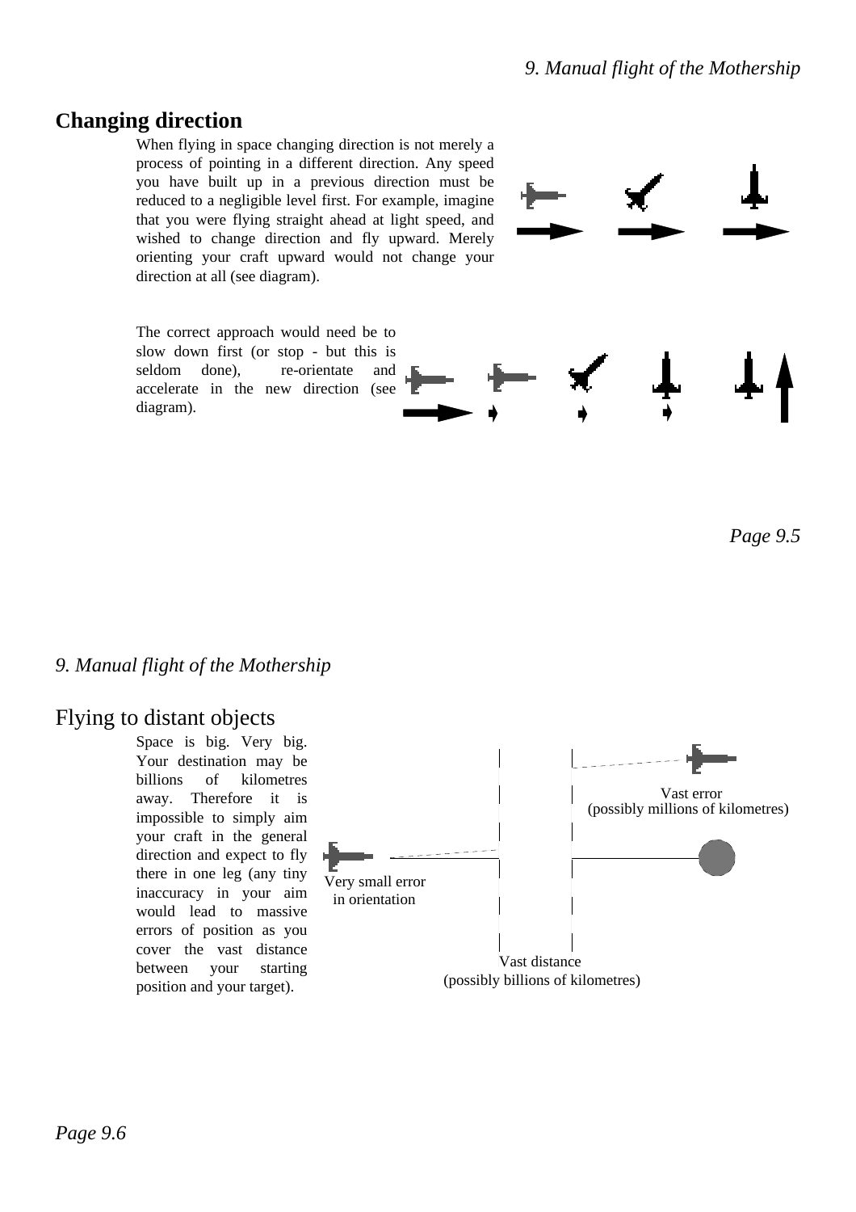## Changing direction

When flying in space changing direction is not merely a process of pointing in a different direction. Any speed you have built up in a previous direction must be reduced to a negligible level first. For example, imagine that you were flying straight ahead at light speed, and wished to change direction and fly upward. Merely orienting your craft upward would not change your direction at all (see diagram).

The correct approach would need be to slow down first (or stop - but this is seldom done), re-orientate and accelerate in the new direction (see diagram).

## Flying to distant objects

Space is big. Very big. Your destination may be billions of kilometres away. Therefore it is impossible to simply aim your craft in the general direction and expect to fly there in one leg (any tiny inaccuracy in your aim would lead to massive errors of position as you cover the vast distance between your starting position and your target).

Very small error in orientation

Vast distance (possibly billions of kilometres)

Vast error (possibly millions of kilometres)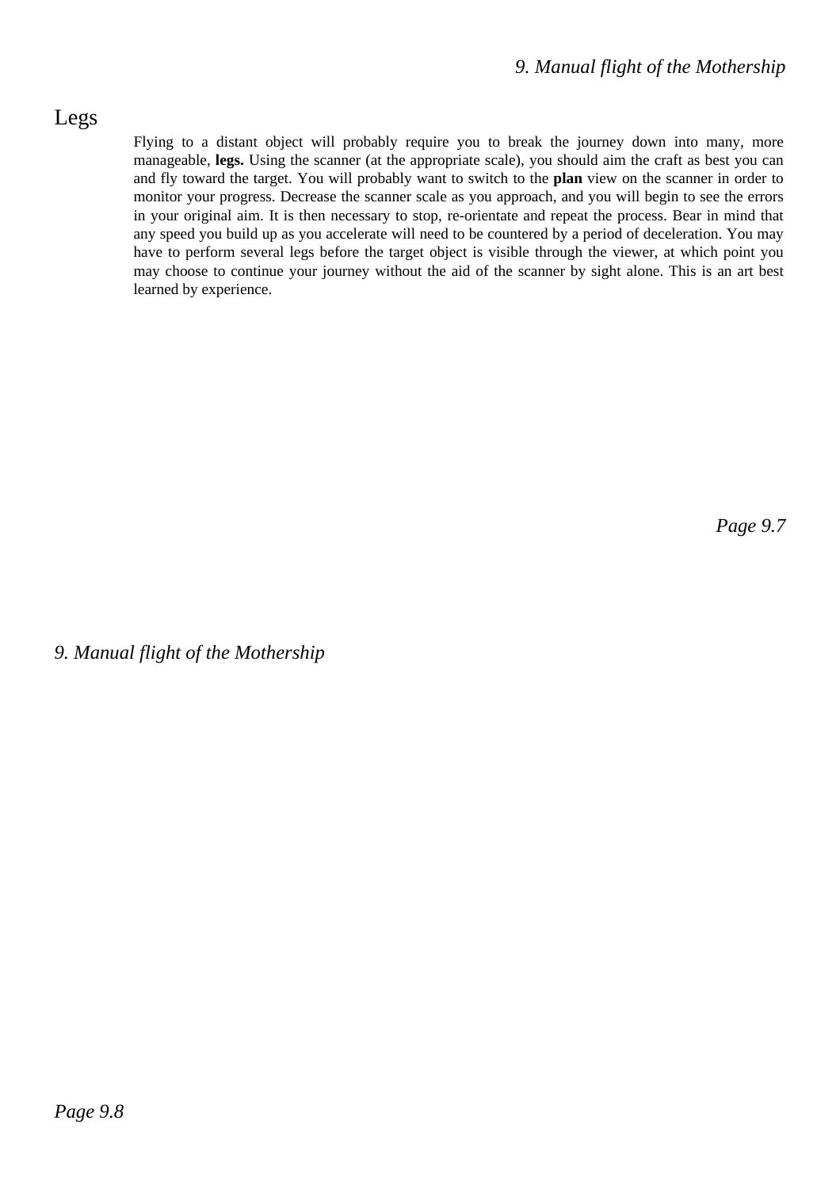## Legs

Flying to a distant object will probably require you to break the journey down into many, more manageable, **legs.** Using the scanner (at the appropriate scale), you should aim the craft as best you can and fly toward the target. You will probably want to switch to the **plan** view on the scanner in order to monitor your progress. Decrease the scanner scale as you approach, and you will begin to see the errors in your original aim. It is then necessary to stop, re-orientate and repeat the process. Bear in mind that any speed you build up as you accelerate will need to be countered by a period of deceleration. You may have to perform several legs before the target object is visible through the viewer, at which point you may choose to continue your journey without the aid of the scanner by sight alone. This is an art best learned by experience.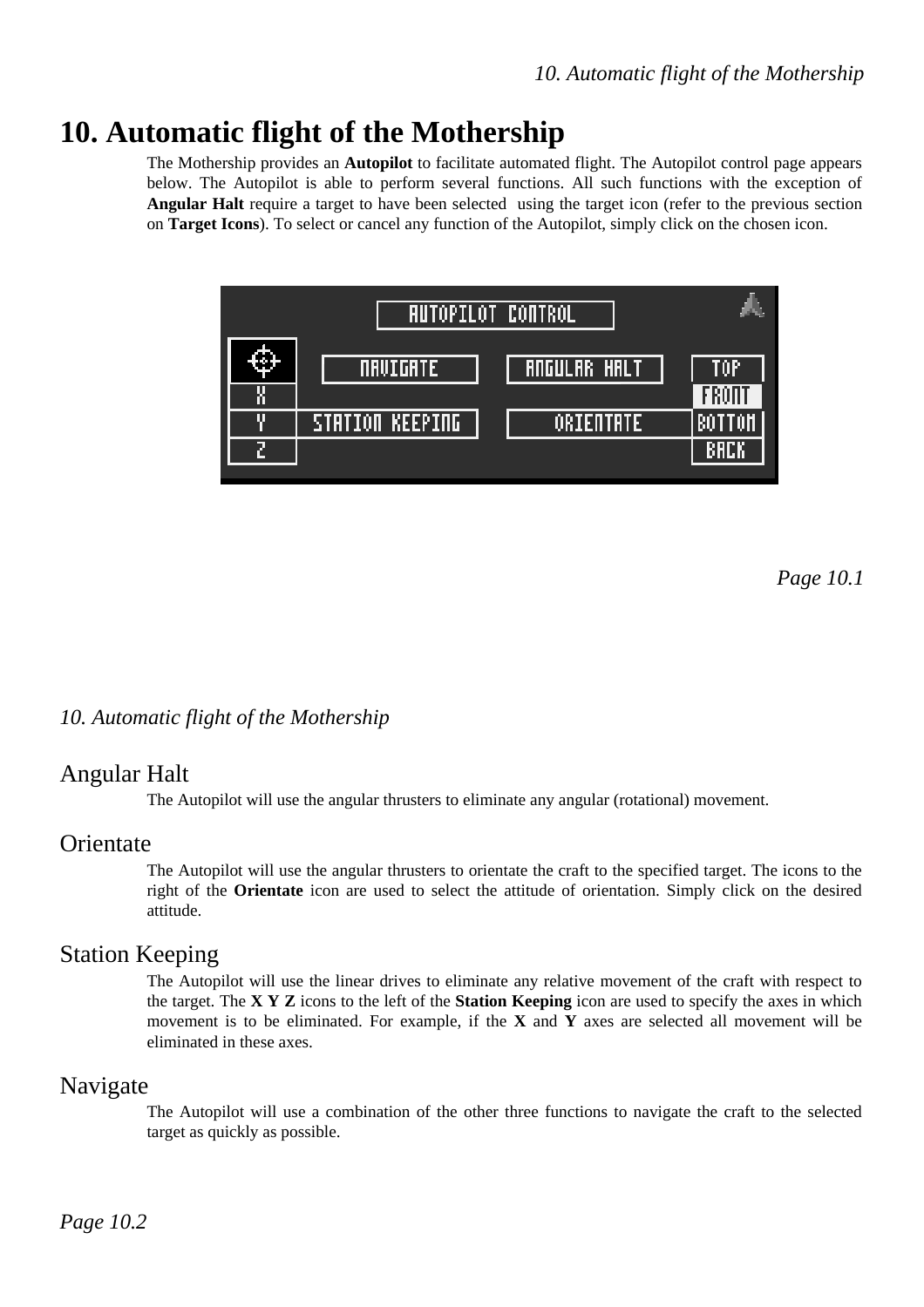# 10. Automatic flight of the Mothership

The Mothership provides an **Autopilot** to facilitate automated flight. The Autopilot control page appears below. The Autopilot is able to perform several functions. All such functions with the exception of **Angular Halt** require a target to have been selected using the target icon (refer to the previous section on **Target Icons**). To select or cancel any function of the Autopilot, simply click on the chosen icon.

## Angular Halt

The Autopilot will use the angular thrusters to eliminate any angular (rotational) movement.

## Orientate

The Autopilot will use the angular thrusters to orientate the craft to the specified target. The icons to the right of the **Orientate** icon are used to select the attitude of orientation. Simply click on the desired attitude.

## Station Keeping

The Autopilot will use the linear drives to eliminate any relative movement of the craft with respect to the target. The **X Y Z** icons to the left of the **Station Keeping** icon are used to specify the axes in which movement is to be eliminated. For example, if the **X** and **Y** axes are selected all movement will be eliminated in these axes.

## Navigate

The Autopilot will use a combination of the other three functions to navigate the craft to the selected target as quickly as possible.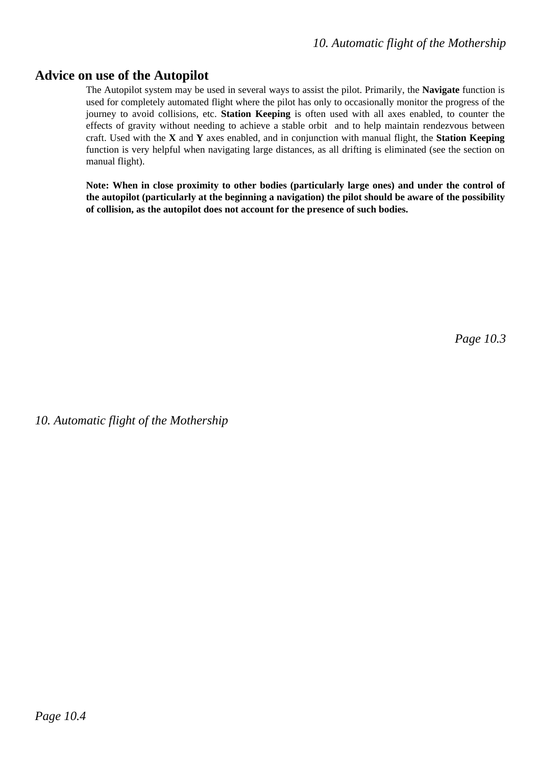## Advice on use of the Autopilot

The Autopilot system may be used in several ways to assist the pilot. Primarily, the **Navigate** function is used for completely automated flight where the pilot has only to occasionally monitor the progress of the journey to avoid collisions, etc. **Station Keeping** is often used with all axes enabled, to counter the effects of gravity without needing to achieve a stable orbit and to help maintain rendezvous between craft. Used with the **X** and **Y** axes enabled, and in conjunction with manual flight, the **Station Keeping** function is very helpful when navigating large distances, as all drifting is eliminated (see the section on manual flight).

**Note: When in close proximity to other bodies (particularly large ones) and under the control of the autopilot (particularly at the beginning a navigation) the pilot should be aware of the possibility of collision, as the autopilot does not account for the presence of such bodies.**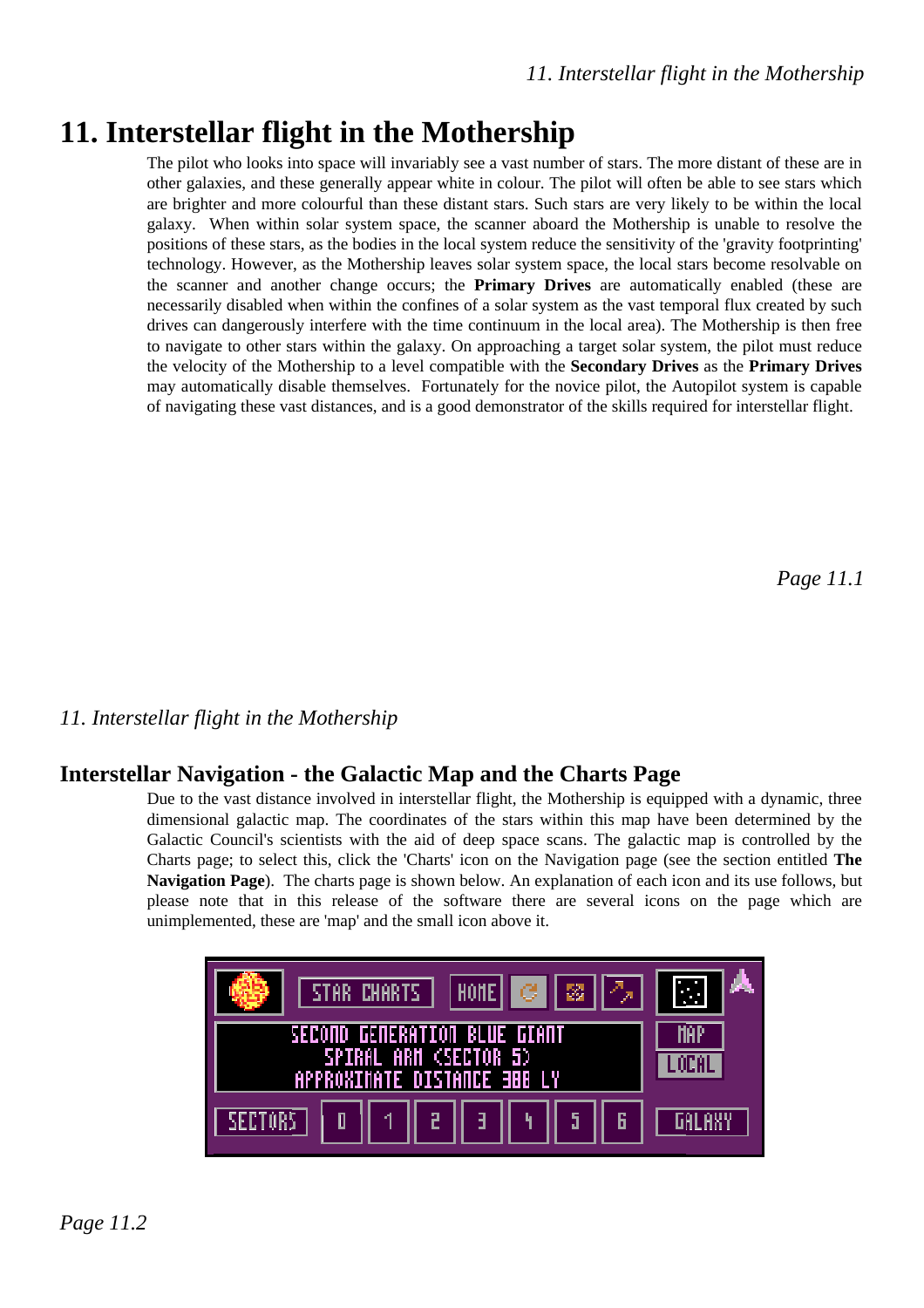# 11. Interstellar flight in the Mothership

The pilot who looks into space will invariably see a vast number of stars. The more distant of these are in other galaxies, and these generally appear white in colour. The pilot will often be able to see stars which are brighter and more colourful than these distant stars. Such stars are very likely to be within the local galaxy. When within solar system space, the scanner aboard the Mothership is unable to resolve the positions of these stars, as the bodies in the local system reduce the sensitivity of the 'gravity footprinting' technology. However, as the Mothership leaves solar system space, the local stars become resolvable on the scanner and another change occurs; the **Primary Drives** are automatically enabled (these are necessarily disabled when within the confines of a solar system as the vast temporal flux created by such drives can dangerously interfere with the time continuum in the local area). The Mothership is then free to navigate to other stars within the galaxy. On approaching a target solar system, the pilot must reduce the velocity of the Mothership to a level compatible with the **Secondary Drives** as the **Primary Drives** may automatically disable themselves. Fortunately for the novice pilot, the Autopilot system is capable of navigating these vast distances, and is a good demonstrator of the skills required for interstellar flight.

## Interstellar Navigation - the Galactic Map and the Charts Page

Due to the vast distance involved in interstellar flight, the Mothership is equipped with a dynamic, three dimensional galactic map. The coordinates of the stars within this map have been determined by the Galactic Council's scientists with the aid of deep space scans. The galactic map is controlled by the Charts page; to select this, click the 'Charts' icon on the Navigation page (see the section entitled **The Navigation Page**). The charts page is shown below. An explanation of each icon and its use follows, but please note that in this release of the software there are several icons on the page which are unimplemented, these are 'map' and the small icon above it.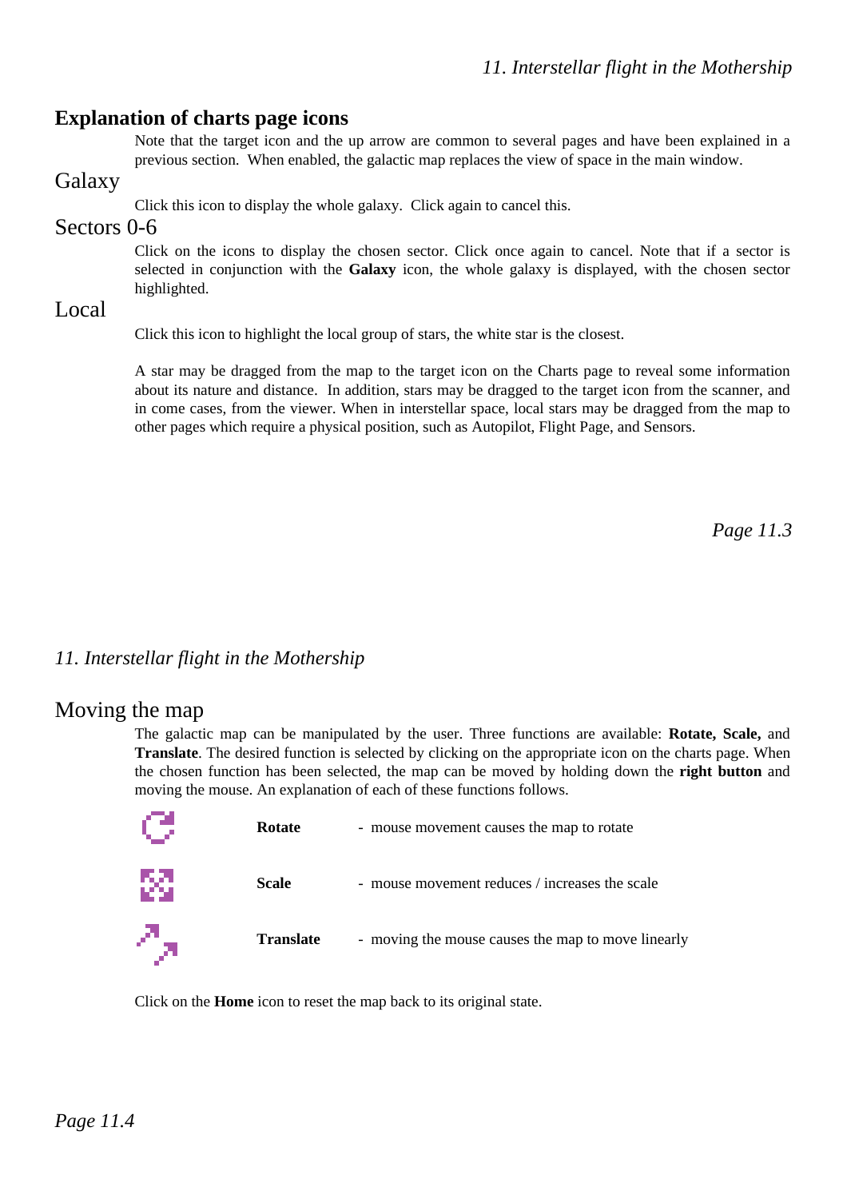## Explanation of charts page icons

Note that the target icon and the up arrow are common to several pages and have been explained in a previous section. When enabled, the galactic map replaces the view of space in the main window.

### Galaxy

Click this icon to display the whole galaxy. Click again to cancel this.

### Sectors 0-6

Click on the icons to display the chosen sector. Click once again to cancel. Note that if a sector is selected in conjunction with the **Galaxy** icon, the whole galaxy is displayed, with the chosen sector highlighted.

### Local

Click this icon to highlight the local group of stars, the white star is the closest.

A star may be dragged from the map to the target icon on the Charts page to reveal some information about its nature and distance. In addition, stars may be dragged to the target icon from the scanner, and in come cases, from the viewer. When in interstellar space, local stars may be dragged from the map to other pages which require a physical position, such as Autopilot, Flight Page, and Sensors.

### Moving the map

The galactic map can be manipulated by the user. Three functions are available: **Rotate, Scale,** and **Translate**. The desired function is selected by clicking on the appropriate icon on the charts page. When the chosen function has been selected, the map can be moved by holding down the **right button** and moving the mouse. An explanation of each of these functions follows.

**Rotate** - mouse movement causes the map to rotate

**Scale** - mouse movement reduces / increases the scale

**Translate** - moving the mouse causes the map to move linearly

Click on the **Home** icon to reset the map back to its original state.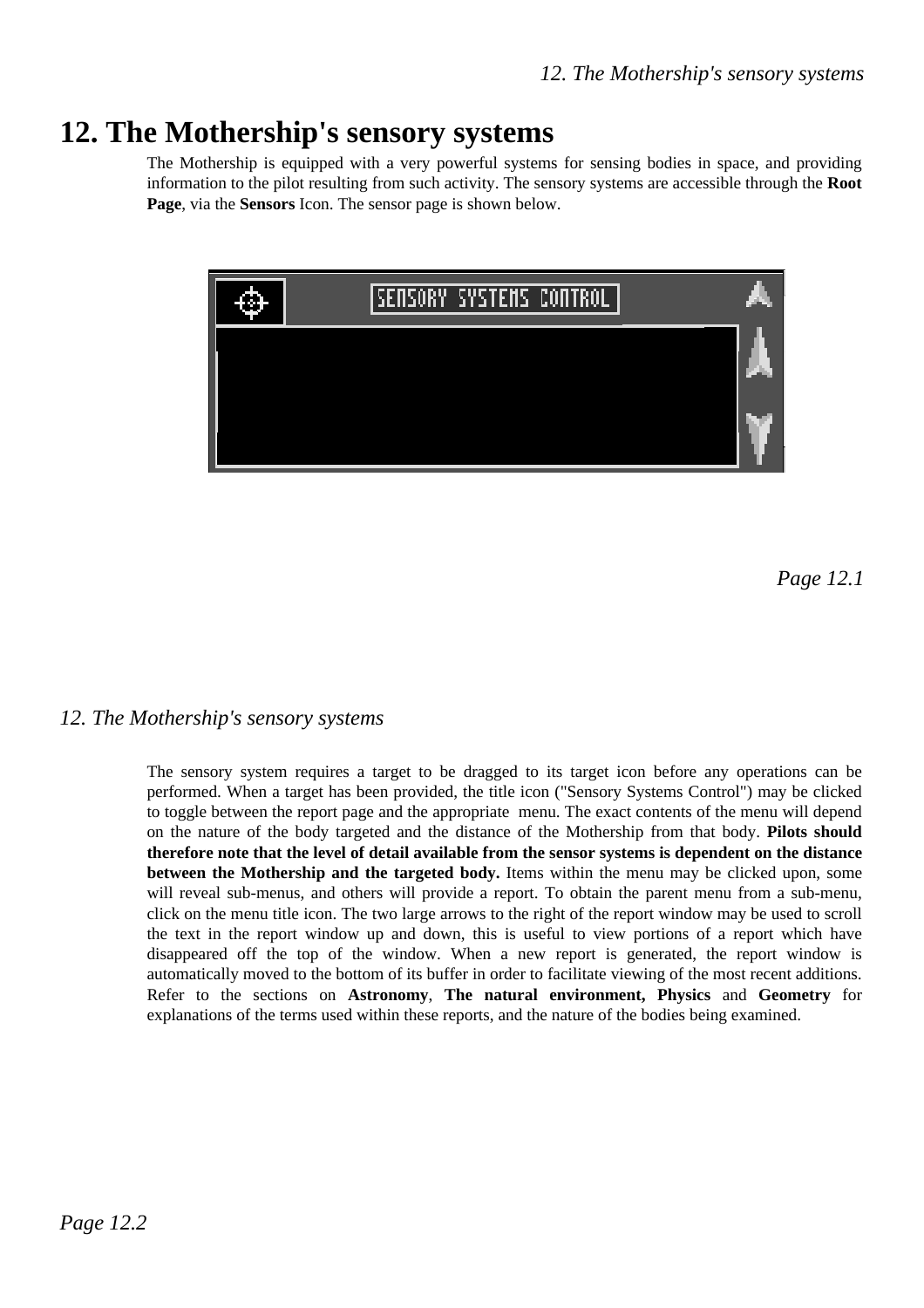# 12. The Mothership's sensory systems

The Mothership is equipped with a very powerful systems for sensing bodies in space, and providing information to the pilot resulting from such activity. The sensory systems are accessible through the **Root Page**, via the **Sensors** Icon. The sensor page is shown below.

The sensory system requires a target to be dragged to its target icon before any operations can be performed. When a target has been provided, the title icon ("Sensory Systems Control") may be clicked to toggle between the report page and the appropriate menu. The exact contents of the menu will depend on the nature of the body targeted and the distance of the Mothership from that body. **Pilots should therefore note that the level of detail available from the sensor systems is dependent on the distance between the Mothership and the targeted body.** Items within the menu may be clicked upon, some will reveal sub-menus, and others will provide a report. To obtain the parent menu from a sub-menu, click on the menu title icon. The two large arrows to the right of the report window may be used to scroll the text in the report window up and down, this is useful to view portions of a report which have disappeared off the top of the window. When a new report is generated, the report window is automatically moved to the bottom of its buffer in order to facilitate viewing of the most recent additions. Refer to the sections on **Astronomy**, **The natural environment, Physics** and **Geometry** for explanations of the terms used within these reports, and the nature of the bodies being examined.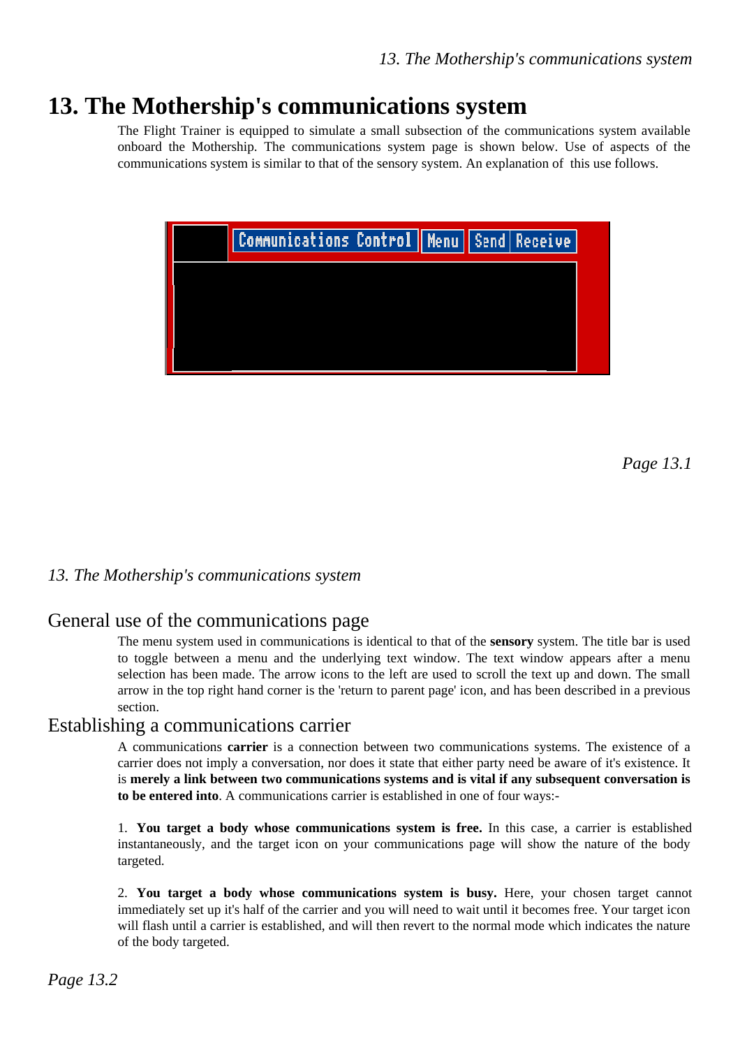# 13. The Mothership's communications system

The Flight Trainer is equipped to simulate a small subsection of the communications system available onboard the Mothership. The communications system page is shown below. Use of aspects of the communications system is similar to that of the sensory system. An explanation of this use follows.

## General use of the communications page

The menu system used in communications is identical to that of the **sensory** system. The title bar is used to toggle between a menu and the underlying text window. The text window appears after a menu selection has been made. The arrow icons to the left are used to scroll the text up and down. The small arrow in the top right hand corner is the 'return to parent page' icon, and has been described in a previous section.

## Establishing a communications carrier

A communications **carrier** is a connection between two communications systems. The existence of a carrier does not imply a conversation, nor does it state that either party need be aware of it's existence. It is **merely a link between two communications systems and is vital if any subsequent conversation is to be entered into**. A communications carrier is established in one of four ways:-

1. **You target a body whose communications system is free.** In this case, a carrier is established instantaneously, and the target icon on your communications page will show the nature of the body targeted.

2. **You target a body whose communications system is busy.** Here, your chosen target cannot immediately set up it's half of the carrier and you will need to wait until it becomes free. Your target icon will flash until a carrier is established, and will then revert to the normal mode which indicates the nature of the body targeted.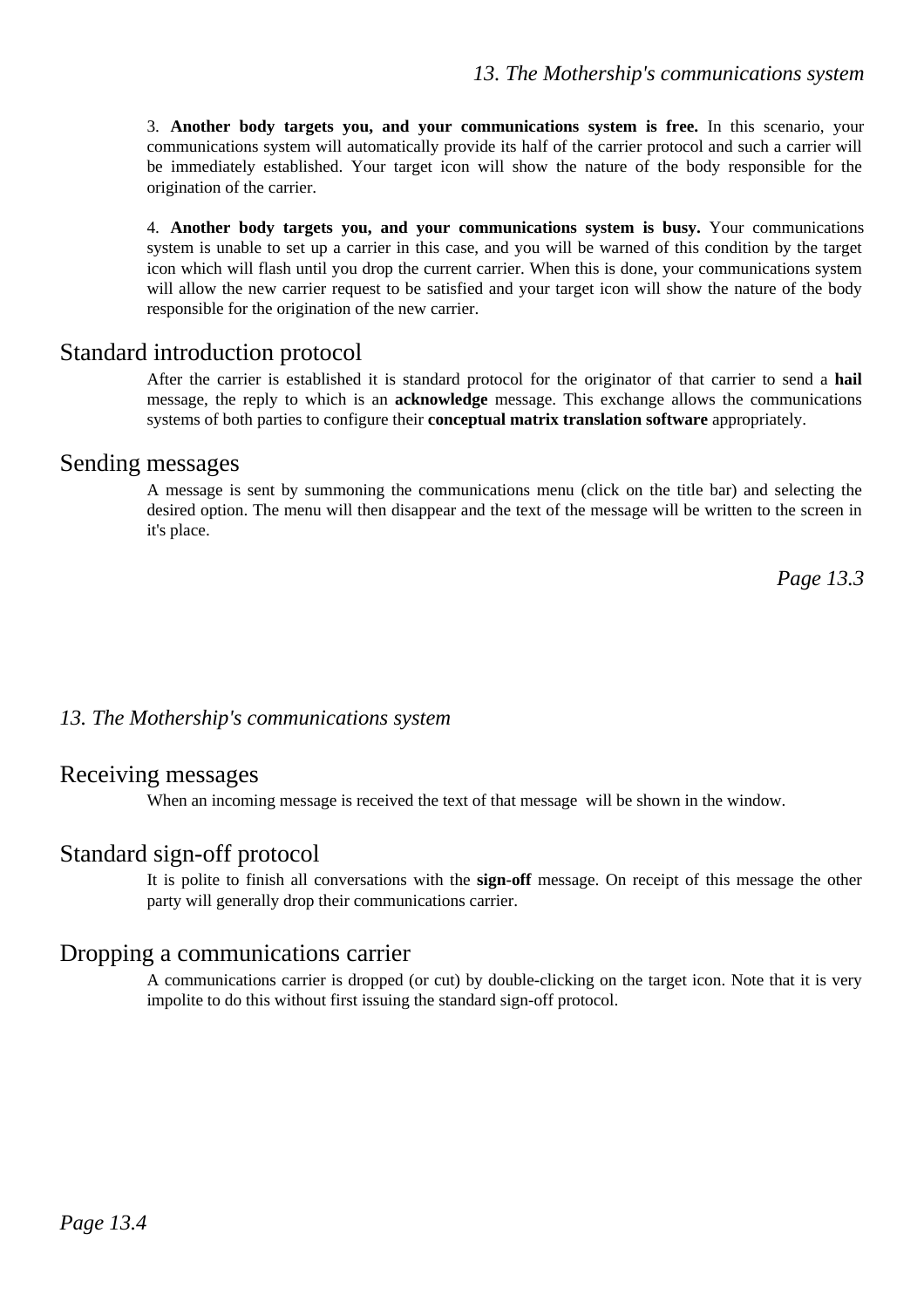3. **Another body targets you, and your communications system is free.** In this scenario, your communications system will automatically provide its half of the carrier protocol and such a carrier will be immediately established. Your target icon will show the nature of the body responsible for the origination of the carrier.

4. **Another body targets you, and your communications system is busy.** Your communications system is unable to set up a carrier in this case, and you will be warned of this condition by the target icon which will flash until you drop the current carrier. When this is done, your communications system will allow the new carrier request to be satisfied and your target icon will show the nature of the body responsible for the origination of the new carrier.

## Standard introduction protocol

After the carrier is established it is standard protocol for the originator of that carrier to send a **hail** message, the reply to which is an **acknowledge** message. This exchange allows the communications systems of both parties to configure their **conceptual matrix translation software** appropriately.

## Sending messages

A message is sent by summoning the communications menu (click on the title bar) and selecting the desired option. The menu will then disappear and the text of the message will be written to the screen in it's place.

## Receiving messages

When an incoming message is received the text of that message will be shown in the window.

## Standard sign-off protocol

It is polite to finish all conversations with the **sign-off** message. On receipt of this message the other party will generally drop their communications carrier.

## Dropping a communications carrier

A communications carrier is dropped (or cut) by double-clicking on the target icon. Note that it is very impolite to do this without first issuing the standard sign-off protocol.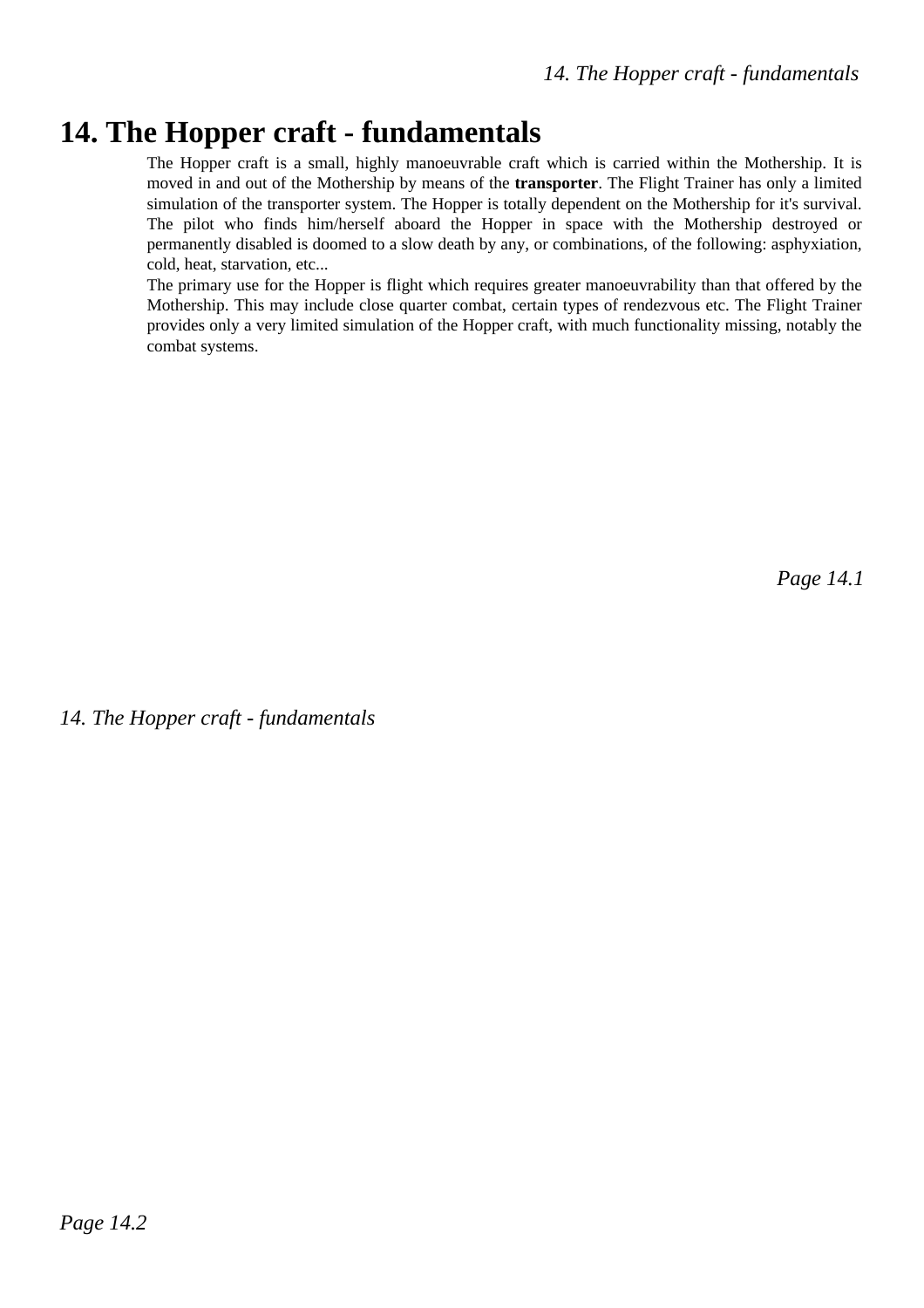# 14. The Hopper craft - fundamentals

The Hopper craft is a small, highly manoeuvrable craft which is carried within the Mothership. It is moved in and out of the Mothership by means of the **transporter**. The Flight Trainer has only a limited simulation of the transporter system. The Hopper is totally dependent on the Mothership for it's survival. The pilot who finds him/herself aboard the Hopper in space with the Mothership destroyed or permanently disabled is doomed to a slow death by any, or combinations, of the following: asphyxiation, cold, heat, starvation, etc...

The primary use for the Hopper is flight which requires greater manoeuvrability than that offered by the Mothership. This may include close quarter combat, certain types of rendezvous etc. The Flight Trainer provides only a very limited simulation of the Hopper craft, with much functionality missing, notably the combat systems.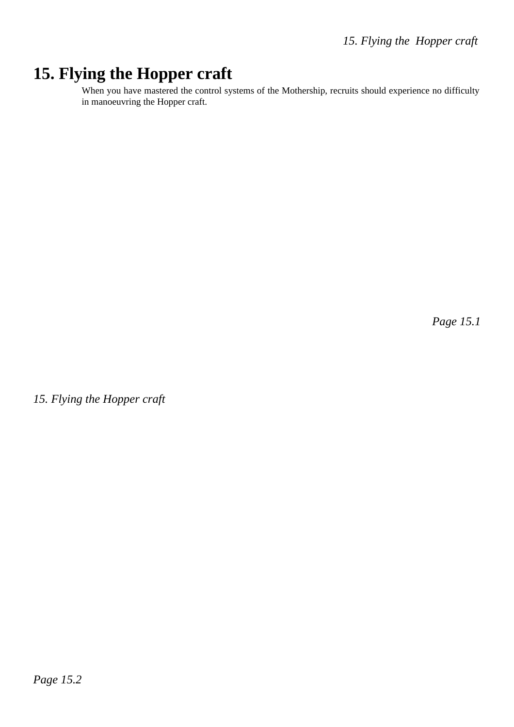# 15. Flying the Hopper craft

When you have mastered the control systems of the Mothership, recruits should experience no difficulty in manoeuvring the Hopper craft.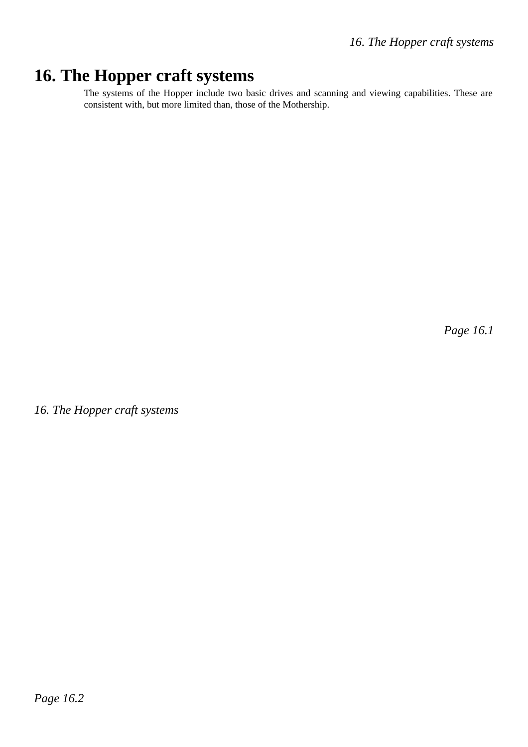# 16. The Hopper craft systems

The systems of the Hopper include two basic drives and scanning and viewing capabilities. These are consistent with, but more limited than, those of the Mothership.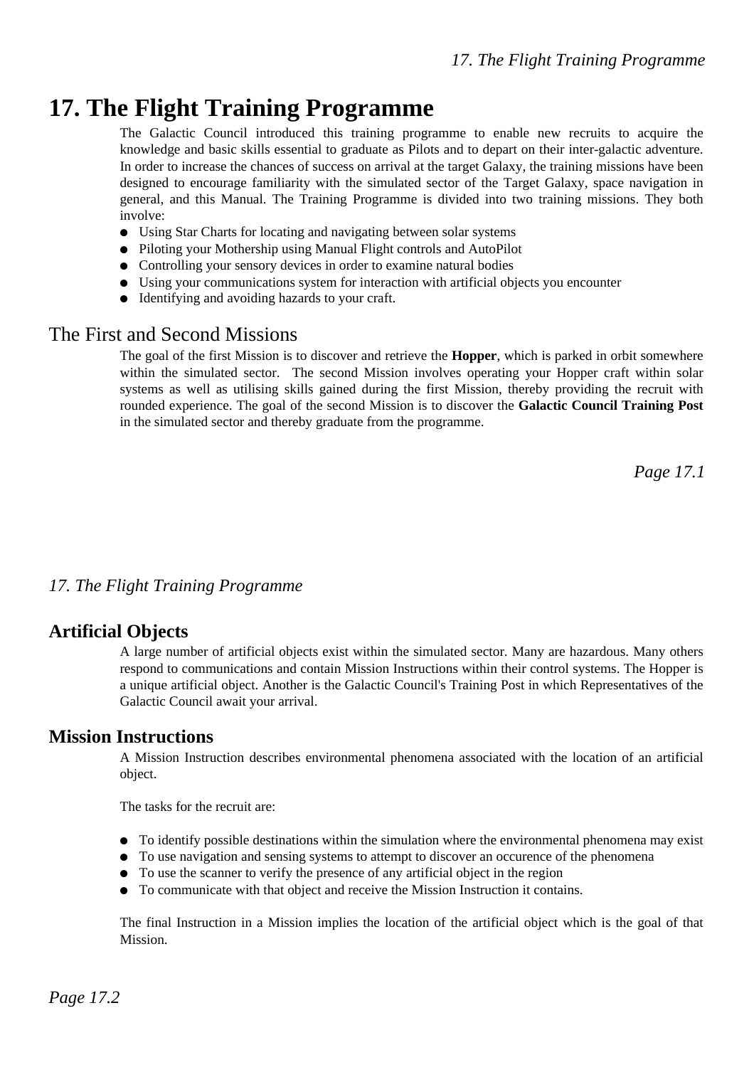# 17. The Flight Training Programme

The Galactic Council introduced this training programme to enable new recruits to acquire the knowledge and basic skills essential to graduate as Pilots and to depart on their inter-galactic adventure. In order to increase the chances of success on arrival at the target Galaxy, the training missions have been designed to encourage familiarity with the simulated sector of the Target Galaxy, space navigation in general, and this Manual. The Training Programme is divided into two training missions. They both involve:

- Using Star Charts for locating and navigating between solar systems
- Piloting your Mothership using Manual Flight controls and AutoPilot
- Controlling your sensory devices in order to examine natural bodies
- Using your communications system for interaction with artificial objects you encounter
- Identifying and avoiding hazards to your craft.

## The First and Second Missions

The goal of the first Mission is to discover and retrieve the **Hopper**, which is parked in orbit somewhere within the simulated sector. The second Mission involves operating your Hopper craft within solar systems as well as utilising skills gained during the first Mission, thereby providing the recruit with rounded experience. The goal of the second Mission is to discover the **Galactic Council Training Post** in the simulated sector and thereby graduate from the programme.

## Artificial Objects

A large number of artificial objects exist within the simulated sector. Many are hazardous. Many others respond to communications and contain Mission Instructions within their control systems. The Hopper is a unique artificial object. Another is the Galactic Council's Training Post in which Representatives of the Galactic Council await your arrival.

## Mission Instructions

A Mission Instruction describes environmental phenomena associated with the location of an artificial object.

The tasks for the recruit are:

- To identify possible destinations within the simulation where the environmental phenomena may exist
- To use navigation and sensing systems to attempt to discover an occurence of the phenomena
- To use the scanner to verify the presence of any artificial object in the region
- To communicate with that object and receive the Mission Instruction it contains.

The final Instruction in a Mission implies the location of the artificial object which is the goal of that Mission.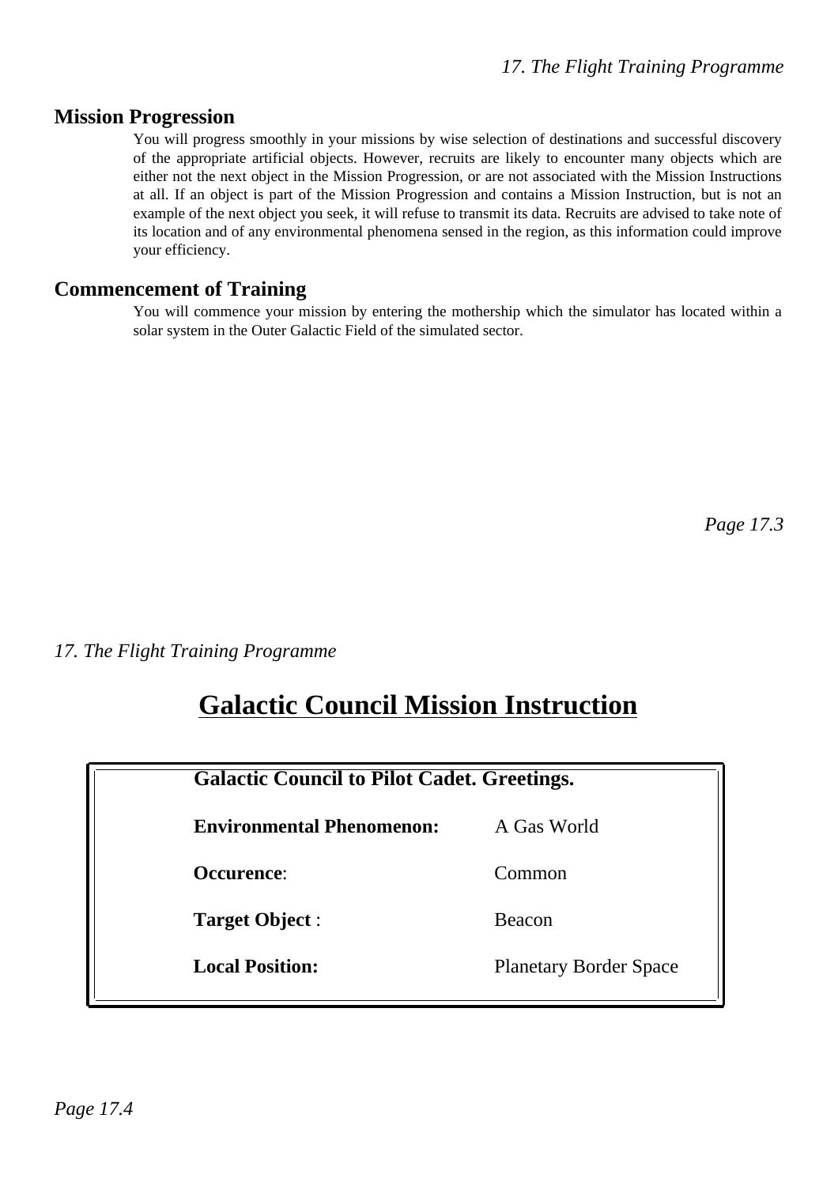## Mission Progression

You will progress smoothly in your missions by wise selection of destinations and successful discovery of the appropriate artificial objects. However, recruits are likely to encounter many objects which are either not the next object in the Mission Progression, or are not associated with the Mission Instructions at all. If an object is part of the Mission Progression and contains a Mission Instruction, but is not an example of the next object you seek, it will refuse to transmit its data. Recruits are advised to take note of its location and of any environmental phenomena sensed in the region, as this information could improve your efficiency.

## Commencement of Training

You will commence your mission by entering the mothership which the simulator has located within a solar system in the Outer Galactic Field of the simulated sector.

# Galactic Council Mission Instruction

**Galactic Council to Pilot Cadet. Greetings.**

| | |
|---|---|
| **Environmental Phenomenon:** | A Gas World |
| **Occurence**: | Common |
| **Target Object** : | Beacon |
| **Local Position:** | Planetary Border Space |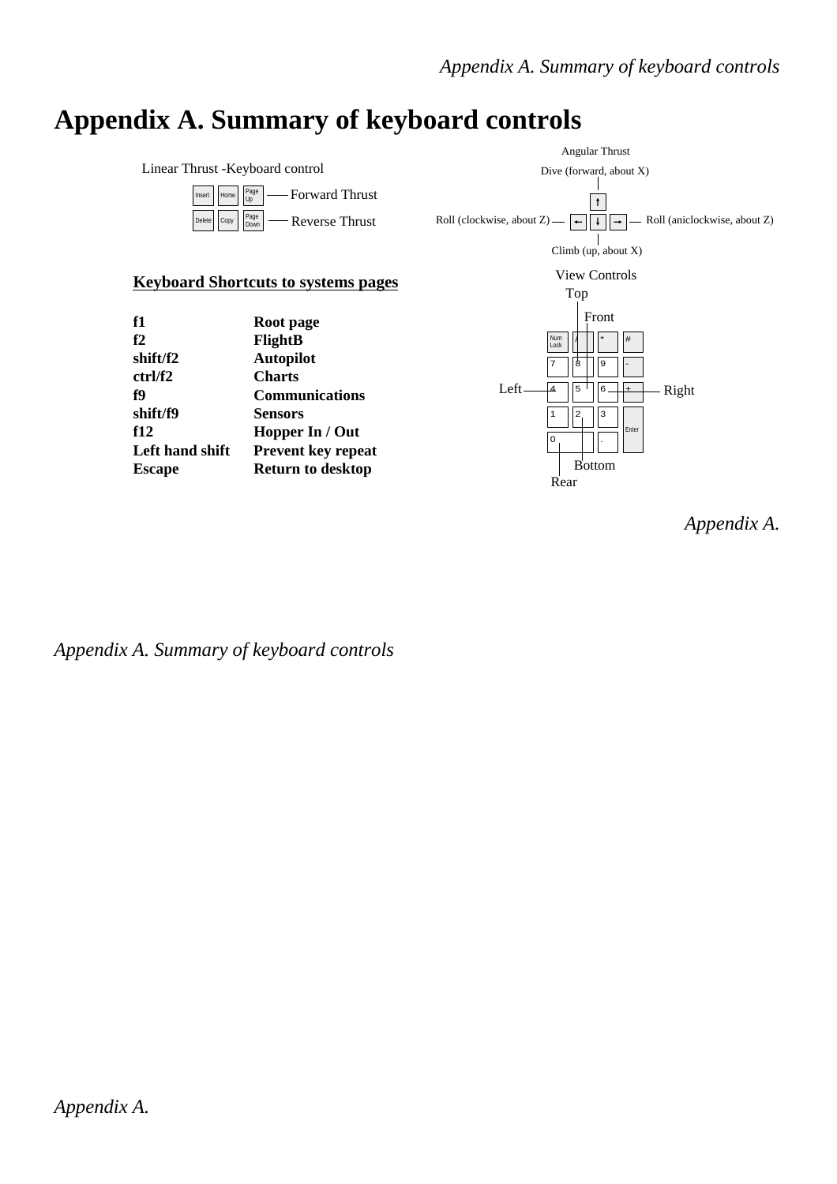# Appendix A. Summary of keyboard controls

Linear Thrust -Keyboard control

Insert, Home, Page Up — Forward Thrust

Delete, Copy, Page Down — Reverse Thrust

Angular Thrust

Dive (forward, about X)

Roll (clockwise, about Z)

Roll (aniclockwise, about Z)

Climb (up, about X)

**Keyboard Shortcuts to systems pages**

| | |
|---|---|
| **f1** | **Root page** |
| **f2** | **FlightB** |
| **shift/f2** | **Autopilot** |
| **ctrl/f2** | **Charts** |
| **f9** | **Communications** |
| **shift/f9** | **Sensors** |
| **f12** | **Hopper In / Out** |
| **Left hand shift** | **Prevent key repeat** |
| **Escape** | **Return to desktop** |

View Controls

Top

Front

Left

Right

Bottom

Rear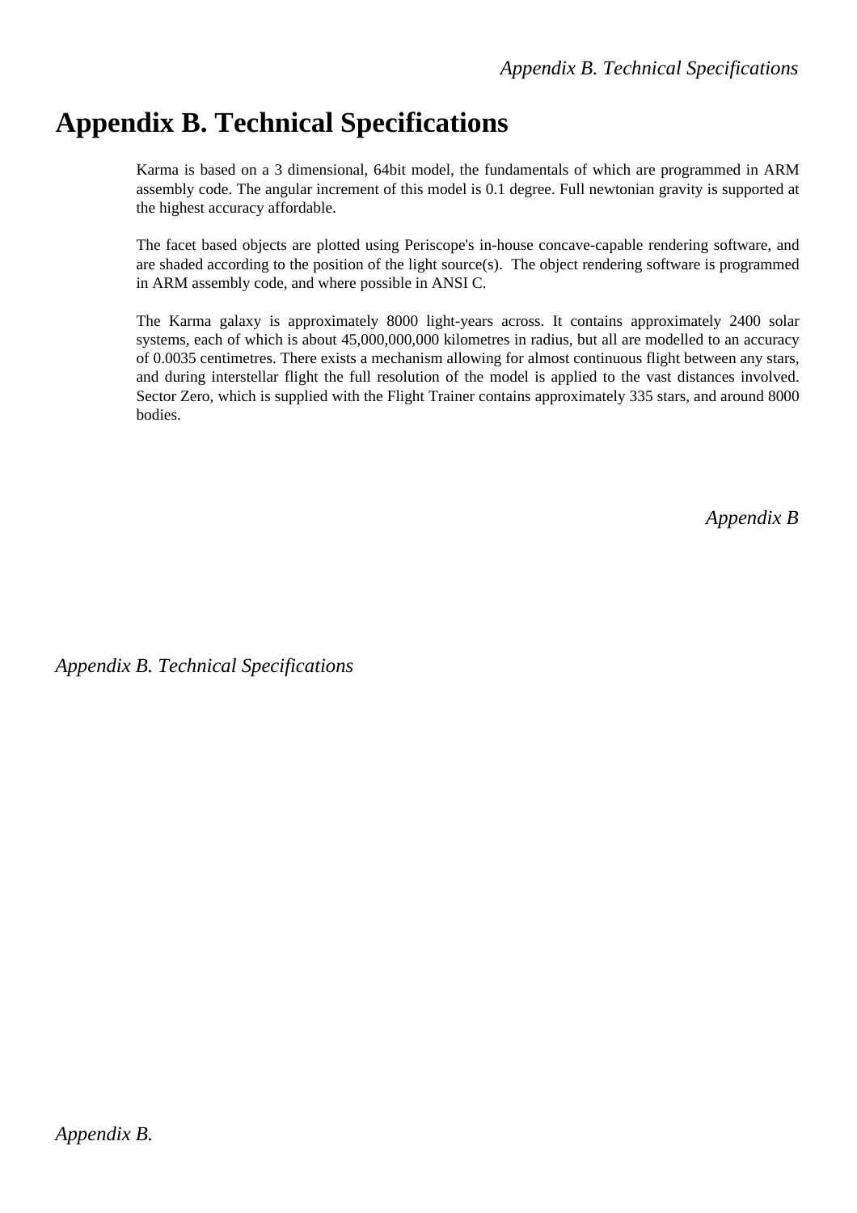# Appendix B. Technical Specifications

Karma is based on a 3 dimensional, 64bit model, the fundamentals of which are programmed in ARM assembly code. The angular increment of this model is 0.1 degree. Full newtonian gravity is supported at the highest accuracy affordable.

The facet based objects are plotted using Periscope's in-house concave-capable rendering software, and are shaded according to the position of the light source(s). The object rendering software is programmed in ARM assembly code, and where possible in ANSI C.

The Karma galaxy is approximately 8000 light-years across. It contains approximately 2400 solar systems, each of which is about 45,000,000,000 kilometres in radius, but all are modelled to an accuracy of 0.0035 centimetres. There exists a mechanism allowing for almost continuous flight between any stars, and during interstellar flight the full resolution of the model is applied to the vast distances involved. Sector Zero, which is supplied with the Flight Trainer contains approximately 335 stars, and around 8000 bodies.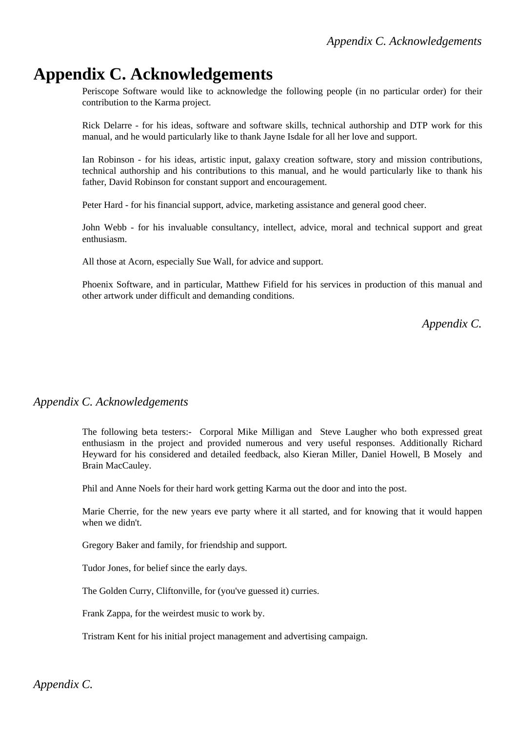# Appendix C. Acknowledgements

Periscope Software would like to acknowledge the following people (in no particular order) for their contribution to the Karma project.

Rick Delarre - for his ideas, software and software skills, technical authorship and DTP work for this manual, and he would particularly like to thank Jayne Isdale for all her love and support.

Ian Robinson - for his ideas, artistic input, galaxy creation software, story and mission contributions, technical authorship and his contributions to this manual, and he would particularly like to thank his father, David Robinson for constant support and encouragement.

Peter Hard - for his financial support, advice, marketing assistance and general good cheer.

John Webb - for his invaluable consultancy, intellect, advice, moral and technical support and great enthusiasm.

All those at Acorn, especially Sue Wall, for advice and support.

Phoenix Software, and in particular, Matthew Fifield for his services in production of this manual and other artwork under difficult and demanding conditions.

The following beta testers:- Corporal Mike Milligan and Steve Laugher who both expressed great enthusiasm in the project and provided numerous and very useful responses. Additionally Richard Heyward for his considered and detailed feedback, also Kieran Miller, Daniel Howell, B Mosely and Brain MacCauley.

Phil and Anne Noels for their hard work getting Karma out the door and into the post.

Marie Cherrie, for the new years eve party where it all started, and for knowing that it would happen when we didn't.

Gregory Baker and family, for friendship and support.

Tudor Jones, for belief since the early days.

The Golden Curry, Cliftonville, for (you've guessed it) curries.

Frank Zappa, for the weirdest music to work by.

Tristram Kent for his initial project management and advertising campaign.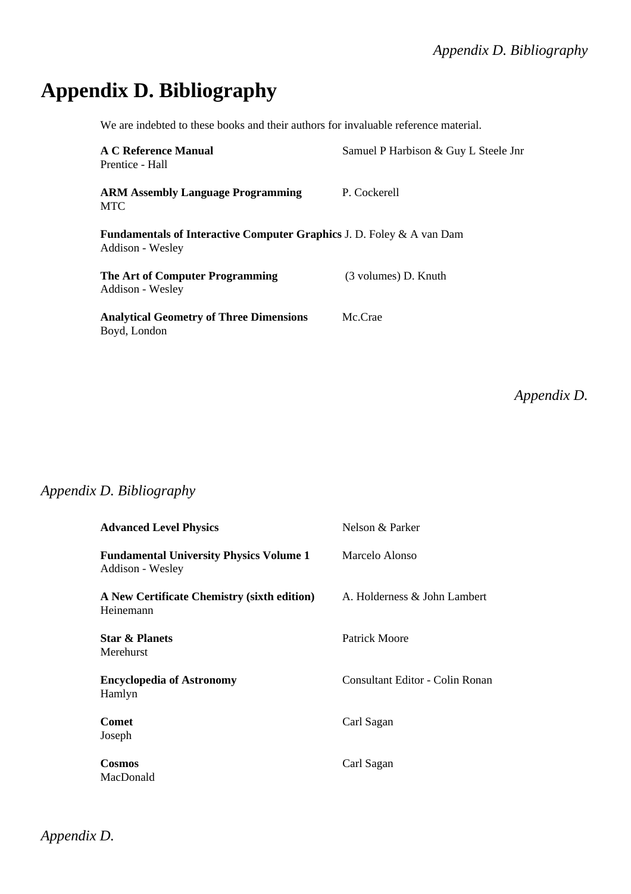# Appendix D. Bibliography

We are indebted to these books and their authors for invaluable reference material.

**A C Reference Manual** — Samuel P Harbison & Guy L Steele Jnr
Prentice - Hall

**ARM Assembly Language Programming** — P. Cockerell
MTC

**Fundamentals of Interactive Computer Graphics** — J. D. Foley & A van Dam
Addison - Wesley

**The Art of Computer Programming** — (3 volumes) D. Knuth
Addison - Wesley

**Analytical Geometry of Three Dimensions** — Mc.Crae
Boyd, London

**Advanced Level Physics** — Nelson & Parker

**Fundamental University Physics Volume 1** — Marcelo Alonso
Addison - Wesley

**A New Certificate Chemistry (sixth edition)** — A. Holderness & John Lambert
Heinemann

**Star & Planets** — Patrick Moore
Merehurst

**Encyclopedia of Astronomy** — Consultant Editor - Colin Ronan
Hamlyn

**Comet** — Carl Sagan
Joseph

**Cosmos** — Carl Sagan
MacDonald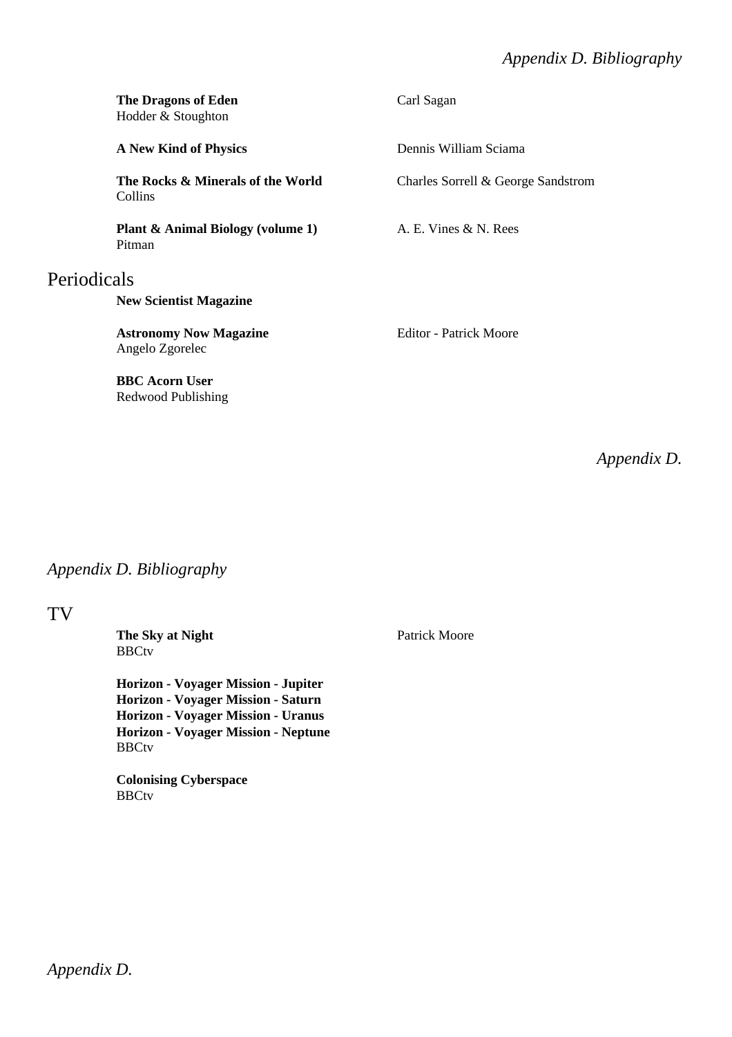**The Dragons of Eden** — Carl Sagan
Hodder & Stoughton

**A New Kind of Physics** — Dennis William Sciama

**The Rocks & Minerals of the World** — Charles Sorrell & George Sandstrom
Collins

**Plant & Animal Biology (volume 1)** — A. E. Vines & N. Rees
Pitman

## Periodicals

**New Scientist Magazine**

**Astronomy Now Magazine** — Editor - Patrick Moore
Angelo Zgorelec

**BBC Acorn User**
Redwood Publishing

## TV

**The Sky at Night** — Patrick Moore
BBCtv

**Horizon - Voyager Mission - Jupiter**
**Horizon - Voyager Mission - Saturn**
**Horizon - Voyager Mission - Uranus**
**Horizon - Voyager Mission - Neptune**
BBCtv

**Colonising Cyberspace**
BBCtv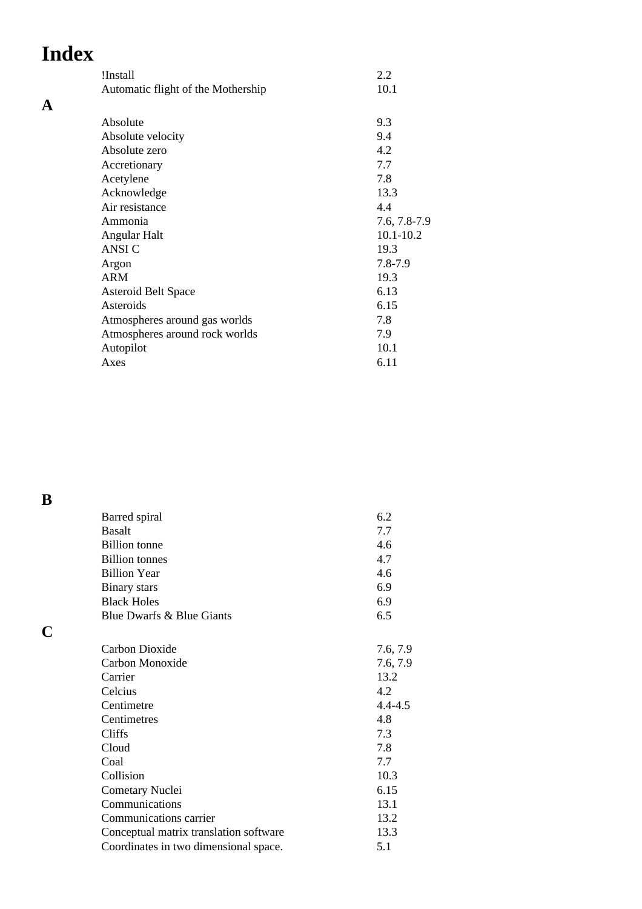# Index

| | |
|---|---|
| !Install | 2.2 |
| Automatic flight of the Mothership | 10.1 |

## A

| | |
|---|---|
| Absolute | 9.3 |
| Absolute velocity | 9.4 |
| Absolute zero | 4.2 |
| Accretionary | 7.7 |
| Acetylene | 7.8 |
| Acknowledge | 13.3 |
| Air resistance | 4.4 |
| Ammonia | 7.6, 7.8-7.9 |
| Angular Halt | 10.1-10.2 |
| ANSI C | 19.3 |
| Argon | 7.8-7.9 |
| ARM | 19.3 |
| Asteroid Belt Space | 6.13 |
| Asteroids | 6.15 |
| Atmospheres around gas worlds | 7.8 |
| Atmospheres around rock worlds | 7.9 |
| Autopilot | 10.1 |
| Axes | 6.11 |

## B

| | |
|---|---|
| Barred spiral | 6.2 |
| Basalt | 7.7 |
| Billion tonne | 4.6 |
| Billion tonnes | 4.7 |
| Billion Year | 4.6 |
| Binary stars | 6.9 |
| Black Holes | 6.9 |
| Blue Dwarfs & Blue Giants | 6.5 |

## C

| | |
|---|---|
| Carbon Dioxide | 7.6, 7.9 |
| Carbon Monoxide | 7.6, 7.9 |
| Carrier | 13.2 |
| Celcius | 4.2 |
| Centimetre | 4.4-4.5 |
| Centimetres | 4.8 |
| Cliffs | 7.3 |
| Cloud | 7.8 |
| Coal | 7.7 |
| Collision | 10.3 |
| Cometary Nuclei | 6.15 |
| Communications | 13.1 |
| Communications carrier | 13.2 |
| Conceptual matrix translation software | 13.3 |
| Coordinates in two dimensional space. | 5.1 |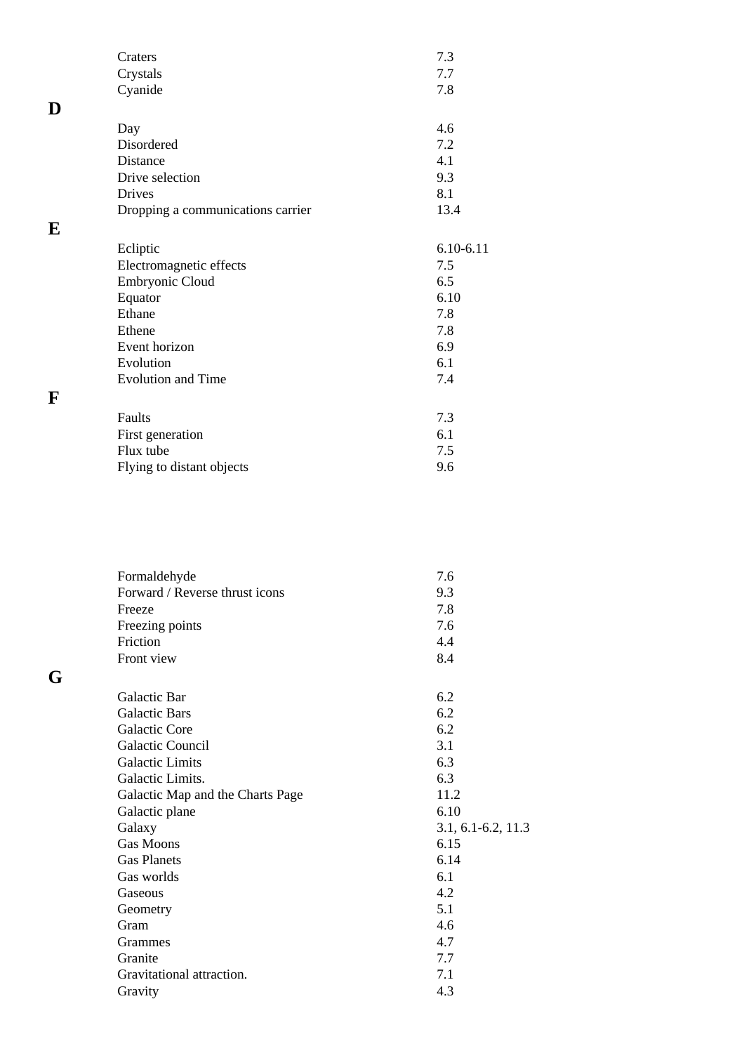| | |
|---|---|
| Craters | 7.3 |
| Crystals | 7.7 |
| Cyanide | 7.8 |

**D**

| | |
|---|---|
| Day | 4.6 |
| Disordered | 7.2 |
| Distance | 4.1 |
| Drive selection | 9.3 |
| Drives | 8.1 |
| Dropping a communications carrier | 13.4 |

**E**

| | |
|---|---|
| Ecliptic | 6.10-6.11 |
| Electromagnetic effects | 7.5 |
| Embryonic Cloud | 6.5 |
| Equator | 6.10 |
| Ethane | 7.8 |
| Ethene | 7.8 |
| Event horizon | 6.9 |
| Evolution | 6.1 |
| Evolution and Time | 7.4 |

**F**

| | |
|---|---|
| Faults | 7.3 |
| First generation | 6.1 |
| Flux tube | 7.5 |
| Flying to distant objects | 9.6 |
| Formaldehyde | 7.6 |
| Forward / Reverse thrust icons | 9.3 |
| Freeze | 7.8 |
| Freezing points | 7.6 |
| Friction | 4.4 |
| Front view | 8.4 |

**G**

| | |
|---|---|
| Galactic Bar | 6.2 |
| Galactic Bars | 6.2 |
| Galactic Core | 6.2 |
| Galactic Council | 3.1 |
| Galactic Limits | 6.3 |
| Galactic Limits. | 6.3 |
| Galactic Map and the Charts Page | 11.2 |
| Galactic plane | 6.10 |
| Galaxy | 3.1, 6.1-6.2, 11.3 |
| Gas Moons | 6.15 |
| Gas Planets | 6.14 |
| Gas worlds | 6.1 |
| Gaseous | 4.2 |
| Geometry | 5.1 |
| Gram | 4.6 |
| Grammes | 4.7 |
| Granite | 7.7 |
| Gravitational attraction. | 7.1 |
| Gravity | 4.3 |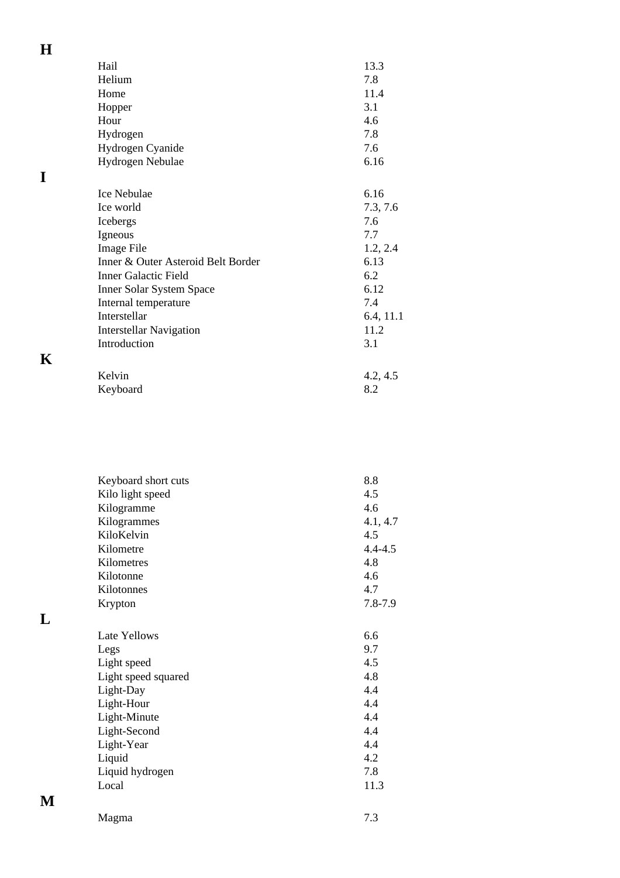## H

| | |
|---|---|
| Hail | 13.3 |
| Helium | 7.8 |
| Home | 11.4 |
| Hopper | 3.1 |
| Hour | 4.6 |
| Hydrogen | 7.8 |
| Hydrogen Cyanide | 7.6 |
| Hydrogen Nebulae | 6.16 |

## I

| | |
|---|---|
| Ice Nebulae | 6.16 |
| Ice world | 7.3, 7.6 |
| Icebergs | 7.6 |
| Igneous | 7.7 |
| Image File | 1.2, 2.4 |
| Inner & Outer Asteroid Belt Border | 6.13 |
| Inner Galactic Field | 6.2 |
| Inner Solar System Space | 6.12 |
| Internal temperature | 7.4 |
| Interstellar | 6.4, 11.1 |
| Interstellar Navigation | 11.2 |
| Introduction | 3.1 |

## K

| | |
|---|---|
| Kelvin | 4.2, 4.5 |
| Keyboard | 8.2 |
| Keyboard short cuts | 8.8 |
| Kilo light speed | 4.5 |
| Kilogramme | 4.6 |
| Kilogrammes | 4.1, 4.7 |
| KiloKelvin | 4.5 |
| Kilometre | 4.4-4.5 |
| Kilometres | 4.8 |
| Kilotonne | 4.6 |
| Kilotonnes | 4.7 |
| Krypton | 7.8-7.9 |

## L

| | |
|---|---|
| Late Yellows | 6.6 |
| Legs | 9.7 |
| Light speed | 4.5 |
| Light speed squared | 4.8 |
| Light-Day | 4.4 |
| Light-Hour | 4.4 |
| Light-Minute | 4.4 |
| Light-Second | 4.4 |
| Light-Year | 4.4 |
| Liquid | 4.2 |
| Liquid hydrogen | 7.8 |
| Local | 11.3 |

## M

| | |
|---|---|
| Magma | 7.3 |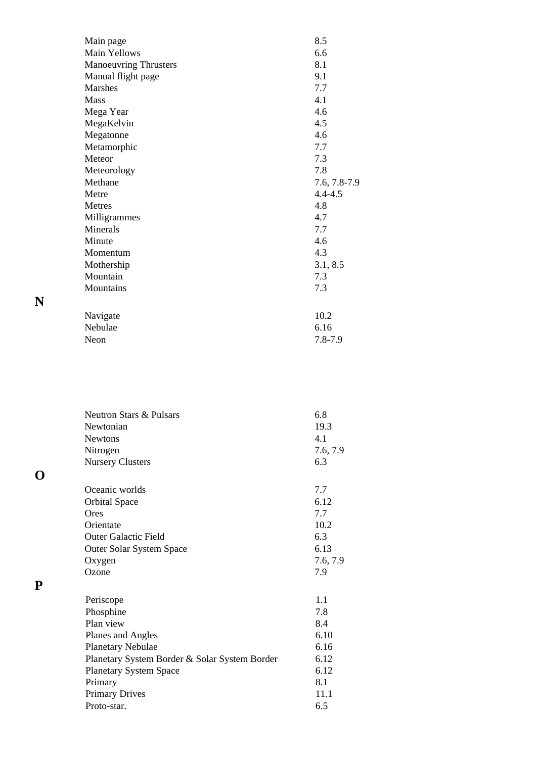| | |
|---|---|
| Main page | 8.5 |
| Main Yellows | 6.6 |
| Manoeuvring Thrusters | 8.1 |
| Manual flight page | 9.1 |
| Marshes | 7.7 |
| Mass | 4.1 |
| Mega Year | 4.6 |
| MegaKelvin | 4.5 |
| Megatonne | 4.6 |
| Metamorphic | 7.7 |
| Meteor | 7.3 |
| Meteorology | 7.8 |
| Methane | 7.6, 7.8-7.9 |
| Metre | 4.4-4.5 |
| Metres | 4.8 |
| Milligrammes | 4.7 |
| Minerals | 7.7 |
| Minute | 4.6 |
| Momentum | 4.3 |
| Mothership | 3.1, 8.5 |
| Mountain | 7.3 |
| Mountains | 7.3 |

**N**

| | |
|---|---|
| Navigate | 10.2 |
| Nebulae | 6.16 |
| Neon | 7.8-7.9 |
| Neutron Stars & Pulsars | 6.8 |
| Newtonian | 19.3 |
| Newtons | 4.1 |
| Nitrogen | 7.6, 7.9 |
| Nursery Clusters | 6.3 |

**O**

| | |
|---|---|
| Oceanic worlds | 7.7 |
| Orbital Space | 6.12 |
| Ores | 7.7 |
| Orientate | 10.2 |
| Outer Galactic Field | 6.3 |
| Outer Solar System Space | 6.13 |
| Oxygen | 7.6, 7.9 |
| Ozone | 7.9 |

**P**

| | |
|---|---|
| Periscope | 1.1 |
| Phosphine | 7.8 |
| Plan view | 8.4 |
| Planes and Angles | 6.10 |
| Planetary Nebulae | 6.16 |
| Planetary System Border & Solar System Border | 6.12 |
| Planetary System Space | 6.12 |
| Primary | 8.1 |
| Primary Drives | 11.1 |
| Proto-star. | 6.5 |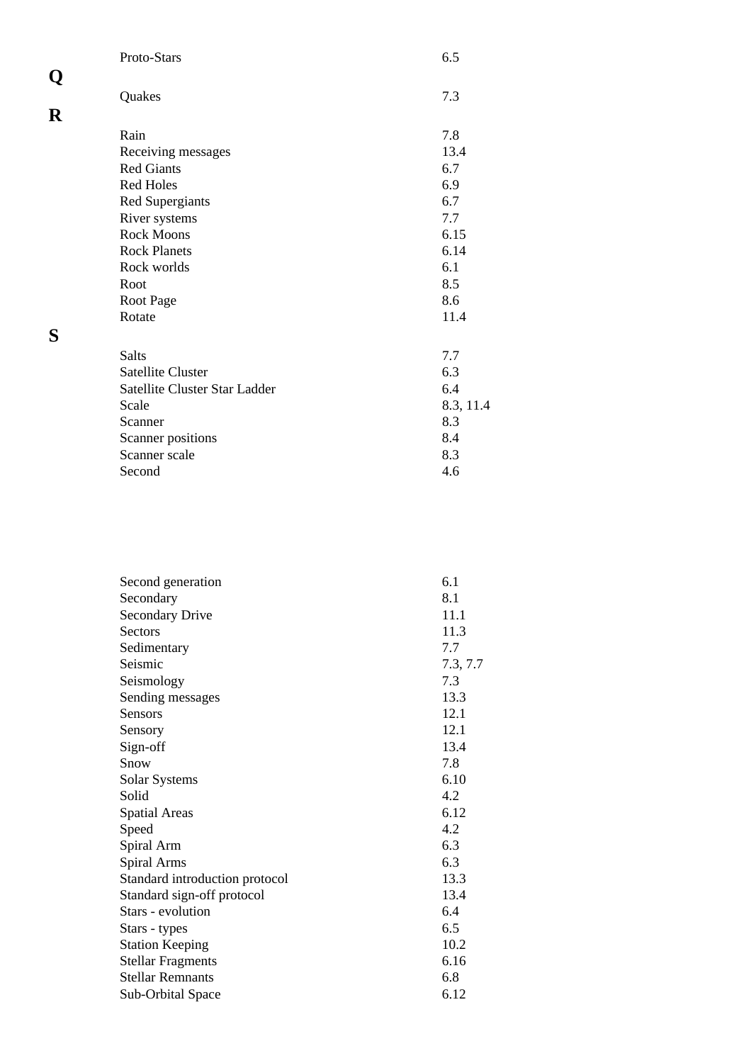| | |
|---|---|
| Proto-Stars | 6.5 |

**Q**

| | |
|---|---|
| Quakes | 7.3 |

**R**

| | |
|---|---|
| Rain | 7.8 |
| Receiving messages | 13.4 |
| Red Giants | 6.7 |
| Red Holes | 6.9 |
| Red Supergiants | 6.7 |
| River systems | 7.7 |
| Rock Moons | 6.15 |
| Rock Planets | 6.14 |
| Rock worlds | 6.1 |
| Root | 8.5 |
| Root Page | 8.6 |
| Rotate | 11.4 |

**S**

| | |
|---|---|
| Salts | 7.7 |
| Satellite Cluster | 6.3 |
| Satellite Cluster Star Ladder | 6.4 |
| Scale | 8.3, 11.4 |
| Scanner | 8.3 |
| Scanner positions | 8.4 |
| Scanner scale | 8.3 |
| Second | 4.6 |
| Second generation | 6.1 |
| Secondary | 8.1 |
| Secondary Drive | 11.1 |
| Sectors | 11.3 |
| Sedimentary | 7.7 |
| Seismic | 7.3, 7.7 |
| Seismology | 7.3 |
| Sending messages | 13.3 |
| Sensors | 12.1 |
| Sensory | 12.1 |
| Sign-off | 13.4 |
| Snow | 7.8 |
| Solar Systems | 6.10 |
| Solid | 4.2 |
| Spatial Areas | 6.12 |
| Speed | 4.2 |
| Spiral Arm | 6.3 |
| Spiral Arms | 6.3 |
| Standard introduction protocol | 13.3 |
| Standard sign-off protocol | 13.4 |
| Stars - evolution | 6.4 |
| Stars - types | 6.5 |
| Station Keeping | 10.2 |
| Stellar Fragments | 6.16 |
| Stellar Remnants | 6.8 |
| Sub-Orbital Space | 6.12 |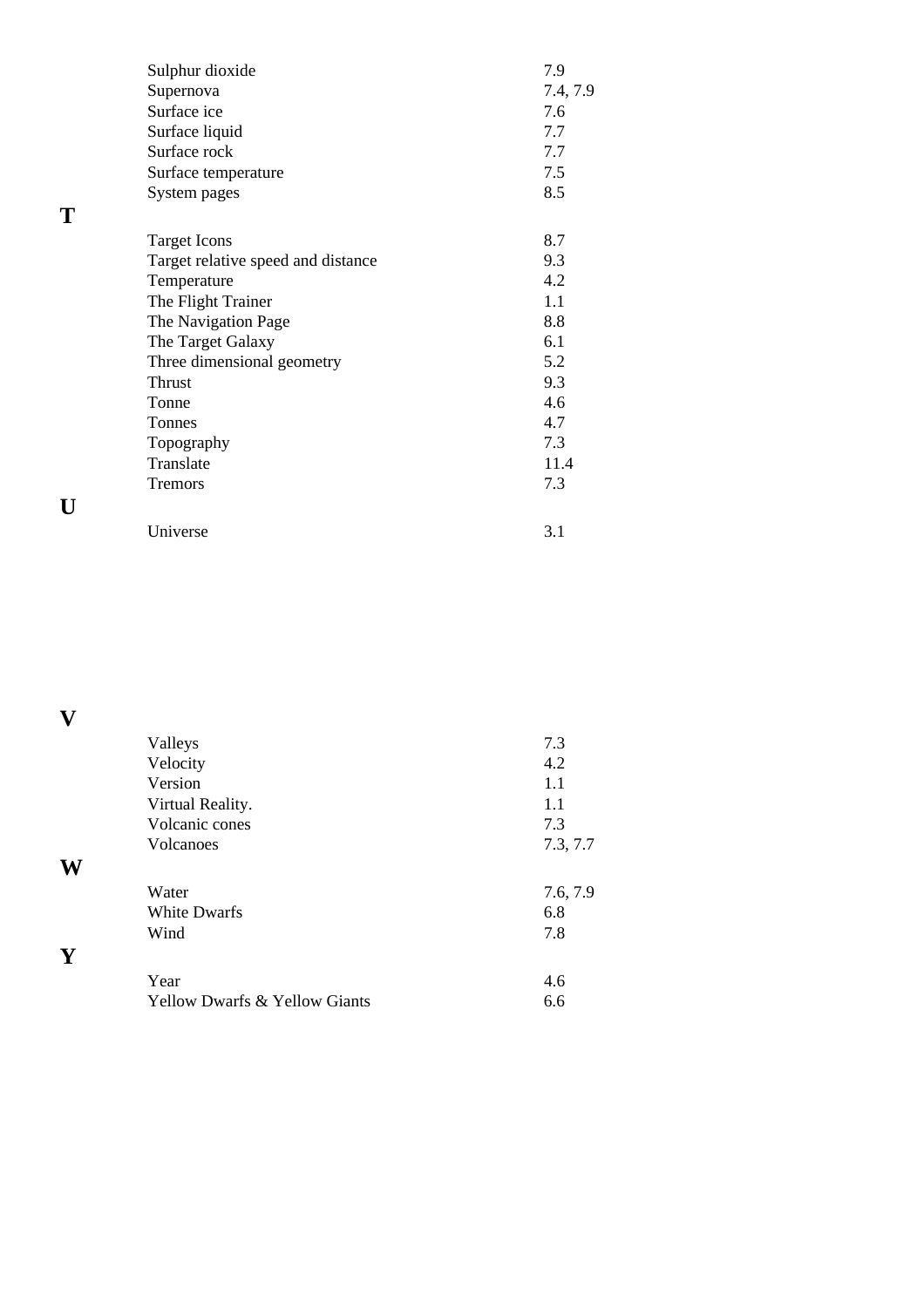| | |
|---|---|
| Sulphur dioxide | 7.9 |
| Supernova | 7.4, 7.9 |
| Surface ice | 7.6 |
| Surface liquid | 7.7 |
| Surface rock | 7.7 |
| Surface temperature | 7.5 |
| System pages | 8.5 |

**T**

| | |
|---|---|
| Target Icons | 8.7 |
| Target relative speed and distance | 9.3 |
| Temperature | 4.2 |
| The Flight Trainer | 1.1 |
| The Navigation Page | 8.8 |
| The Target Galaxy | 6.1 |
| Three dimensional geometry | 5.2 |
| Thrust | 9.3 |
| Tonne | 4.6 |
| Tonnes | 4.7 |
| Topography | 7.3 |
| Translate | 11.4 |
| Tremors | 7.3 |

**U**

| | |
|---|---|
| Universe | 3.1 |

**V**

| | |
|---|---|
| Valleys | 7.3 |
| Velocity | 4.2 |
| Version | 1.1 |
| Virtual Reality. | 1.1 |
| Volcanic cones | 7.3 |
| Volcanoes | 7.3, 7.7 |

**W**

| | |
|---|---|
| Water | 7.6, 7.9 |
| White Dwarfs | 6.8 |
| Wind | 7.8 |

**Y**

| | |
|---|---|
| Year | 4.6 |
| Yellow Dwarfs & Yellow Giants | 6.6 |